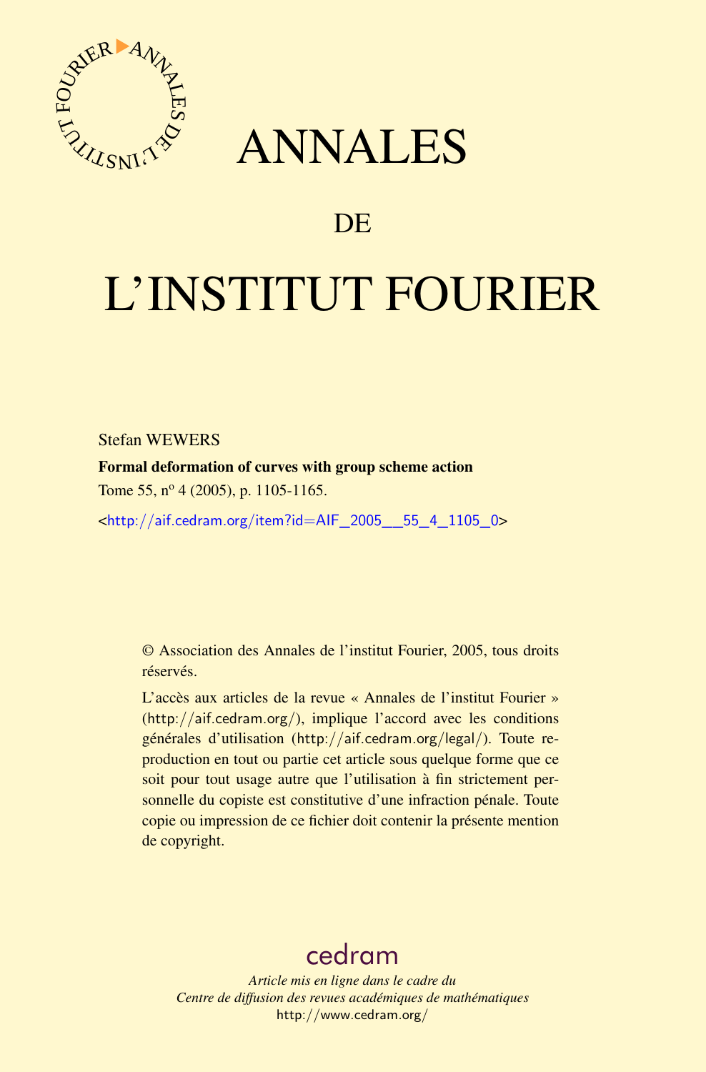# ANNALES

## DE

# L'INSTITUT FOURIER

Stefan WEWERS

**Formal deformation of curves with group scheme action**

Tome 55, n° 4 (2005), p. 1105-1165.

<http://aif.cedram.org/item?id=AIF_2005__55_4_1105_0>

© Association des Annales de l'institut Fourier, 2005, tous droits réservés.

L'accès aux articles de la revue « Annales de l'institut Fourier » (http://aif.cedram.org/), implique l'accord avec les conditions générales d'utilisation (http://aif.cedram.org/legal/). Toute reproduction en tout ou partie cet article sous quelque forme que ce soit pour tout usage autre que l'utilisation à fin strictement personnelle du copiste est constitutive d'une infraction pénale. Toute copie ou impression de ce fichier doit contenir la présente mention de copyright.

cedram

*Article mis en ligne dans le cadre du*
*Centre de diffusion des revues académiques de mathématiques*
http://www.cedram.org/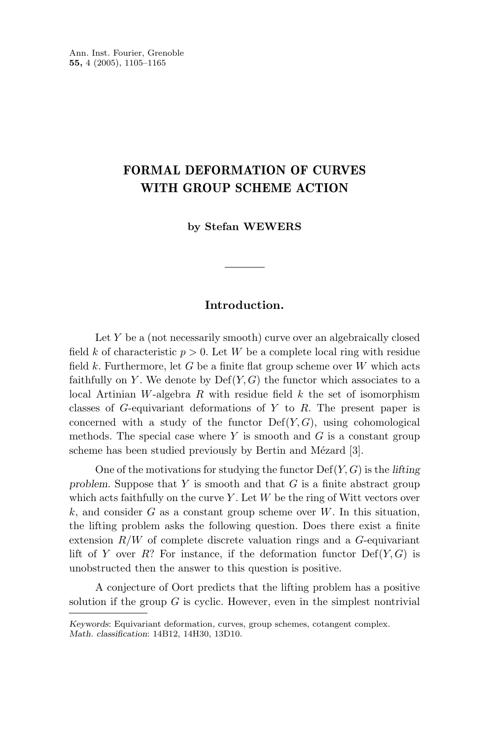# FORMAL DEFORMATION OF CURVES WITH GROUP SCHEME ACTION

**by Stefan WEWERS**

## Introduction.

Let $Y$ be a (not necessarily smooth) curve over an algebraically closed field $k$ of characteristic $p > 0$. Let $W$ be a complete local ring with residue field $k$. Furthermore, let $G$ be a finite flat group scheme over $W$ which acts faithfully on $Y$. We denote by $\mathrm{Def}(Y, G)$ the functor which associates to a local Artinian $W$-algebra $R$ with residue field $k$ the set of isomorphism classes of $G$-equivariant deformations of $Y$ to $R$. The present paper is concerned with a study of the functor $\mathrm{Def}(Y, G)$, using cohomological methods. The special case where $Y$ is smooth and $G$ is a constant group scheme has been studied previously by Bertin and Mézard [3].

One of the motivations for studying the functor $\mathrm{Def}(Y, G)$ is the *lifting problem*. Suppose that $Y$ is smooth and that $G$ is a finite abstract group which acts faithfully on the curve $Y$. Let $W$ be the ring of Witt vectors over $k$, and consider $G$ as a constant group scheme over $W$. In this situation, the lifting problem asks the following question. Does there exist a finite extension $R/W$ of complete discrete valuation rings and a $G$-equivariant lift of $Y$ over $R$? For instance, if the deformation functor $\mathrm{Def}(Y, G)$ is unobstructed then the answer to this question is positive.

A conjecture of Oort predicts that the lifting problem has a positive solution if the group $G$ is cyclic. However, even in the simplest nontrivial

*Keywords*: Equivariant deformation, curves, group schemes, cotangent complex.
*Math. classification*: 14B12, 14H30, 13D10.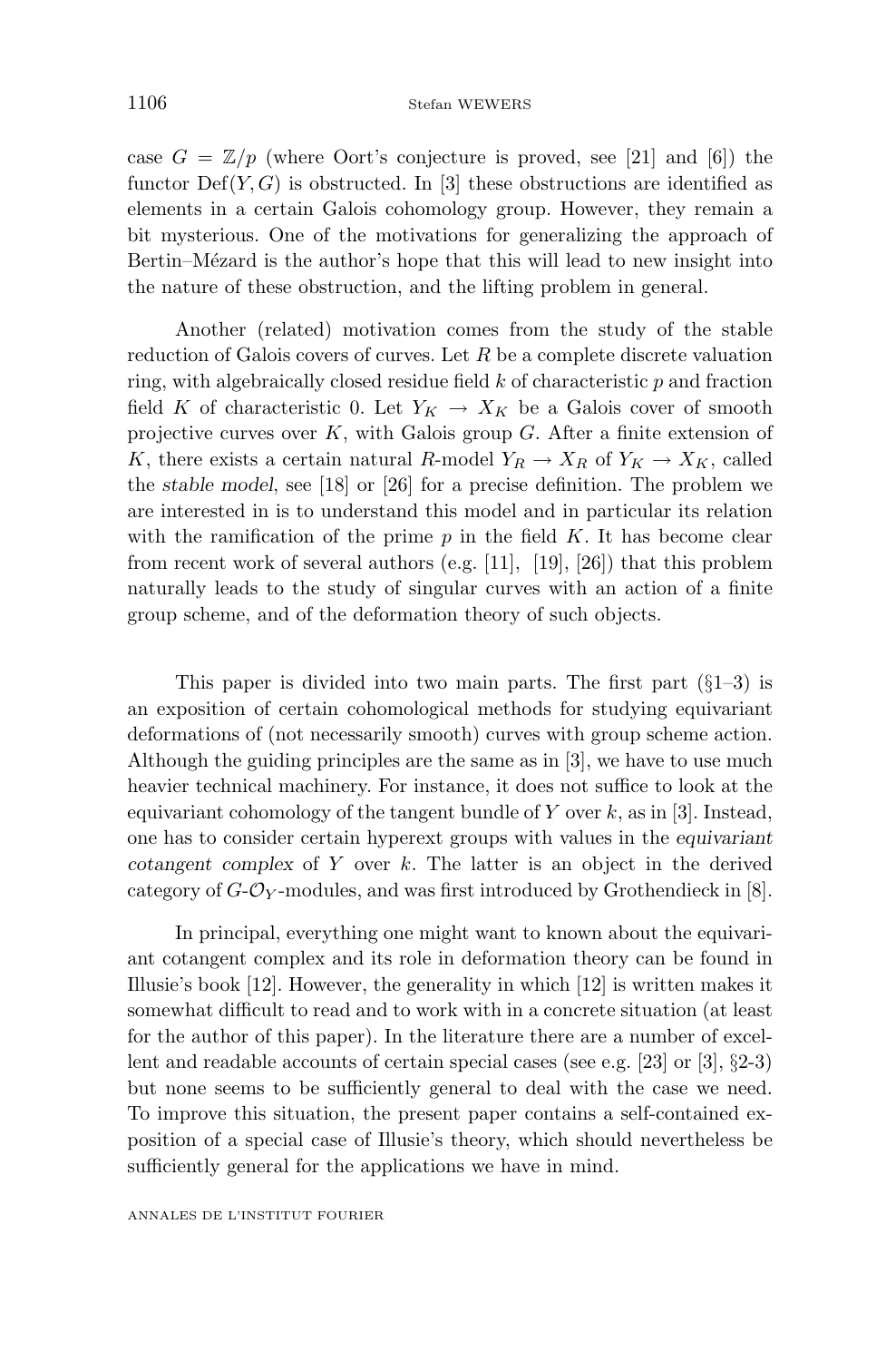case $G = \mathbb{Z}/p$ (where Oort's conjecture is proved, see [21] and [6]) the functor $\mathrm{Def}(Y, G)$ is obstructed. In [3] these obstructions are identified as elements in a certain Galois cohomology group. However, they remain a bit mysterious. One of the motivations for generalizing the approach of Bertin–Mézard is the author's hope that this will lead to new insight into the nature of these obstruction, and the lifting problem in general.

Another (related) motivation comes from the study of the stable reduction of Galois covers of curves. Let $R$ be a complete discrete valuation ring, with algebraically closed residue field $k$ of characteristic $p$ and fraction field $K$ of characteristic 0. Let $Y_K \to X_K$ be a Galois cover of smooth projective curves over $K$, with Galois group $G$. After a finite extension of $K$, there exists a certain natural $R$-model $Y_R \to X_R$ of $Y_K \to X_K$, called the *stable model*, see [18] or [26] for a precise definition. The problem we are interested in is to understand this model and in particular its relation with the ramification of the prime $p$ in the field $K$. It has become clear from recent work of several authors (e.g. [11], [19], [26]) that this problem naturally leads to the study of singular curves with an action of a finite group scheme, and of the deformation theory of such objects.

This paper is divided into two main parts. The first part (§1–3) is an exposition of certain cohomological methods for studying equivariant deformations of (not necessarily smooth) curves with group scheme action. Although the guiding principles are the same as in [3], we have to use much heavier technical machinery. For instance, it does not suffice to look at the equivariant cohomology of the tangent bundle of $Y$ over $k$, as in [3]. Instead, one has to consider certain hyperext groups with values in the *equivariant cotangent complex* of $Y$ over $k$. The latter is an object in the derived category of $G$-$\mathcal{O}_Y$-modules, and was first introduced by Grothendieck in [8].

In principal, everything one might want to known about the equivariant cotangent complex and its role in deformation theory can be found in Illusie's book [12]. However, the generality in which [12] is written makes it somewhat difficult to read and to work with in a concrete situation (at least for the author of this paper). In the literature there are a number of excellent and readable accounts of certain special cases (see e.g. [23] or [3], §2-3) but none seems to be sufficiently general to deal with the case we need. To improve this situation, the present paper contains a self-contained exposition of a special case of Illusie's theory, which should nevertheless be sufficiently general for the applications we have in mind.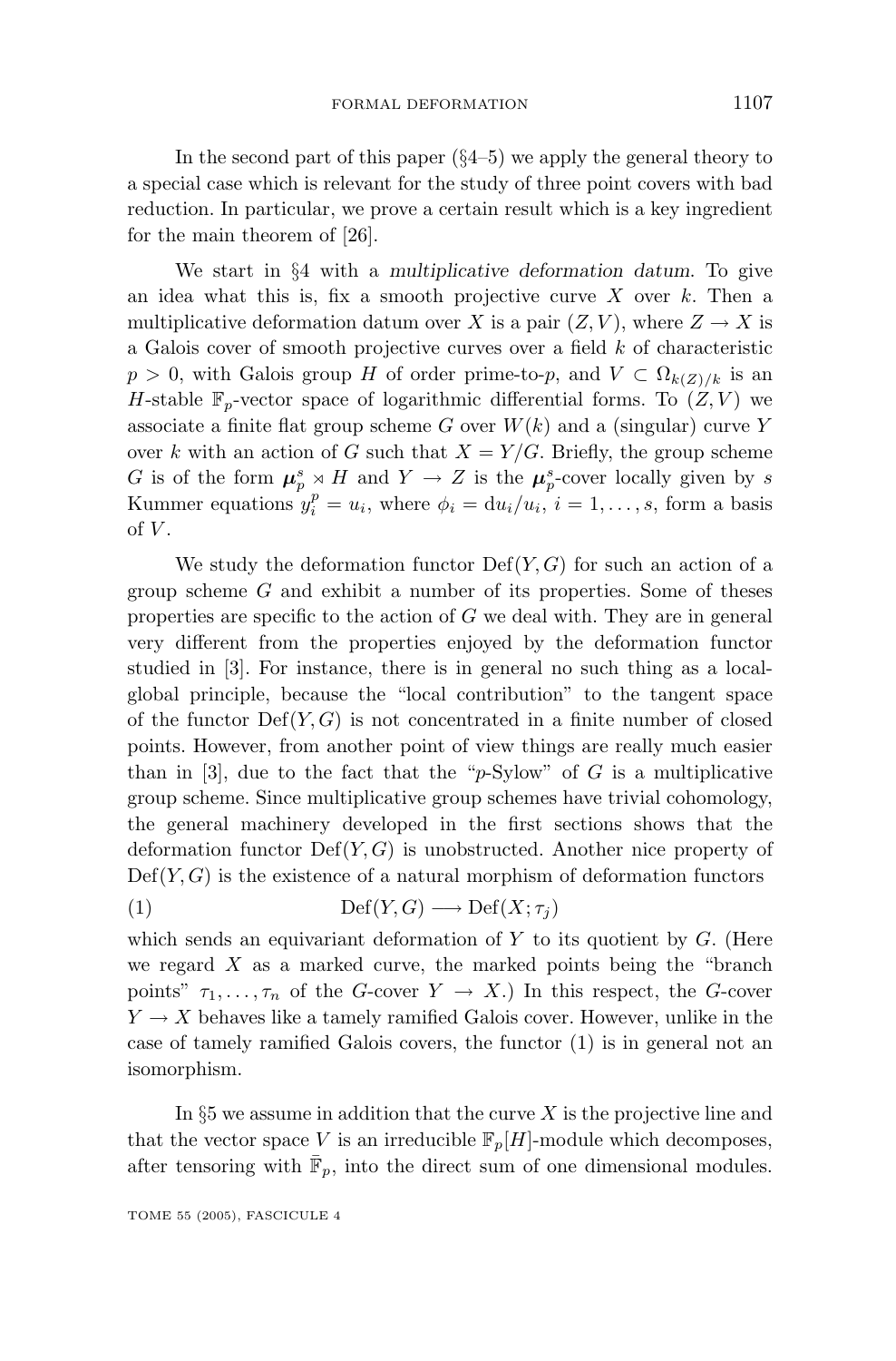In the second part of this paper (§4–5) we apply the general theory to a special case which is relevant for the study of three point covers with bad reduction. In particular, we prove a certain result which is a key ingredient for the main theorem of [26].

We start in §4 with a *multiplicative deformation datum*. To give an idea what this is, fix a smooth projective curve $X$ over $k$. Then a multiplicative deformation datum over $X$ is a pair $(Z, V)$, where $Z \to X$ is a Galois cover of smooth projective curves over a field $k$ of characteristic $p > 0$, with Galois group $H$ of order prime-to-$p$, and $V \subset \Omega_{k(Z)/k}$ is an $H$-stable $\mathbb{F}_p$-vector space of logarithmic differential forms. To $(Z, V)$ we associate a finite flat group scheme $G$ over $W(k)$ and a (singular) curve $Y$ over $k$ with an action of $G$ such that $X = Y/G$. Briefly, the group scheme $G$ is of the form $\boldsymbol{\mu}_p^s \rtimes H$ and $Y \to Z$ is the $\boldsymbol{\mu}_p^s$-cover locally given by $s$ Kummer equations $y_i^p = u_i$, where $\phi_i = \mathrm{d}u_i/u_i$, $i = 1, \ldots, s$, form a basis of $V$.

We study the deformation functor $\mathrm{Def}(Y, G)$ for such an action of a group scheme $G$ and exhibit a number of its properties. Some of theses properties are specific to the action of $G$ we deal with. They are in general very different from the properties enjoyed by the deformation functor studied in [3]. For instance, there is in general no such thing as a local-global principle, because the "local contribution" to the tangent space of the functor $\mathrm{Def}(Y, G)$ is not concentrated in a finite number of closed points. However, from another point of view things are really much easier than in [3], due to the fact that the "$p$-Sylow" of $G$ is a multiplicative group scheme. Since multiplicative group schemes have trivial cohomology, the general machinery developed in the first sections shows that the deformation functor $\mathrm{Def}(Y, G)$ is unobstructed. Another nice property of $\mathrm{Def}(Y, G)$ is the existence of a natural morphism of deformation functors

$$\mathrm{Def}(Y, G) \longrightarrow \mathrm{Def}(X; \tau_j) \tag{1}$$

which sends an equivariant deformation of $Y$ to its quotient by $G$. (Here we regard $X$ as a marked curve, the marked points being the "branch points" $\tau_1, \ldots, \tau_n$ of the $G$-cover $Y \to X$.) In this respect, the $G$-cover $Y \to X$ behaves like a tamely ramified Galois cover. However, unlike in the case of tamely ramified Galois covers, the functor (1) is in general not an isomorphism.

In §5 we assume in addition that the curve $X$ is the projective line and that the vector space $V$ is an irreducible $\mathbb{F}_p[H]$-module which decomposes, after tensoring with $\bar{\mathbb{F}}_p$, into the direct sum of one dimensional modules.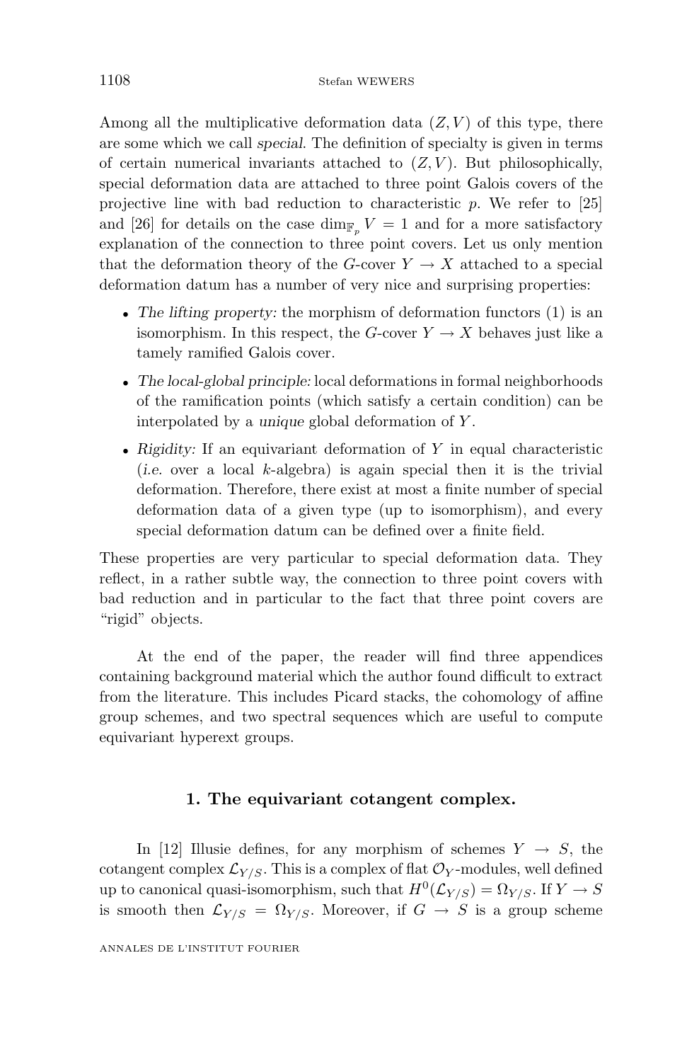Among all the multiplicative deformation data $(Z, V)$ of this type, there are some which we call *special*. The definition of specialty is given in terms of certain numerical invariants attached to $(Z, V)$. But philosophically, special deformation data are attached to three point Galois covers of the projective line with bad reduction to characteristic $p$. We refer to [25] and [26] for details on the case $\dim_{\mathbb{F}_p} V = 1$ and for a more satisfactory explanation of the connection to three point covers. Let us only mention that the deformation theory of the $G$-cover $Y \to X$ attached to a special deformation datum has a number of very nice and surprising properties:

- *The lifting property:* the morphism of deformation functors (1) is an isomorphism. In this respect, the $G$-cover $Y \to X$ behaves just like a tamely ramified Galois cover.
- *The local-global principle:* local deformations in formal neighborhoods of the ramification points (which satisfy a certain condition) can be interpolated by a *unique* global deformation of $Y$.
- *Rigidity:* If an equivariant deformation of $Y$ in equal characteristic (*i.e.* over a local $k$-algebra) is again special then it is the trivial deformation. Therefore, there exist at most a finite number of special deformation data of a given type (up to isomorphism), and every special deformation datum can be defined over a finite field.

These properties are very particular to special deformation data. They reflect, in a rather subtle way, the connection to three point covers with bad reduction and in particular to the fact that three point covers are "rigid" objects.

At the end of the paper, the reader will find three appendices containing background material which the author found difficult to extract from the literature. This includes Picard stacks, the cohomology of affine group schemes, and two spectral sequences which are useful to compute equivariant hyperext groups.

## 1. The equivariant cotangent complex.

In [12] Illusie defines, for any morphism of schemes $Y \to S$, the cotangent complex $\mathcal{L}_{Y/S}$. This is a complex of flat $\mathcal{O}_Y$-modules, well defined up to canonical quasi-isomorphism, such that $H^0(\mathcal{L}_{Y/S}) = \Omega_{Y/S}$. If $Y \to S$ is smooth then $\mathcal{L}_{Y/S} = \Omega_{Y/S}$. Moreover, if $G \to S$ is a group scheme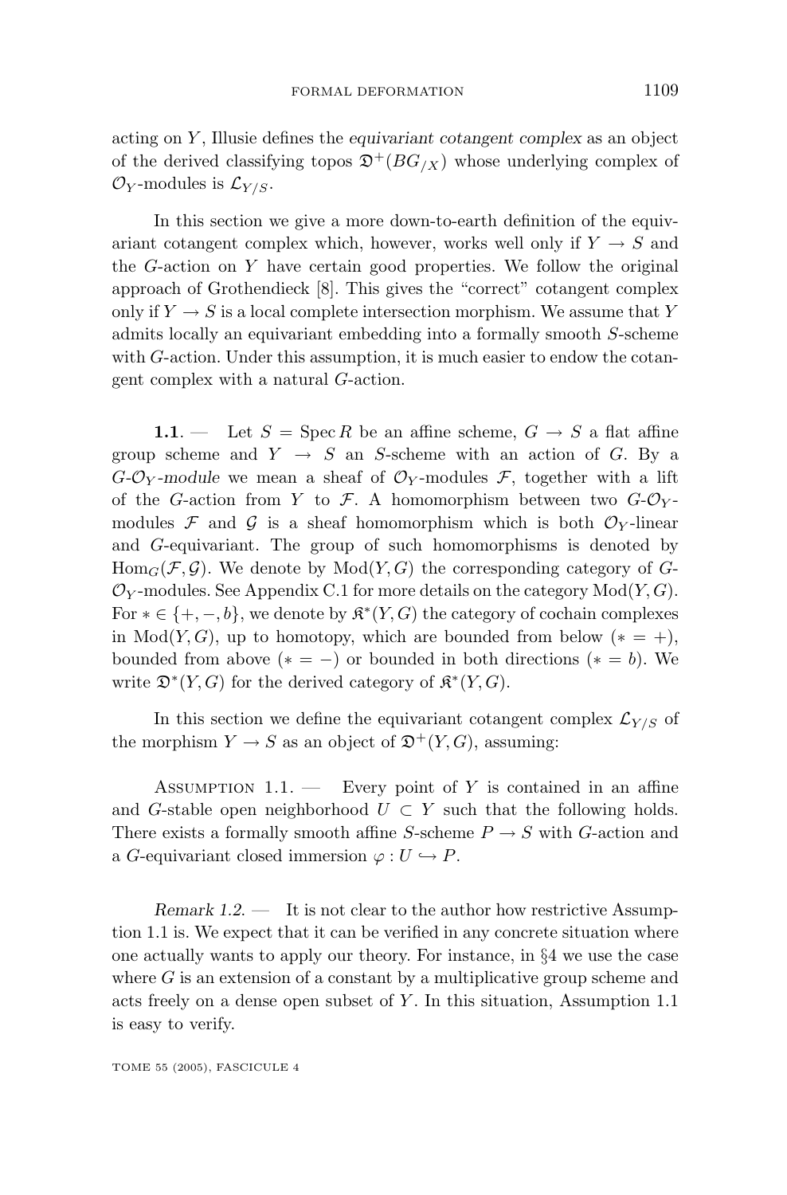acting on $Y$, Illusie defines the *equivariant cotangent complex* as an object of the derived classifying topos $\mathfrak{D}^+(BG_{/X})$ whose underlying complex of $\mathcal{O}_Y$-modules is $\mathcal{L}_{Y/S}$.

In this section we give a more down-to-earth definition of the equivariant cotangent complex which, however, works well only if $Y \to S$ and the $G$-action on $Y$ have certain good properties. We follow the original approach of Grothendieck [8]. This gives the "correct" cotangent complex only if $Y \to S$ is a local complete intersection morphism. We assume that $Y$ admits locally an equivariant embedding into a formally smooth $S$-scheme with $G$-action. Under this assumption, it is much easier to endow the cotangent complex with a natural $G$-action.

**1.1**. — Let $S = \operatorname{Spec} R$ be an affine scheme, $G \to S$ a flat affine group scheme and $Y \to S$ an $S$-scheme with an action of $G$. By a *$G$-$\mathcal{O}_Y$-module* we mean a sheaf of $\mathcal{O}_Y$-modules $\mathcal{F}$, together with a lift of the $G$-action from $Y$ to $\mathcal{F}$. A homomorphism between two $G$-$\mathcal{O}_Y$-modules $\mathcal{F}$ and $\mathcal{G}$ is a sheaf homomorphism which is both $\mathcal{O}_Y$-linear and $G$-equivariant. The group of such homomorphisms is denoted by $\operatorname{Hom}_G(\mathcal{F}, \mathcal{G})$. We denote by $\operatorname{Mod}(Y, G)$ the corresponding category of $G$-$\mathcal{O}_Y$-modules. See Appendix C.1 for more details on the category $\operatorname{Mod}(Y, G)$. For $* \in \{+, -, b\}$, we denote by $\mathfrak{K}^*(Y, G)$ the category of cochain complexes in $\operatorname{Mod}(Y, G)$, up to homotopy, which are bounded from below ($* = +$), bounded from above ($* = -$) or bounded in both directions ($* = b$). We write $\mathfrak{D}^*(Y, G)$ for the derived category of $\mathfrak{K}^*(Y, G)$.

In this section we define the equivariant cotangent complex $\mathcal{L}_{Y/S}$ of the morphism $Y \to S$ as an object of $\mathfrak{D}^+(Y, G)$, assuming:

Assumption 1.1. — Every point of $Y$ is contained in an affine and $G$-stable open neighborhood $U \subset Y$ such that the following holds. There exists a formally smooth affine $S$-scheme $P \to S$ with $G$-action and a $G$-equivariant closed immersion $\varphi : U \hookrightarrow P$.

*Remark 1.2*. — It is not clear to the author how restrictive Assumption 1.1 is. We expect that it can be verified in any concrete situation where one actually wants to apply our theory. For instance, in §4 we use the case where $G$ is an extension of a constant by a multiplicative group scheme and acts freely on a dense open subset of $Y$. In this situation, Assumption 1.1 is easy to verify.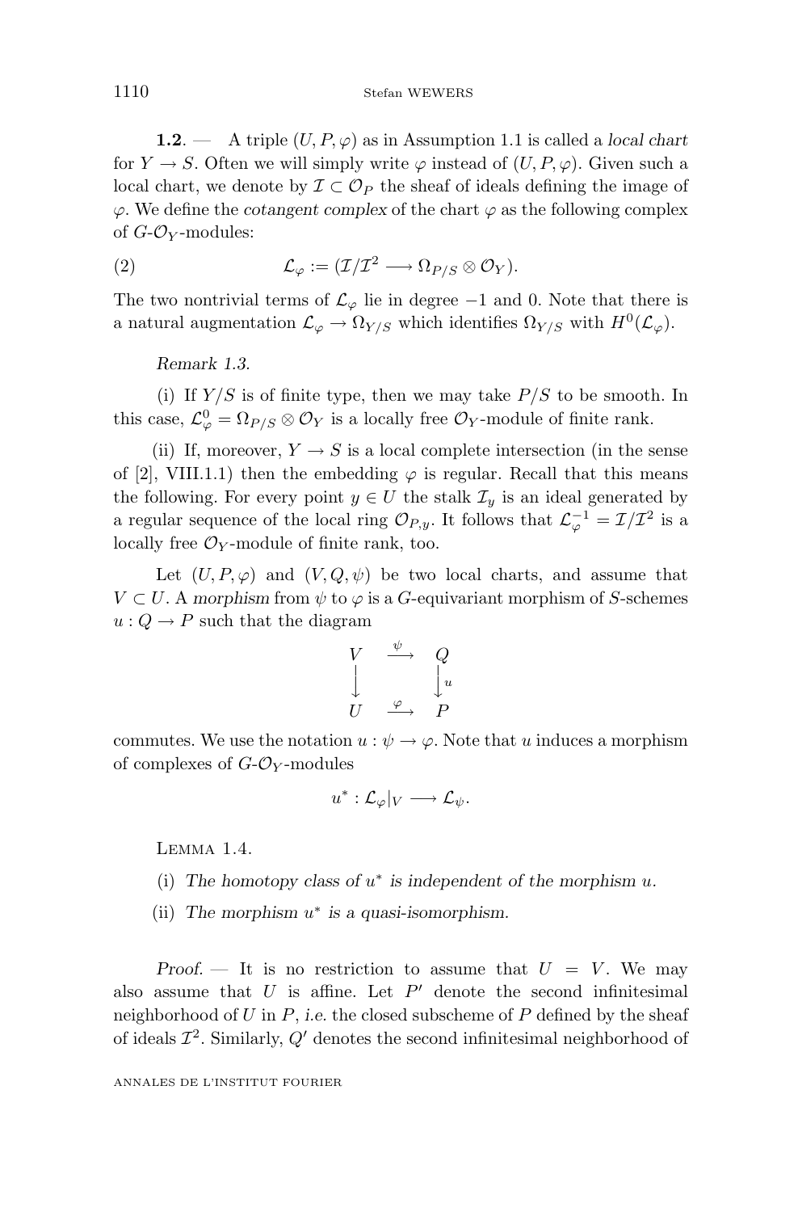**1.2**. — A triple $(U, P, \varphi)$ as in Assumption 1.1 is called a *local chart* for $Y \to S$. Often we will simply write $\varphi$ instead of $(U, P, \varphi)$. Given such a local chart, we denote by $\mathcal{I} \subset \mathcal{O}_P$ the sheaf of ideals defining the image of $\varphi$. We define the *cotangent complex* of the chart $\varphi$ as the following complex of $G$-$\mathcal{O}_Y$-modules:

$$\mathcal{L}_\varphi := (\mathcal{I}/\mathcal{I}^2 \longrightarrow \Omega_{P/S} \otimes \mathcal{O}_Y). \tag{2}$$

The two nontrivial terms of $\mathcal{L}_\varphi$ lie in degree $-1$ and 0. Note that there is a natural augmentation $\mathcal{L}_\varphi \to \Omega_{Y/S}$ which identifies $\Omega_{Y/S}$ with $H^0(\mathcal{L}_\varphi)$.

*Remark 1.3.*

(i) If $Y/S$ is of finite type, then we may take $P/S$ to be smooth. In this case, $\mathcal{L}^0_\varphi = \Omega_{P/S} \otimes \mathcal{O}_Y$ is a locally free $\mathcal{O}_Y$-module of finite rank.

(ii) If, moreover, $Y \to S$ is a local complete intersection (in the sense of [2], VIII.1.1) then the embedding $\varphi$ is regular. Recall that this means the following. For every point $y \in U$ the stalk $\mathcal{I}_y$ is an ideal generated by a regular sequence of the local ring $\mathcal{O}_{P,y}$. It follows that $\mathcal{L}^{-1}_\varphi = \mathcal{I}/\mathcal{I}^2$ is a locally free $\mathcal{O}_Y$-module of finite rank, too.

Let $(U, P, \varphi)$ and $(V, Q, \psi)$ be two local charts, and assume that $V \subset U$. A *morphism* from $\psi$ to $\varphi$ is a $G$-equivariant morphism of $S$-schemes $u : Q \to P$ such that the diagram

$$\begin{array}{ccc} V & \xrightarrow{\psi} & Q \\ \downarrow & & \downarrow u \\ U & \xrightarrow{\varphi} & P \end{array}$$

commutes. We use the notation $u : \psi \to \varphi$. Note that $u$ induces a morphism of complexes of $G$-$\mathcal{O}_Y$-modules

$$u^* : \mathcal{L}_\varphi|_V \longrightarrow \mathcal{L}_\psi.$$

Lemma 1.4.

(i) *The homotopy class of $u^*$ is independent of the morphism $u$.*

(ii) *The morphism $u^*$ is a quasi-isomorphism.*

*Proof.* — It is no restriction to assume that $U = V$. We may also assume that $U$ is affine. Let $P'$ denote the second infinitesimal neighborhood of $U$ in $P$, *i.e.* the closed subscheme of $P$ defined by the sheaf of ideals $\mathcal{I}^2$. Similarly, $Q'$ denotes the second infinitesimal neighborhood of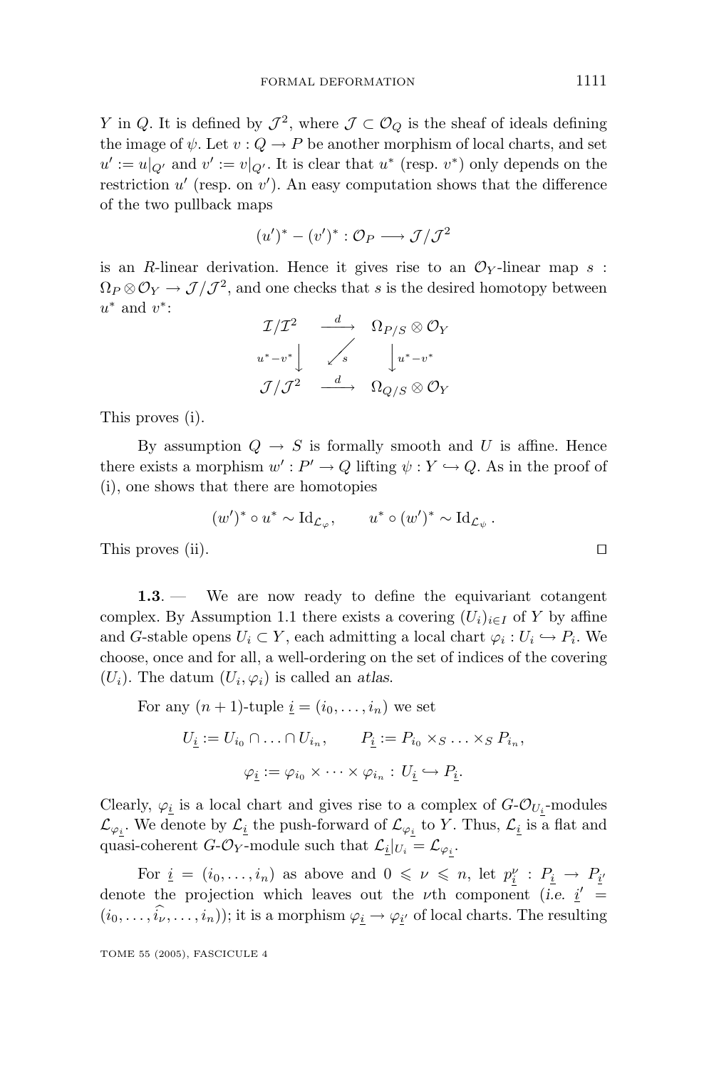$Y$ in $Q$. It is defined by $\mathcal{J}^2$, where $\mathcal{J} \subset \mathcal{O}_Q$ is the sheaf of ideals defining the image of $\psi$. Let $v : Q \to P$ be another morphism of local charts, and set $u' := u|_{Q'}$ and $v' := v|_{Q'}$. It is clear that $u^*$ (resp. $v^*$) only depends on the restriction $u'$ (resp. on $v'$). An easy computation shows that the difference of the two pullback maps

$$(u')^* - (v')^* : \mathcal{O}_P \longrightarrow \mathcal{J}/\mathcal{J}^2$$

is an $R$-linear derivation. Hence it gives rise to an $\mathcal{O}_Y$-linear map $s : \Omega_P \otimes \mathcal{O}_Y \to \mathcal{J}/\mathcal{J}^2$, and one checks that $s$ is the desired homotopy between $u^*$ and $v^*$:

$$\begin{array}{ccc} \mathcal{I}/\mathcal{I}^2 & \xrightarrow{\ d\ } & \Omega_{P/S} \otimes \mathcal{O}_Y \\ {\scriptstyle u^*-v^*}\big\downarrow & \swarrow{\scriptstyle s} & \big\downarrow{\scriptstyle u^*-v^*} \\ \mathcal{J}/\mathcal{J}^2 & \xrightarrow{\ d\ } & \Omega_{Q/S} \otimes \mathcal{O}_Y \end{array}$$

This proves (i).

By assumption $Q \to S$ is formally smooth and $U$ is affine. Hence there exists a morphism $w' : P' \to Q$ lifting $\psi : Y \hookrightarrow Q$. As in the proof of (i), one shows that there are homotopies

$$(w')^* \circ u^* \sim \mathrm{Id}_{\mathcal{L}_\varphi}, \qquad u^* \circ (w')^* \sim \mathrm{Id}_{\mathcal{L}_\psi}.$$

This proves (ii). ◻

**1.3**. — We are now ready to define the equivariant cotangent complex. By Assumption 1.1 there exists a covering $(U_i)_{i\in I}$ of $Y$ by affine and $G$-stable opens $U_i \subset Y$, each admitting a local chart $\varphi_i : U_i \hookrightarrow P_i$. We choose, once and for all, a well-ordering on the set of indices of the covering $(U_i)$. The datum $(U_i, \varphi_i)$ is called an *atlas*.

For any $(n+1)$-tuple $\underline{i} = (i_0, \dots, i_n)$ we set

$$U_{\underline{i}} := U_{i_0} \cap \ldots \cap U_{i_n}, \qquad P_{\underline{i}} := P_{i_0} \times_S \ldots \times_S P_{i_n},$$

$$\varphi_{\underline{i}} := \varphi_{i_0} \times \cdots \times \varphi_{i_n} : U_{\underline{i}} \hookrightarrow P_{\underline{i}}.$$

Clearly, $\varphi_{\underline{i}}$ is a local chart and gives rise to a complex of $G$-$\mathcal{O}_{U_{\underline{i}}}$-modules $\mathcal{L}_{\varphi_{\underline{i}}}$. We denote by $\mathcal{L}_{\underline{i}}$ the push-forward of $\mathcal{L}_{\varphi_{\underline{i}}}$ to $Y$. Thus, $\mathcal{L}_{\underline{i}}$ is a flat and quasi-coherent $G$-$\mathcal{O}_Y$-module such that $\mathcal{L}_{\underline{i}}|_{U_i} = \mathcal{L}_{\varphi_{\underline{i}}}$.

For $\underline{i} = (i_0, \dots, i_n)$ as above and $0 \leqslant \nu \leqslant n$, let $p^\nu_{\underline{i}} : P_{\underline{i}} \to P_{\underline{i}'}$ denote the projection which leaves out the $\nu$th component (*i.e.* $\underline{i}' = (i_0, \dots, \widehat{i_\nu}, \dots, i_n)$); it is a morphism $\varphi_{\underline{i}} \to \varphi_{\underline{i}'}$ of local charts. The resulting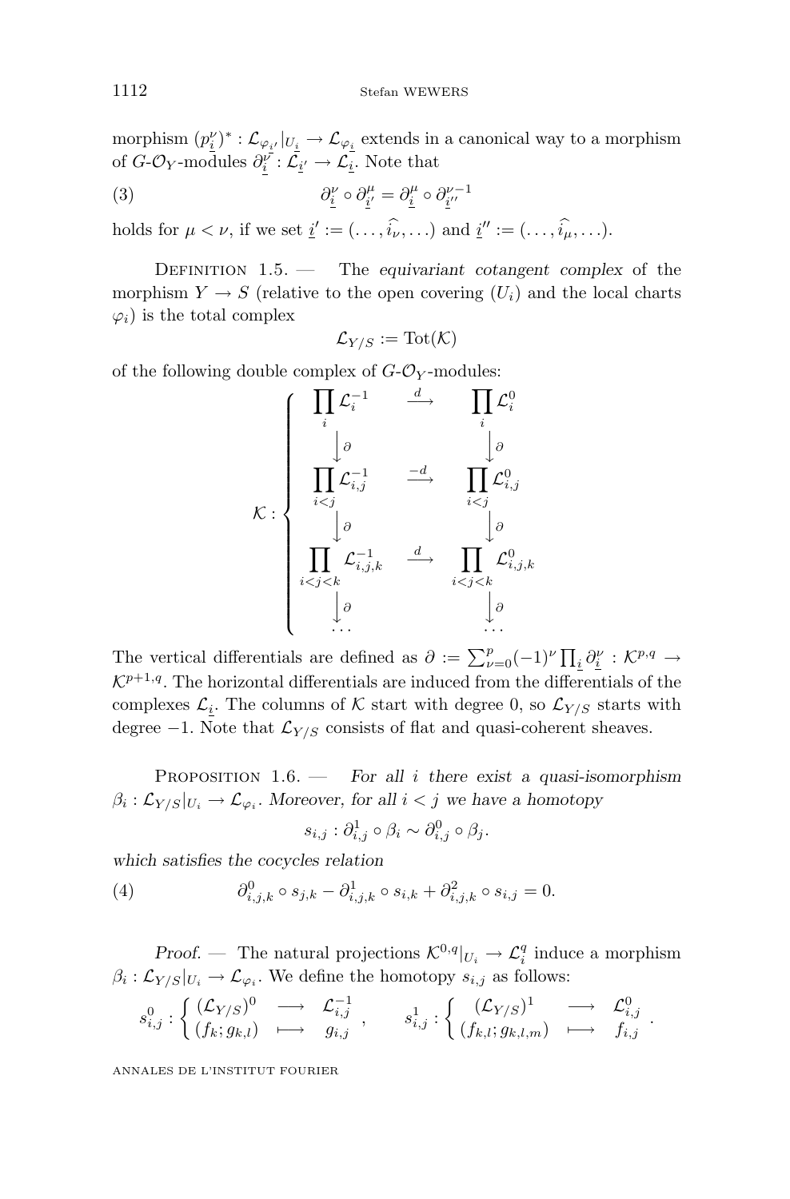morphism $(p^{\nu}_{\underline{i}})^* : \mathcal{L}_{\varphi_{i'}}|_{U_{\underline{i}}} \to \mathcal{L}_{\varphi_{\underline{i}}}$ extends in a canonical way to a morphism of $G$-$\mathcal{O}_Y$-modules $\partial^{\nu}_{\underline{i}} : \mathcal{L}_{\underline{i}'} \to \mathcal{L}_{\underline{i}}$. Note that

$$\partial^{\nu}_{\underline{i}} \circ \partial^{\mu}_{\underline{i}'} = \partial^{\mu}_{\underline{i}} \circ \partial^{\nu-1}_{\underline{i}''} \tag{3}$$

holds for $\mu < \nu$, if we set $\underline{i}' := (\ldots, \widehat{i_\nu}, \ldots)$ and $\underline{i}'' := (\ldots, \widehat{i_\mu}, \ldots)$.

Definition 1.5. — The *equivariant cotangent complex* of the morphism $Y \to S$ (relative to the open covering $(U_i)$ and the local charts $\varphi_i$) is the total complex

$$\mathcal{L}_{Y/S} := \mathrm{Tot}(\mathcal{K})$$

of the following double complex of $G$-$\mathcal{O}_Y$-modules:

$$\mathcal{K} : \left\{ \begin{array}{ccc} \prod_i \mathcal{L}_i^{-1} & \xrightarrow{d} & \prod_i \mathcal{L}_i^0 \\ \downarrow \partial & & \downarrow \partial \\ \prod_{i<j} \mathcal{L}_{i,j}^{-1} & \xrightarrow{-d} & \prod_{i<j} \mathcal{L}_{i,j}^0 \\ \downarrow \partial & & \downarrow \partial \\ \prod_{i<j<k} \mathcal{L}_{i,j,k}^{-1} & \xrightarrow{d} & \prod_{i<j<k} \mathcal{L}_{i,j,k}^0 \\ \downarrow \partial & & \downarrow \partial \\ \cdots & & \cdots \end{array} \right.$$

The vertical differentials are defined as $\partial := \sum_{\nu=0}^{p} (-1)^\nu \prod_{\underline{i}} \partial^{\nu}_{\underline{i}} : \mathcal{K}^{p,q} \to \mathcal{K}^{p+1,q}$. The horizontal differentials are induced from the differentials of the complexes $\mathcal{L}_{\underline{i}}$. The columns of $\mathcal{K}$ start with degree 0, so $\mathcal{L}_{Y/S}$ starts with degree $-1$. Note that $\mathcal{L}_{Y/S}$ consists of flat and quasi-coherent sheaves.

Proposition 1.6. — *For all $i$ there exist a quasi-isomorphism $\beta_i : \mathcal{L}_{Y/S}|_{U_i} \to \mathcal{L}_{\varphi_i}$. Moreover, for all $i < j$ we have a homotopy*

$$s_{i,j} : \partial^1_{i,j} \circ \beta_i \sim \partial^0_{i,j} \circ \beta_j.$$

*which satisfies the cocycles relation*

$$\partial^0_{i,j,k} \circ s_{j,k} - \partial^1_{i,j,k} \circ s_{i,k} + \partial^2_{i,j,k} \circ s_{i,j} = 0. \tag{4}$$

*Proof.* — The natural projections $\mathcal{K}^{0,q}|_{U_i} \to \mathcal{L}_i^q$ induce a morphism $\beta_i : \mathcal{L}_{Y/S}|_{U_i} \to \mathcal{L}_{\varphi_i}$. We define the homotopy $s_{i,j}$ as follows:

$$s^0_{i,j} : \left\{ \begin{array}{ccc} (\mathcal{L}_{Y/S})^0 & \longrightarrow & \mathcal{L}_{i,j}^{-1} \\ (f_k; g_{k,l}) & \longmapsto & g_{i,j} \end{array} \right., \qquad s^1_{i,j} : \left\{ \begin{array}{ccc} (\mathcal{L}_{Y/S})^1 & \longrightarrow & \mathcal{L}_{i,j}^0 \\ (f_{k,l}; g_{k,l,m}) & \longmapsto & f_{i,j} \end{array} \right. .$$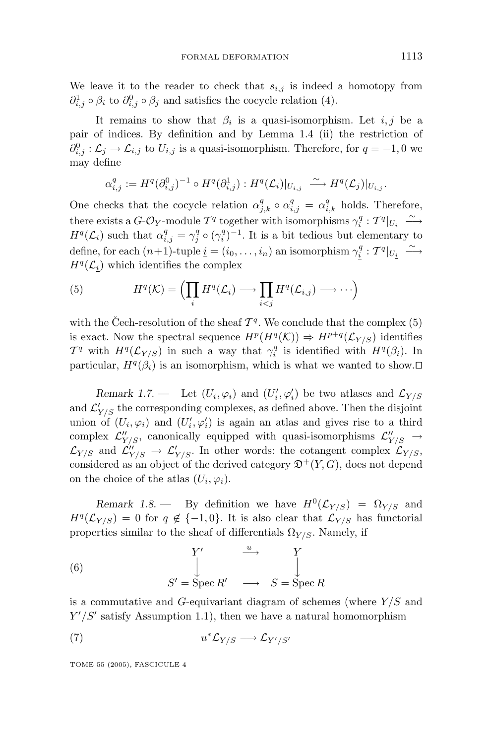We leave it to the reader to check that $s_{i,j}$ is indeed a homotopy from $\partial^1_{i,j} \circ \beta_i$ to $\partial^0_{i,j} \circ \beta_j$ and satisfies the cocycle relation (4).

It remains to show that $\beta_i$ is a quasi-isomorphism. Let $i, j$ be a pair of indices. By definition and by Lemma 1.4 (ii) the restriction of $\partial^0_{i,j} : \mathcal{L}_j \to \mathcal{L}_{i,j}$ to $U_{i,j}$ is a quasi-isomorphism. Therefore, for $q = -1, 0$ we may define

$$\alpha^q_{i,j} := H^q(\partial^0_{i,j})^{-1} \circ H^q(\partial^1_{i,j}) : H^q(\mathcal{L}_i)|_{U_{i,j}} \xrightarrow{\sim} H^q(\mathcal{L}_j)|_{U_{i,j}}.$$

One checks that the cocycle relation $\alpha^q_{j,k} \circ \alpha^q_{i,j} = \alpha^q_{i,k}$ holds. Therefore, there exists a $G$-$\mathcal{O}_Y$-module $\mathcal{T}^q$ together with isomorphisms $\gamma^q_i : \mathcal{T}^q|_{U_i} \xrightarrow{\sim} H^q(\mathcal{L}_i)$ such that $\alpha^q_{i,j} = \gamma^q_j \circ (\gamma^q_i)^{-1}$. It is a bit tedious but elementary to define, for each $(n+1)$-tuple $\underline{i} = (i_0, \ldots, i_n)$ an isomorphism $\gamma^q_{\underline{i}} : \mathcal{T}^q|_{U_{\underline{i}}} \xrightarrow{\sim} H^q(\mathcal{L}_{\underline{i}})$ which identifies the complex

$$H^q(\mathcal{K}) = \Big( \prod_i H^q(\mathcal{L}_i) \longrightarrow \prod_{i<j} H^q(\mathcal{L}_{i,j}) \longrightarrow \cdots \Big) \tag{5}$$

with the Čech-resolution of the sheaf $\mathcal{T}^q$. We conclude that the complex (5) is exact. Now the spectral sequence $H^p(H^q(\mathcal{K})) \Rightarrow H^{p+q}(\mathcal{L}_{Y/S})$ identifies $\mathcal{T}^q$ with $H^q(\mathcal{L}_{Y/S})$ in such a way that $\gamma^q_i$ is identified with $H^q(\beta_i)$. In particular, $H^q(\beta_i)$ is an isomorphism, which is what we wanted to show.□

*Remark 1.7.* — Let $(U_i, \varphi_i)$ and $(U'_i, \varphi'_i)$ be two atlases and $\mathcal{L}_{Y/S}$ and $\mathcal{L}'_{Y/S}$ the corresponding complexes, as defined above. Then the disjoint union of $(U_i, \varphi_i)$ and $(U'_i, \varphi'_i)$ is again an atlas and gives rise to a third complex $\mathcal{L}''_{Y/S}$, canonically equipped with quasi-isomorphisms $\mathcal{L}''_{Y/S} \to \mathcal{L}_{Y/S}$ and $\mathcal{L}''_{Y/S} \to \mathcal{L}'_{Y/S}$. In other words: the cotangent complex $\mathcal{L}_{Y/S}$, considered as an object of the derived category $\mathfrak{D}^+(Y, G)$, does not depend on the choice of the atlas $(U_i, \varphi_i)$.

*Remark 1.8.* — By definition we have $H^0(\mathcal{L}_{Y/S}) = \Omega_{Y/S}$ and $H^q(\mathcal{L}_{Y/S}) = 0$ for $q \notin \{-1, 0\}$. It is also clear that $\mathcal{L}_{Y/S}$ has functorial properties similar to the sheaf of differentials $\Omega_{Y/S}$. Namely, if

$$\begin{array}{ccc} Y' & \xrightarrow{u} & Y \\ \downarrow & & \downarrow \\ S' = \operatorname{Spec} R' & \longrightarrow & S = \operatorname{Spec} R \end{array} \tag{6}$$

is a commutative and $G$-equivariant diagram of schemes (where $Y/S$ and $Y'/S'$ satisfy Assumption 1.1), then we have a natural homomorphism

$$u^* \mathcal{L}_{Y/S} \longrightarrow \mathcal{L}_{Y'/S'} \tag{7}$$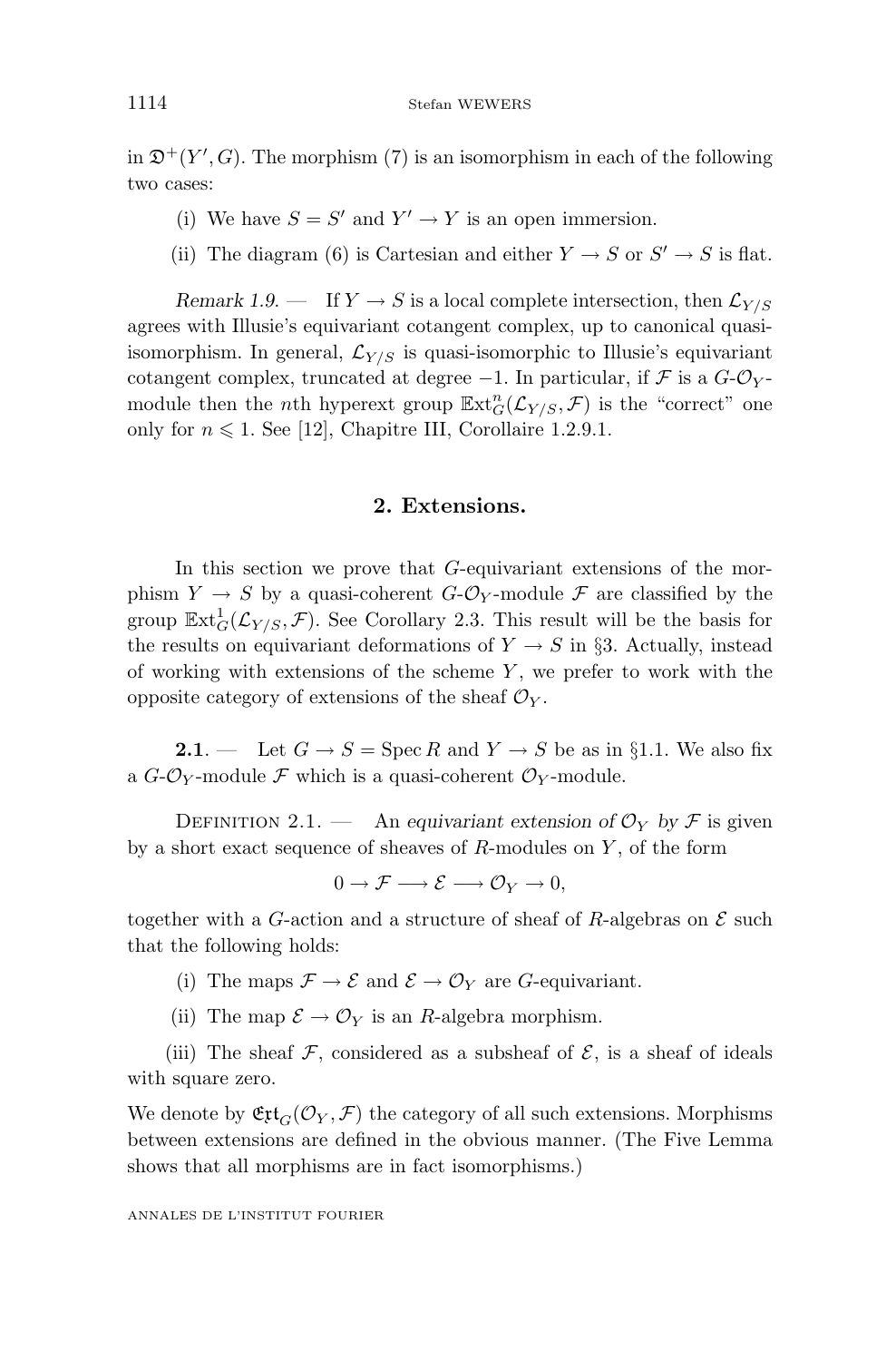in $\mathfrak{D}^+(Y', G)$. The morphism (7) is an isomorphism in each of the following two cases:

(i) We have $S = S'$ and $Y' \to Y$ is an open immersion.

(ii) The diagram (6) is Cartesian and either $Y \to S$ or $S' \to S$ is flat.

*Remark 1.9.* — If $Y \to S$ is a local complete intersection, then $\mathcal{L}_{Y/S}$ agrees with Illusie's equivariant cotangent complex, up to canonical quasi-isomorphism. In general, $\mathcal{L}_{Y/S}$ is quasi-isomorphic to Illusie's equivariant cotangent complex, truncated at degree $-1$. In particular, if $\mathcal{F}$ is a $G$-$\mathcal{O}_Y$-module then the $n$th hyperext group $\mathbb{E}\mathrm{xt}^n_G(\mathcal{L}_{Y/S}, \mathcal{F})$ is the "correct" one only for $n \leqslant 1$. See [12], Chapitre III, Corollaire 1.2.9.1.

## 2. Extensions.

In this section we prove that $G$-equivariant extensions of the morphism $Y \to S$ by a quasi-coherent $G$-$\mathcal{O}_Y$-module $\mathcal{F}$ are classified by the group $\mathbb{E}\mathrm{xt}^1_G(\mathcal{L}_{Y/S}, \mathcal{F})$. See Corollary 2.3. This result will be the basis for the results on equivariant deformations of $Y \to S$ in §3. Actually, instead of working with extensions of the scheme $Y$, we prefer to work with the opposite category of extensions of the sheaf $\mathcal{O}_Y$.

**2.1**. — Let $G \to S = \operatorname{Spec} R$ and $Y \to S$ be as in §1.1. We also fix a $G$-$\mathcal{O}_Y$-module $\mathcal{F}$ which is a quasi-coherent $\mathcal{O}_Y$-module.

Definition 2.1. — An *equivariant extension of* $\mathcal{O}_Y$ *by* $\mathcal{F}$ is given by a short exact sequence of sheaves of $R$-modules on $Y$, of the form

$$0 \to \mathcal{F} \longrightarrow \mathcal{E} \longrightarrow \mathcal{O}_Y \to 0,$$

together with a $G$-action and a structure of sheaf of $R$-algebras on $\mathcal{E}$ such that the following holds:

(i) The maps $\mathcal{F} \to \mathcal{E}$ and $\mathcal{E} \to \mathcal{O}_Y$ are $G$-equivariant.

(ii) The map $\mathcal{E} \to \mathcal{O}_Y$ is an $R$-algebra morphism.

(iii) The sheaf $\mathcal{F}$, considered as a subsheaf of $\mathcal{E}$, is a sheaf of ideals with square zero.

We denote by $\mathfrak{Ext}_G(\mathcal{O}_Y, \mathcal{F})$ the category of all such extensions. Morphisms between extensions are defined in the obvious manner. (The Five Lemma shows that all morphisms are in fact isomorphisms.)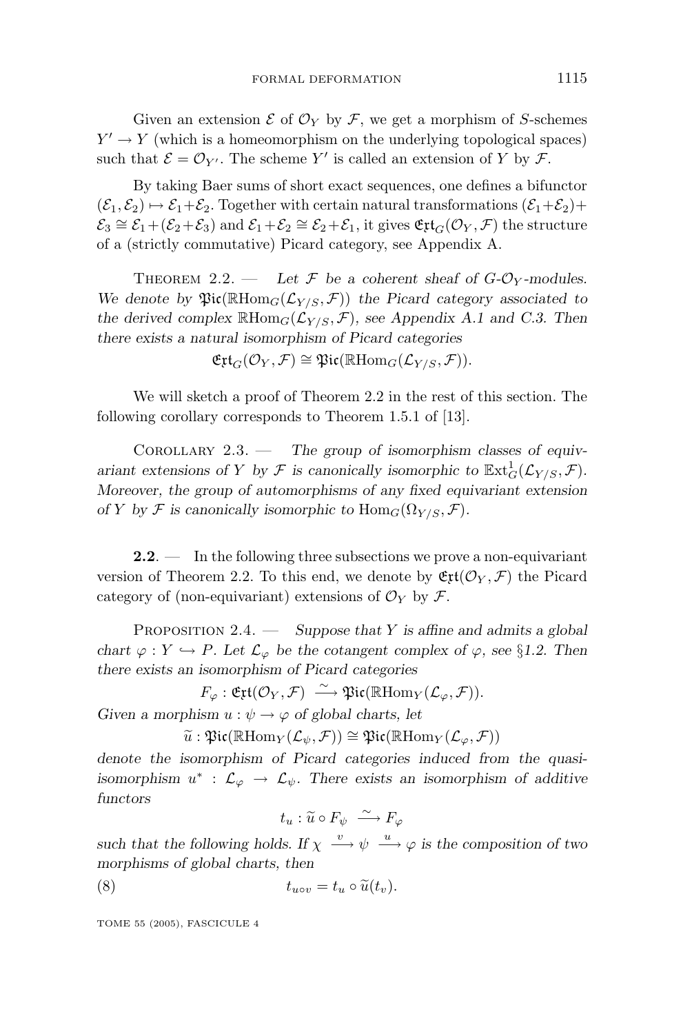Given an extension $\mathcal{E}$ of $\mathcal{O}_Y$ by $\mathcal{F}$, we get a morphism of $S$-schemes $Y' \to Y$ (which is a homeomorphism on the underlying topological spaces) such that $\mathcal{E} = \mathcal{O}_{Y'}$. The scheme $Y'$ is called an extension of $Y$ by $\mathcal{F}$.

By taking Baer sums of short exact sequences, one defines a bifunctor $(\mathcal{E}_1, \mathcal{E}_2) \mapsto \mathcal{E}_1 + \mathcal{E}_2$. Together with certain natural transformations $(\mathcal{E}_1 + \mathcal{E}_2) + \mathcal{E}_3 \cong \mathcal{E}_1 + (\mathcal{E}_2 + \mathcal{E}_3)$ and $\mathcal{E}_1 + \mathcal{E}_2 \cong \mathcal{E}_2 + \mathcal{E}_1$, it gives $\mathfrak{Ext}_G(\mathcal{O}_Y, \mathcal{F})$ the structure of a (strictly commutative) Picard category, see Appendix A.

Theorem 2.2. — *Let $\mathcal{F}$ be a coherent sheaf of $G$-$\mathcal{O}_Y$-modules. We denote by $\mathfrak{Pic}(\mathbb{R}\mathrm{Hom}_G(\mathcal{L}_{Y/S}, \mathcal{F}))$ the Picard category associated to the derived complex $\mathbb{R}\mathrm{Hom}_G(\mathcal{L}_{Y/S}, \mathcal{F})$, see Appendix A.1 and C.3. Then there exists a natural isomorphism of Picard categories*

$$\mathfrak{Ext}_G(\mathcal{O}_Y, \mathcal{F}) \cong \mathfrak{Pic}(\mathbb{R}\mathrm{Hom}_G(\mathcal{L}_{Y/S}, \mathcal{F})).$$

We will sketch a proof of Theorem 2.2 in the rest of this section. The following corollary corresponds to Theorem 1.5.1 of [13].

Corollary 2.3. — *The group of isomorphism classes of equivariant extensions of $Y$ by $\mathcal{F}$ is canonically isomorphic to $\mathbb{E}\mathrm{xt}^1_G(\mathcal{L}_{Y/S}, \mathcal{F})$. Moreover, the group of automorphisms of any fixed equivariant extension of $Y$ by $\mathcal{F}$ is canonically isomorphic to $\mathrm{Hom}_G(\Omega_{Y/S}, \mathcal{F})$.*

**2.2**. — In the following three subsections we prove a non-equivariant version of Theorem 2.2. To this end, we denote by $\mathfrak{Ext}(\mathcal{O}_Y, \mathcal{F})$ the Picard category of (non-equivariant) extensions of $\mathcal{O}_Y$ by $\mathcal{F}$.

Proposition 2.4. — *Suppose that $Y$ is affine and admits a global chart $\varphi : Y \hookrightarrow P$. Let $\mathcal{L}_\varphi$ be the cotangent complex of $\varphi$, see §1.2. Then there exists an isomorphism of Picard categories*

$$F_\varphi : \mathfrak{Ext}(\mathcal{O}_Y, \mathcal{F}) \xrightarrow{\sim} \mathfrak{Pic}(\mathbb{R}\mathrm{Hom}_Y(\mathcal{L}_\varphi, \mathcal{F})).$$

*Given a morphism $u : \psi \to \varphi$ of global charts, let*

$$\widetilde{u} : \mathfrak{Pic}(\mathbb{R}\mathrm{Hom}_Y(\mathcal{L}_\psi, \mathcal{F})) \cong \mathfrak{Pic}(\mathbb{R}\mathrm{Hom}_Y(\mathcal{L}_\varphi, \mathcal{F}))$$

*denote the isomorphism of Picard categories induced from the quasi-isomorphism $u^* : \mathcal{L}_\varphi \to \mathcal{L}_\psi$. There exists an isomorphism of additive functors*

$$t_u : \widetilde{u} \circ F_\psi \xrightarrow{\sim} F_\varphi$$

*such that the following holds. If $\chi \xrightarrow{v} \psi \xrightarrow{u} \varphi$ is the composition of two morphisms of global charts, then*

$$t_{u \circ v} = t_u \circ \widetilde{u}(t_v). \tag{8}$$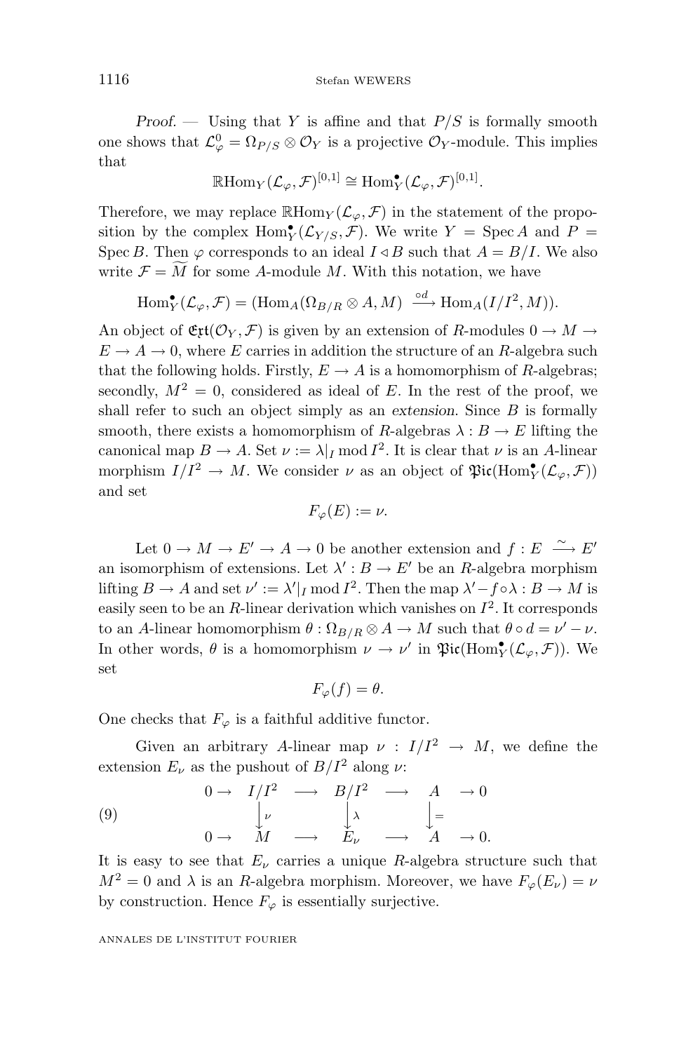*Proof.* — Using that $Y$ is affine and that $P/S$ is formally smooth one shows that $\mathcal{L}^0_\varphi = \Omega_{P/S} \otimes \mathcal{O}_Y$ is a projective $\mathcal{O}_Y$-module. This implies that

$$\mathbb{R}\mathrm{Hom}_Y(\mathcal{L}_\varphi, \mathcal{F})^{[0,1]} \cong \mathrm{Hom}^\bullet_Y(\mathcal{L}_\varphi, \mathcal{F})^{[0,1]}.$$

Therefore, we may replace $\mathbb{R}\mathrm{Hom}_Y(\mathcal{L}_\varphi, \mathcal{F})$ in the statement of the proposition by the complex $\mathrm{Hom}^\bullet_Y(\mathcal{L}_{Y/S}, \mathcal{F})$. We write $Y = \operatorname{Spec} A$ and $P = \operatorname{Spec} B$. Then $\varphi$ corresponds to an ideal $I \lhd B$ such that $A = B/I$. We also write $\mathcal{F} = \widetilde{M}$ for some $A$-module $M$. With this notation, we have

$$\mathrm{Hom}^\bullet_Y(\mathcal{L}_\varphi, \mathcal{F}) = (\mathrm{Hom}_A(\Omega_{B/R} \otimes A, M) \xrightarrow{\circ d} \mathrm{Hom}_A(I/I^2, M)).$$

An object of $\mathfrak{Ext}(\mathcal{O}_Y, \mathcal{F})$ is given by an extension of $R$-modules $0 \to M \to E \to A \to 0$, where $E$ carries in addition the structure of an $R$-algebra such that the following holds. Firstly, $E \to A$ is a homomorphism of $R$-algebras; secondly, $M^2 = 0$, considered as ideal of $E$. In the rest of the proof, we shall refer to such an object simply as an *extension*. Since $B$ is formally smooth, there exists a homomorphism of $R$-algebras $\lambda : B \to E$ lifting the canonical map $B \to A$. Set $\nu := \lambda|_I \bmod I^2$. It is clear that $\nu$ is an $A$-linear morphism $I/I^2 \to M$. We consider $\nu$ as an object of $\mathfrak{Pic}(\mathrm{Hom}^\bullet_Y(\mathcal{L}_\varphi, \mathcal{F}))$ and set

$$F_\varphi(E) := \nu.$$

Let $0 \to M \to E' \to A \to 0$ be another extension and $f : E \xrightarrow{\sim} E'$ an isomorphism of extensions. Let $\lambda' : B \to E'$ be an $R$-algebra morphism lifting $B \to A$ and set $\nu' := \lambda'|_I \bmod I^2$. Then the map $\lambda' - f \circ \lambda : B \to M$ is easily seen to be an $R$-linear derivation which vanishes on $I^2$. It corresponds to an $A$-linear homomorphism $\theta : \Omega_{B/R} \otimes A \to M$ such that $\theta \circ d = \nu' - \nu$. In other words, $\theta$ is a homomorphism $\nu \to \nu'$ in $\mathfrak{Pic}(\mathrm{Hom}^\bullet_Y(\mathcal{L}_\varphi, \mathcal{F}))$. We set

$$F_\varphi(f) = \theta.$$

One checks that $F_\varphi$ is a faithful additive functor.

Given an arbitrary $A$-linear map $\nu : I/I^2 \to M$, we define the extension $E_\nu$ as the pushout of $B/I^2$ along $\nu$:

$$\begin{array}{ccccccccc} 0 \to & I/I^2 & \longrightarrow & B/I^2 & \longrightarrow & A & \to 0 \\ & \downarrow{\scriptstyle\nu} & & \downarrow{\scriptstyle\lambda} & & \downarrow{\scriptstyle=} & \\ 0 \to & M & \longrightarrow & E_\nu & \longrightarrow & A & \to 0. \end{array} \tag{9}$$

It is easy to see that $E_\nu$ carries a unique $R$-algebra structure such that $M^2 = 0$ and $\lambda$ is an $R$-algebra morphism. Moreover, we have $F_\varphi(E_\nu) = \nu$ by construction. Hence $F_\varphi$ is essentially surjective.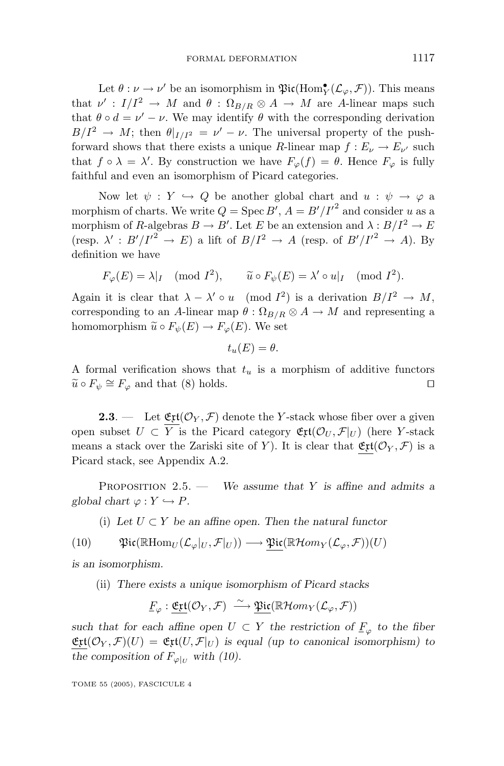Let $\theta : \nu \to \nu'$ be an isomorphism in $\mathfrak{Pic}(\mathrm{Hom}^\bullet_Y(\mathcal{L}_\varphi, \mathcal{F}))$. This means that $\nu' : I/I^2 \to M$ and $\theta : \Omega_{B/R} \otimes A \to M$ are $A$-linear maps such that $\theta \circ d = \nu' - \nu$. We may identify $\theta$ with the corresponding derivation $B/I^2 \to M$; then $\theta|_{I/I^2} = \nu' - \nu$. The universal property of the push-forward shows that there exists a unique $R$-linear map $f : E_\nu \to E_{\nu'}$ such that $f \circ \lambda = \lambda'$. By construction we have $F_\varphi(f) = \theta$. Hence $F_\varphi$ is fully faithful and even an isomorphism of Picard categories.

Now let $\psi : Y \hookrightarrow Q$ be another global chart and $u : \psi \to \varphi$ a morphism of charts. We write $Q = \operatorname{Spec} B'$, $A = B'/{I'}^2$ and consider $u$ as a morphism of $R$-algebras $B \to B'$. Let $E$ be an extension and $\lambda : B/I^2 \to E$ (resp. $\lambda' : B'/{I'}^2 \to E$) a lift of $B/I^2 \to A$ (resp. of $B'/{I'}^2 \to A$). By definition we have

$$F_\varphi(E) = \lambda|_I \pmod{I^2}, \qquad \widetilde{u} \circ F_\psi(E) = \lambda' \circ u|_I \pmod{I^2}.$$

Again it is clear that $\lambda - \lambda' \circ u \pmod{I^2}$ is a derivation $B/I^2 \to M$, corresponding to an $A$-linear map $\theta : \Omega_{B/R} \otimes A \to M$ and representing a homomorphism $\widetilde{u} \circ F_\psi(E) \to F_\varphi(E)$. We set

$$t_u(E) = \theta.$$

A formal verification shows that $t_u$ is a morphism of additive functors $\widetilde{u} \circ F_\psi \cong F_\varphi$ and that (8) holds. $\square$

**2.3**. — Let $\underline{\mathfrak{Ext}}(\mathcal{O}_Y, \mathcal{F})$ denote the $Y$-stack whose fiber over a given open subset $U \subset Y$ is the Picard category $\mathfrak{Ext}(\mathcal{O}_U, \mathcal{F}|_U)$ (here $Y$-stack means a stack over the Zariski site of $Y$). It is clear that $\underline{\mathfrak{Ext}}(\mathcal{O}_Y, \mathcal{F})$ is a Picard stack, see Appendix A.2.

Proposition 2.5. — *We assume that $Y$ is affine and admits a global chart $\varphi : Y \hookrightarrow P$.*

(i) *Let $U \subset Y$ be an affine open. Then the natural functor*

$$\mathfrak{Pic}(\mathbb{R}\mathrm{Hom}_U(\mathcal{L}_\varphi|_U, \mathcal{F}|_U)) \longrightarrow \underline{\mathfrak{Pic}}(\mathbb{R}\mathcal{H}om_Y(\mathcal{L}_\varphi, \mathcal{F}))(U) \tag{10}$$

*is an isomorphism.*

(ii) *There exists a unique isomorphism of Picard stacks*

$$\underline{F}_\varphi : \underline{\mathfrak{Ext}}(\mathcal{O}_Y, \mathcal{F}) \xrightarrow{\ \sim\ } \underline{\mathfrak{Pic}}(\mathbb{R}\mathcal{H}om_Y(\mathcal{L}_\varphi, \mathcal{F}))$$

*such that for each affine open $U \subset Y$ the restriction of $\underline{F}_\varphi$ to the fiber $\underline{\mathfrak{Ext}}(\mathcal{O}_Y, \mathcal{F})(U) = \mathfrak{Ext}(U, \mathcal{F}|_U)$ is equal (up to canonical isomorphism) to the composition of $F_{\varphi|_U}$ with (10).*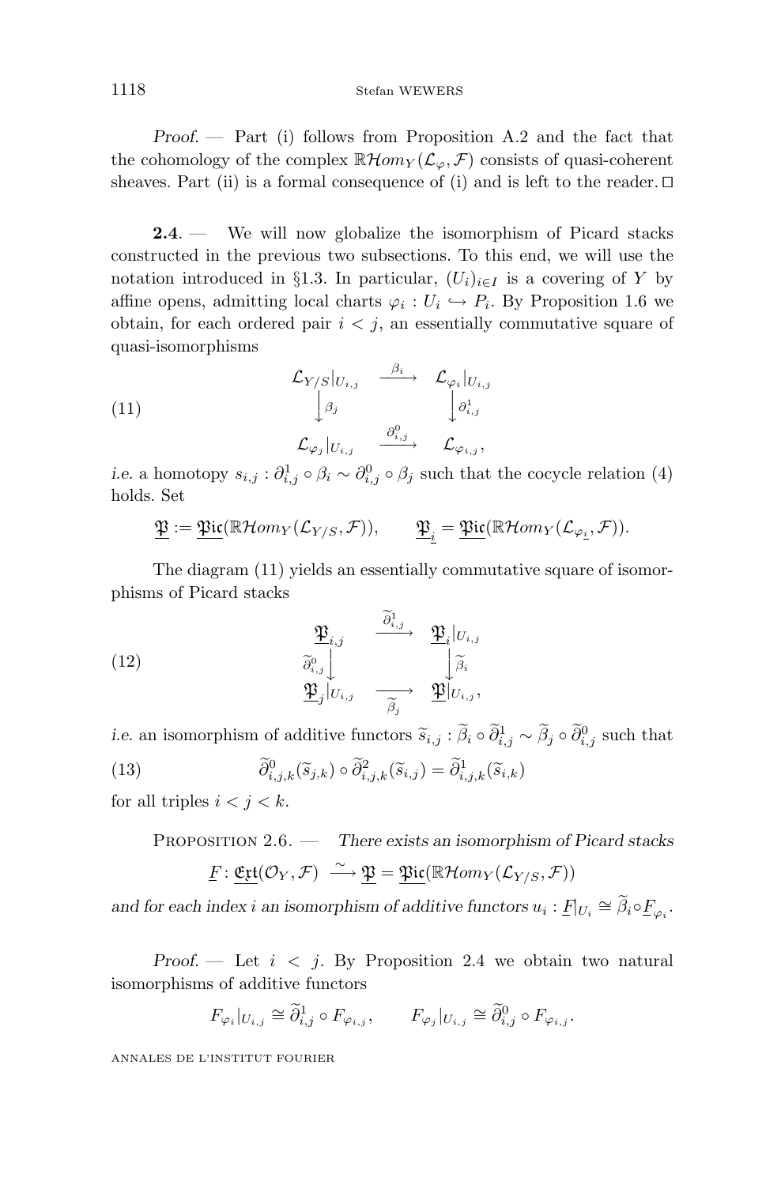*Proof.* — Part (i) follows from Proposition A.2 and the fact that the cohomology of the complex $\mathbb{R}\mathcal{H}om_Y(\mathcal{L}_\varphi, \mathcal{F})$ consists of quasi-coherent sheaves. Part (ii) is a formal consequence of (i) and is left to the reader. □

**2.4.** — We will now globalize the isomorphism of Picard stacks constructed in the previous two subsections. To this end, we will use the notation introduced in §1.3. In particular, $(U_i)_{i\in I}$ is a covering of $Y$ by affine opens, admitting local charts $\varphi_i : U_i \hookrightarrow P_i$. By Proposition 1.6 we obtain, for each ordered pair $i < j$, an essentially commutative square of quasi-isomorphisms

$$\begin{array}{ccc} \mathcal{L}_{Y/S}|_{U_{i,j}} & \xrightarrow{\beta_i} & \mathcal{L}_{\varphi_i}|_{U_{i,j}} \\ \Big\downarrow{\scriptstyle \beta_j} & & \Big\downarrow{\scriptstyle \partial^1_{i,j}} \\ \mathcal{L}_{\varphi_j}|_{U_{i,j}} & \xrightarrow{\partial^0_{i,j}} & \mathcal{L}_{\varphi_{i,j}}, \end{array} \tag{11}$$

*i.e.* a homotopy $s_{i,j} : \partial^1_{i,j} \circ \beta_i \sim \partial^0_{i,j} \circ \beta_j$ such that the cocycle relation (4) holds. Set

$$\underline{\mathfrak{P}} := \underline{\mathfrak{Pic}}(\mathbb{R}\mathcal{H}om_Y(\mathcal{L}_{Y/S}, \mathcal{F})), \qquad \underline{\mathfrak{P}}_{\underline{i}} = \underline{\mathfrak{Pic}}(\mathbb{R}\mathcal{H}om_Y(\mathcal{L}_{\varphi_{\underline{i}}}, \mathcal{F})).$$

The diagram (11) yields an essentially commutative square of isomorphisms of Picard stacks

$$\begin{array}{ccc} \underline{\mathfrak{P}}_{i,j} & \xrightarrow{\widetilde{\partial}^1_{i,j}} & \underline{\mathfrak{P}}_i|_{U_{i,j}} \\ {\scriptstyle \widetilde{\partial}^0_{i,j}}\Big\downarrow & & \Big\downarrow{\scriptstyle \widetilde{\beta}_i} \\ \underline{\mathfrak{P}}_j|_{U_{i,j}} & \xrightarrow[\widetilde{\beta}_j]{} & \underline{\mathfrak{P}}|_{U_{i,j}}, \end{array} \tag{12}$$

*i.e.* an isomorphism of additive functors $\widetilde{s}_{i,j} : \widetilde{\beta}_i \circ \widetilde{\partial}^1_{i,j} \sim \widetilde{\beta}_j \circ \widetilde{\partial}^0_{i,j}$ such that

$$\widetilde{\partial}^0_{i,j,k}(\widetilde{s}_{j,k}) \circ \widetilde{\partial}^2_{i,j,k}(\widetilde{s}_{i,j}) = \widetilde{\partial}^1_{i,j,k}(\widetilde{s}_{i,k}) \tag{13}$$

for all triples $i < j < k$.

Proposition 2.6. — *There exists an isomorphism of Picard stacks*

$$\underline{F} : \underline{\mathfrak{Ext}}(\mathcal{O}_Y, \mathcal{F}) \xrightarrow{\sim} \underline{\mathfrak{P}} = \underline{\mathfrak{Pic}}(\mathbb{R}\mathcal{H}om_Y(\mathcal{L}_{Y/S}, \mathcal{F}))$$

*and for each index $i$ an isomorphism of additive functors $u_i : \underline{F}|_{U_i} \cong \widetilde{\beta}_i \circ \underline{F}_{\varphi_i}$.*

*Proof.* — Let $i < j$. By Proposition 2.4 we obtain two natural isomorphisms of additive functors

$$F_{\varphi_i}|_{U_{i,j}} \cong \widetilde{\partial}^1_{i,j} \circ F_{\varphi_{i,j}}, \qquad F_{\varphi_j}|_{U_{i,j}} \cong \widetilde{\partial}^0_{i,j} \circ F_{\varphi_{i,j}}.$$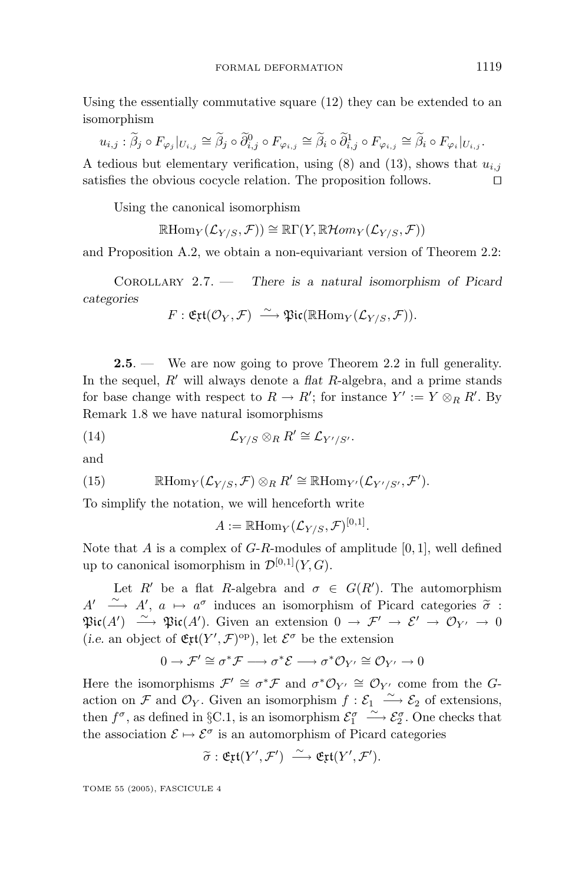Using the essentially commutative square (12) they can be extended to an isomorphism

$$u_{i,j} : \widetilde{\beta}_j \circ F_{\varphi_j}|_{U_{i,j}} \cong \widetilde{\beta}_j \circ \widetilde{\partial}^0_{i,j} \circ F_{\varphi_{i,j}} \cong \widetilde{\beta}_i \circ \widetilde{\partial}^1_{i,j} \circ F_{\varphi_{i,j}} \cong \widetilde{\beta}_i \circ F_{\varphi_i}|_{U_{i,j}}.$$

A tedious but elementary verification, using (8) and (13), shows that $u_{i,j}$ satisfies the obvious cocycle relation. The proposition follows. ◻

Using the canonical isomorphism

$$\mathbb{R}\mathrm{Hom}_Y(\mathcal{L}_{Y/S}, \mathcal{F}) \cong \mathbb{R}\Gamma(Y, \mathbb{R}\mathcal{H}om_Y(\mathcal{L}_{Y/S}, \mathcal{F}))$$

and Proposition A.2, we obtain a non-equivariant version of Theorem 2.2:

Corollary 2.7. — *There is a natural isomorphism of Picard categories*

$$F : \mathfrak{Ext}(\mathcal{O}_Y, \mathcal{F}) \xrightarrow{\sim} \mathfrak{Pic}(\mathbb{R}\mathrm{Hom}_Y(\mathcal{L}_{Y/S}, \mathcal{F})).$$

**2.5**. — We are now going to prove Theorem 2.2 in full generality. In the sequel, $R'$ will always denote a *flat* $R$-algebra, and a prime stands for base change with respect to $R \to R'$; for instance $Y' := Y \otimes_R R'$. By Remark 1.8 we have natural isomorphisms

$$\mathcal{L}_{Y/S} \otimes_R R' \cong \mathcal{L}_{Y'/S'}. \tag{14}$$

and

$$\mathbb{R}\mathrm{Hom}_Y(\mathcal{L}_{Y/S}, \mathcal{F}) \otimes_R R' \cong \mathbb{R}\mathrm{Hom}_{Y'}(\mathcal{L}_{Y'/S'}, \mathcal{F}'). \tag{15}$$

To simplify the notation, we will henceforth write

$$A := \mathbb{R}\mathrm{Hom}_Y(\mathcal{L}_{Y/S}, \mathcal{F})^{[0,1]}.$$

Note that $A$ is a complex of $G$-$R$-modules of amplitude $[0, 1]$, well defined up to canonical isomorphism in $\mathcal{D}^{[0,1]}(Y, G)$.

Let $R'$ be a flat $R$-algebra and $\sigma \in G(R')$. The automorphism $A' \xrightarrow{\sim} A'$, $a \mapsto a^\sigma$ induces an isomorphism of Picard categories $\widetilde{\sigma} : \mathfrak{Pic}(A') \xrightarrow{\sim} \mathfrak{Pic}(A')$. Given an extension $0 \to \mathcal{F}' \to \mathcal{E}' \to \mathcal{O}_{Y'} \to 0$ (*i.e.* an object of $\mathfrak{Ext}(Y', \mathcal{F})^{\mathrm{op}}$), let $\mathcal{E}^\sigma$ be the extension

$$0 \to \mathcal{F}' \cong \sigma^*\mathcal{F} \longrightarrow \sigma^*\mathcal{E} \longrightarrow \sigma^*\mathcal{O}_{Y'} \cong \mathcal{O}_{Y'} \to 0$$

Here the isomorphisms $\mathcal{F}' \cong \sigma^*\mathcal{F}$ and $\sigma^*\mathcal{O}_{Y'} \cong \mathcal{O}_{Y'}$ come from the $G$-action on $\mathcal{F}$ and $\mathcal{O}_Y$. Given an isomorphism $f : \mathcal{E}_1 \xrightarrow{\sim} \mathcal{E}_2$ of extensions, then $f^\sigma$, as defined in §C.1, is an isomorphism $\mathcal{E}_1^\sigma \xrightarrow{\sim} \mathcal{E}_2^\sigma$. One checks that the association $\mathcal{E} \mapsto \mathcal{E}^\sigma$ is an automorphism of Picard categories

$$\widetilde{\sigma} : \mathfrak{Ext}(Y', \mathcal{F}') \xrightarrow{\sim} \mathfrak{Ext}(Y', \mathcal{F}').$$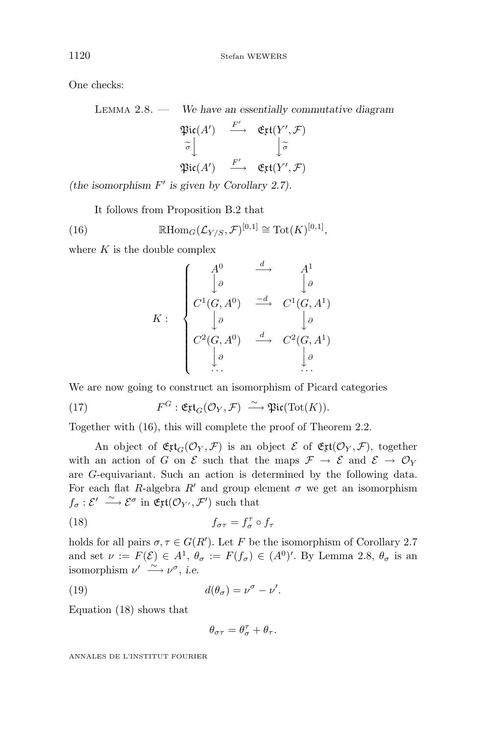One checks:

Lemma 2.8. — *We have an essentially commutative diagram*

$$\begin{array}{ccc} \mathfrak{Pic}(A') & \xrightarrow{F'} & \mathfrak{Ext}(Y',\mathcal{F}) \\ {\scriptstyle\widetilde{\sigma}}\big\downarrow & & \big\downarrow{\scriptstyle\widetilde{\sigma}} \\ \mathfrak{Pic}(A') & \xrightarrow{F'} & \mathfrak{Ext}(Y',\mathcal{F}) \end{array}$$

*(the isomorphism $F'$ is given by Corollary 2.7).*

It follows from Proposition B.2 that

$$\mathbb{R}\mathrm{Hom}_G(\mathcal{L}_{Y/S},\mathcal{F})^{[0,1]} \cong \mathrm{Tot}(K)^{[0,1]}, \tag{16}$$

where $K$ is the double complex

$$K: \quad \left\{ \begin{array}{ccc} A^0 & \xrightarrow{d} & A^1 \\ \big\downarrow{\scriptstyle\partial} & & \big\downarrow{\scriptstyle\partial} \\ C^1(G,A^0) & \xrightarrow{-d} & C^1(G,A^1) \\ \big\downarrow{\scriptstyle\partial} & & \big\downarrow{\scriptstyle\partial} \\ C^2(G,A^0) & \xrightarrow{d} & C^2(G,A^1) \\ \big\downarrow{\scriptstyle\partial} & & \big\downarrow{\scriptstyle\partial} \\ \cdots & & \cdots \end{array} \right.$$

We are now going to construct an isomorphism of Picard categories

$$F^G : \mathfrak{Ext}_G(\mathcal{O}_Y,\mathcal{F}) \xrightarrow{\sim} \mathfrak{Pic}(\mathrm{Tot}(K)). \tag{17}$$

Together with (16), this will complete the proof of Theorem 2.2.

An object of $\mathfrak{Ext}_G(\mathcal{O}_Y,\mathcal{F})$ is an object $\mathcal{E}$ of $\mathfrak{Ext}(\mathcal{O}_Y,\mathcal{F})$, together with an action of $G$ on $\mathcal{E}$ such that the maps $\mathcal{F} \to \mathcal{E}$ and $\mathcal{E} \to \mathcal{O}_Y$ are $G$-equivariant. Such an action is determined by the following data. For each flat $R$-algebra $R'$ and group element $\sigma$ we get an isomorphism $f_\sigma : \mathcal{E}' \xrightarrow{\sim} \mathcal{E}^\sigma$ in $\mathfrak{Ext}(\mathcal{O}_{Y'},\mathcal{F}')$ such that

$$f_{\sigma\tau} = f_\sigma^\tau \circ f_\tau \tag{18}$$

holds for all pairs $\sigma,\tau \in G(R')$. Let $F$ be the isomorphism of Corollary 2.7 and set $\nu := F(\mathcal{E}) \in A^1$, $\theta_\sigma := F(f_\sigma) \in (A^0)'$. By Lemma 2.8, $\theta_\sigma$ is an isomorphism $\nu' \xrightarrow{\sim} \nu^\sigma$, *i.e.*

$$d(\theta_\sigma) = \nu^\sigma - \nu'. \tag{19}$$

Equation (18) shows that

$$\theta_{\sigma\tau} = \theta_\sigma^\tau + \theta_\tau.$$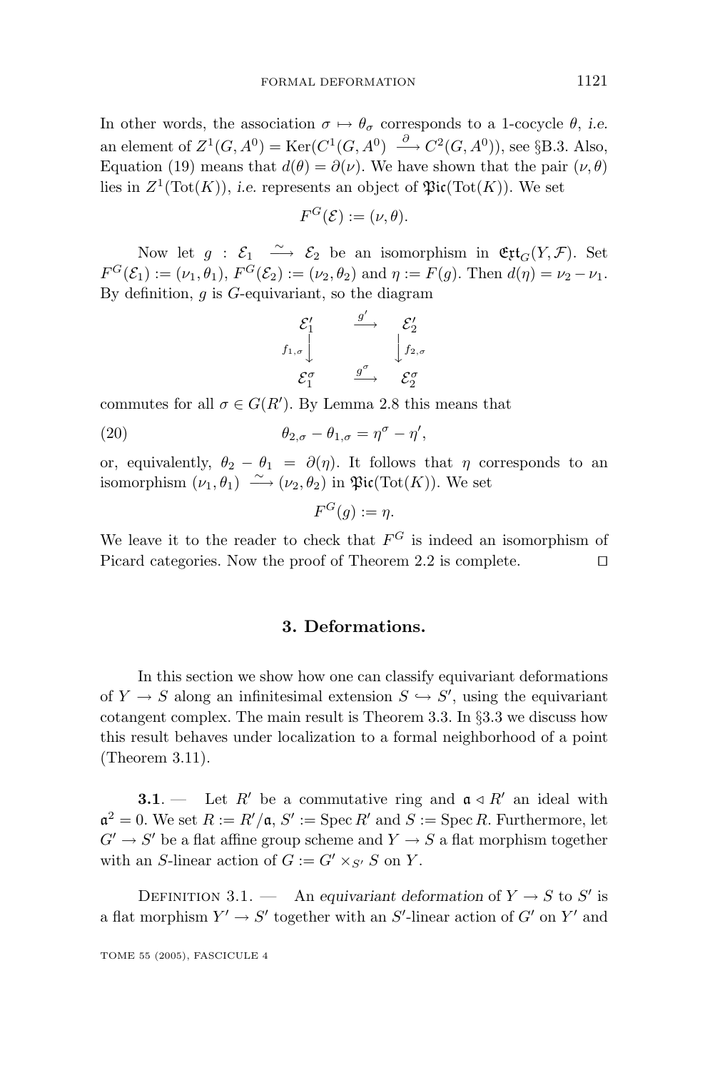In other words, the association $\sigma \mapsto \theta_\sigma$ corresponds to a 1-cocycle $\theta$, *i.e.* an element of $Z^1(G, A^0) = \operatorname{Ker}(C^1(G, A^0) \xrightarrow{\partial} C^2(G, A^0))$, see §B.3. Also, Equation (19) means that $d(\theta) = \partial(\nu)$. We have shown that the pair $(\nu, \theta)$ lies in $Z^1(\operatorname{Tot}(K))$, *i.e.* represents an object of $\mathfrak{Pic}(\operatorname{Tot}(K))$. We set

$$F^G(\mathcal{E}) := (\nu, \theta).$$

Now let $g : \mathcal{E}_1 \xrightarrow{\sim} \mathcal{E}_2$ be an isomorphism in $\mathfrak{Ext}_G(Y, \mathcal{F})$. Set $F^G(\mathcal{E}_1) := (\nu_1, \theta_1)$, $F^G(\mathcal{E}_2) := (\nu_2, \theta_2)$ and $\eta := F(g)$. Then $d(\eta) = \nu_2 - \nu_1$. By definition, $g$ is $G$-equivariant, so the diagram

$$\begin{array}{ccc} \mathcal{E}_1' & \xrightarrow{g'} & \mathcal{E}_2' \\ {\scriptstyle f_{1,\sigma}}\downarrow & & \downarrow{\scriptstyle f_{2,\sigma}} \\ \mathcal{E}_1^\sigma & \xrightarrow{g^\sigma} & \mathcal{E}_2^\sigma \end{array}$$

commutes for all $\sigma \in G(R')$. By Lemma 2.8 this means that

$$\theta_{2,\sigma} - \theta_{1,\sigma} = \eta^\sigma - \eta', \tag{20}$$

or, equivalently, $\theta_2 - \theta_1 = \partial(\eta)$. It follows that $\eta$ corresponds to an isomorphism $(\nu_1, \theta_1) \xrightarrow{\sim} (\nu_2, \theta_2)$ in $\mathfrak{Pic}(\operatorname{Tot}(K))$. We set

$$F^G(g) := \eta.$$

We leave it to the reader to check that $F^G$ is indeed an isomorphism of Picard categories. Now the proof of Theorem 2.2 is complete. ◻

## 3. Deformations.

In this section we show how one can classify equivariant deformations of $Y \to S$ along an infinitesimal extension $S \hookrightarrow S'$, using the equivariant cotangent complex. The main result is Theorem 3.3. In §3.3 we discuss how this result behaves under localization to a formal neighborhood of a point (Theorem 3.11).

**3.1**. — Let $R'$ be a commutative ring and $\mathfrak{a} \lhd R'$ an ideal with $\mathfrak{a}^2 = 0$. We set $R := R'/\mathfrak{a}$, $S' := \operatorname{Spec} R'$ and $S := \operatorname{Spec} R$. Furthermore, let $G' \to S'$ be a flat affine group scheme and $Y \to S$ a flat morphism together with an $S$-linear action of $G := G' \times_{S'} S$ on $Y$.

Definition 3.1. — An *equivariant deformation* of $Y \to S$ to $S'$ is a flat morphism $Y' \to S'$ together with an $S'$-linear action of $G'$ on $Y'$ and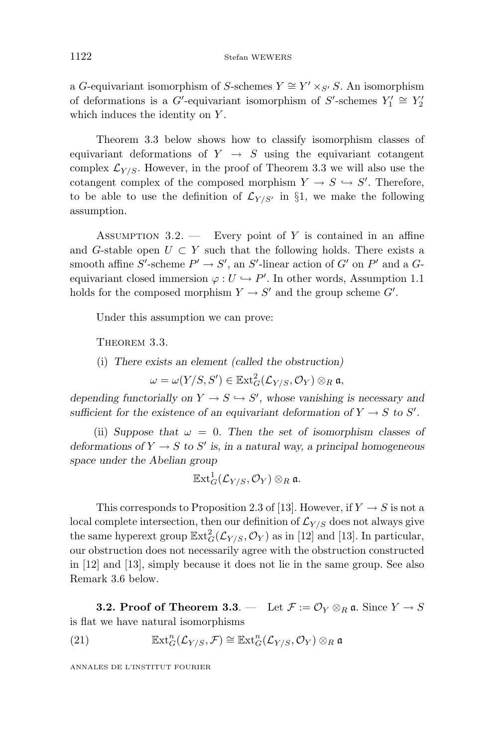a $G$-equivariant isomorphism of $S$-schemes $Y \cong Y' \times_{S'} S$. An isomorphism of deformations is a $G'$-equivariant isomorphism of $S'$-schemes $Y_1' \cong Y_2'$ which induces the identity on $Y$.

Theorem 3.3 below shows how to classify isomorphism classes of equivariant deformations of $Y \to S$ using the equivariant cotangent complex $\mathcal{L}_{Y/S}$. However, in the proof of Theorem 3.3 we will also use the cotangent complex of the composed morphism $Y \to S \hookrightarrow S'$. Therefore, to be able to use the definition of $\mathcal{L}_{Y/S'}$ in §1, we make the following assumption.

Assumption 3.2. — Every point of $Y$ is contained in an affine and $G$-stable open $U \subset Y$ such that the following holds. There exists a smooth affine $S'$-scheme $P' \to S'$, an $S'$-linear action of $G'$ on $P'$ and a $G$-equivariant closed immersion $\varphi : U \hookrightarrow P'$. In other words, Assumption 1.1 holds for the composed morphism $Y \to S'$ and the group scheme $G'$.

Under this assumption we can prove:

Theorem 3.3.

(i) *There exists an element (called the obstruction)*

$$\omega = \omega(Y/S, S') \in \mathbb{E}\mathrm{xt}^2_G(\mathcal{L}_{Y/S}, \mathcal{O}_Y) \otimes_R \mathfrak{a},$$

*depending functorially on $Y \to S \hookrightarrow S'$, whose vanishing is necessary and sufficient for the existence of an equivariant deformation of $Y \to S$ to $S'$.*

(ii) *Suppose that $\omega = 0$. Then the set of isomorphism classes of deformations of $Y \to S$ to $S'$ is, in a natural way, a principal homogeneous space under the Abelian group*

$$\mathbb{E}\mathrm{xt}^1_G(\mathcal{L}_{Y/S}, \mathcal{O}_Y) \otimes_R \mathfrak{a}.$$

This corresponds to Proposition 2.3 of [13]. However, if $Y \to S$ is not a local complete intersection, then our definition of $\mathcal{L}_{Y/S}$ does not always give the same hyperext group $\mathbb{E}\mathrm{xt}^2_G(\mathcal{L}_{Y/S}, \mathcal{O}_Y)$ as in [12] and [13]. In particular, our obstruction does not necessarily agree with the obstruction constructed in [12] and [13], simply because it does not lie in the same group. See also Remark 3.6 below.

**3.2. Proof of Theorem 3.3.** — Let $\mathcal{F} := \mathcal{O}_Y \otimes_R \mathfrak{a}$. Since $Y \to S$ is flat we have natural isomorphisms

$$\mathbb{E}\mathrm{xt}^n_G(\mathcal{L}_{Y/S}, \mathcal{F}) \cong \mathbb{E}\mathrm{xt}^n_G(\mathcal{L}_{Y/S}, \mathcal{O}_Y) \otimes_R \mathfrak{a} \tag{21}$$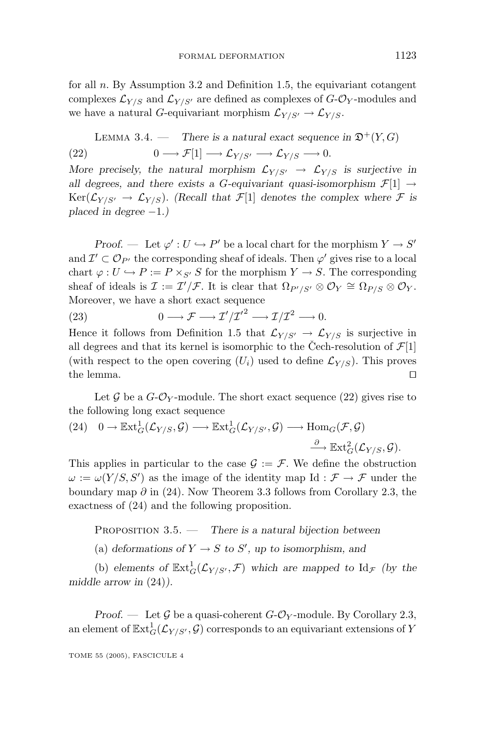for all $n$. By Assumption 3.2 and Definition 1.5, the equivariant cotangent complexes $\mathcal{L}_{Y/S}$ and $\mathcal{L}_{Y/S'}$ are defined as complexes of $G$-$\mathcal{O}_Y$-modules and we have a natural $G$-equivariant morphism $\mathcal{L}_{Y/S'} \to \mathcal{L}_{Y/S}$.

Lemma 3.4. — *There is a natural exact sequence in* $\mathfrak{D}^+(Y,G)$

$$0 \longrightarrow \mathcal{F}[1] \longrightarrow \mathcal{L}_{Y/S'} \longrightarrow \mathcal{L}_{Y/S} \longrightarrow 0. \tag{22}$$

*More precisely, the natural morphism* $\mathcal{L}_{Y/S'} \to \mathcal{L}_{Y/S}$ *is surjective in all degrees, and there exists a* $G$*-equivariant quasi-isomorphism* $\mathcal{F}[1] \to \mathrm{Ker}(\mathcal{L}_{Y/S'} \to \mathcal{L}_{Y/S})$*. (Recall that* $\mathcal{F}[1]$ *denotes the complex where* $\mathcal{F}$ *is placed in degree* $-1$*.)*

*Proof.* — Let $\varphi' : U \hookrightarrow P'$ be a local chart for the morphism $Y \to S'$ and $\mathcal{I}' \subset \mathcal{O}_{P'}$ the corresponding sheaf of ideals. Then $\varphi'$ gives rise to a local chart $\varphi : U \hookrightarrow P := P \times_{S'} S$ for the morphism $Y \to S$. The corresponding sheaf of ideals is $\mathcal{I} := \mathcal{I}'/\mathcal{F}$. It is clear that $\Omega_{P'/S'} \otimes \mathcal{O}_Y \cong \Omega_{P/S} \otimes \mathcal{O}_Y$. Moreover, we have a short exact sequence

$$0 \longrightarrow \mathcal{F} \longrightarrow \mathcal{I}'/\mathcal{I}'^2 \longrightarrow \mathcal{I}/\mathcal{I}^2 \longrightarrow 0. \tag{23}$$

Hence it follows from Definition 1.5 that $\mathcal{L}_{Y/S'} \to \mathcal{L}_{Y/S}$ is surjective in all degrees and that its kernel is isomorphic to the Čech-resolution of $\mathcal{F}[1]$ (with respect to the open covering $(U_i)$ used to define $\mathcal{L}_{Y/S}$). This proves the lemma. □

Let $\mathcal{G}$ be a $G$-$\mathcal{O}_Y$-module. The short exact sequence (22) gives rise to the following long exact sequence

$$0 \to \mathbb{E}\mathrm{xt}^1_G(\mathcal{L}_{Y/S}, \mathcal{G}) \longrightarrow \mathbb{E}\mathrm{xt}^1_G(\mathcal{L}_{Y/S'}, \mathcal{G}) \longrightarrow \mathrm{Hom}_G(\mathcal{F}, \mathcal{G}) \xrightarrow{\partial} \mathbb{E}\mathrm{xt}^2_G(\mathcal{L}_{Y/S}, \mathcal{G}). \tag{24}$$

This applies in particular to the case $\mathcal{G} := \mathcal{F}$. We define the obstruction $\omega := \omega(Y/S, S')$ as the image of the identity map $\mathrm{Id} : \mathcal{F} \to \mathcal{F}$ under the boundary map $\partial$ in (24). Now Theorem 3.3 follows from Corollary 2.3, the exactness of (24) and the following proposition.

Proposition 3.5. — *There is a natural bijection between*

(a) *deformations of* $Y \to S$ *to* $S'$*, up to isomorphism, and*

(b) *elements of* $\mathbb{E}\mathrm{xt}^1_G(\mathcal{L}_{Y/S'}, \mathcal{F})$ *which are mapped to* $\mathrm{Id}_{\mathcal{F}}$ *(by the middle arrow in* (24)*).*

*Proof.* — Let $\mathcal{G}$ be a quasi-coherent $G$-$\mathcal{O}_Y$-module. By Corollary 2.3, an element of $\mathbb{E}\mathrm{xt}^1_G(\mathcal{L}_{Y/S'}, \mathcal{G})$ corresponds to an equivariant extensions of $Y$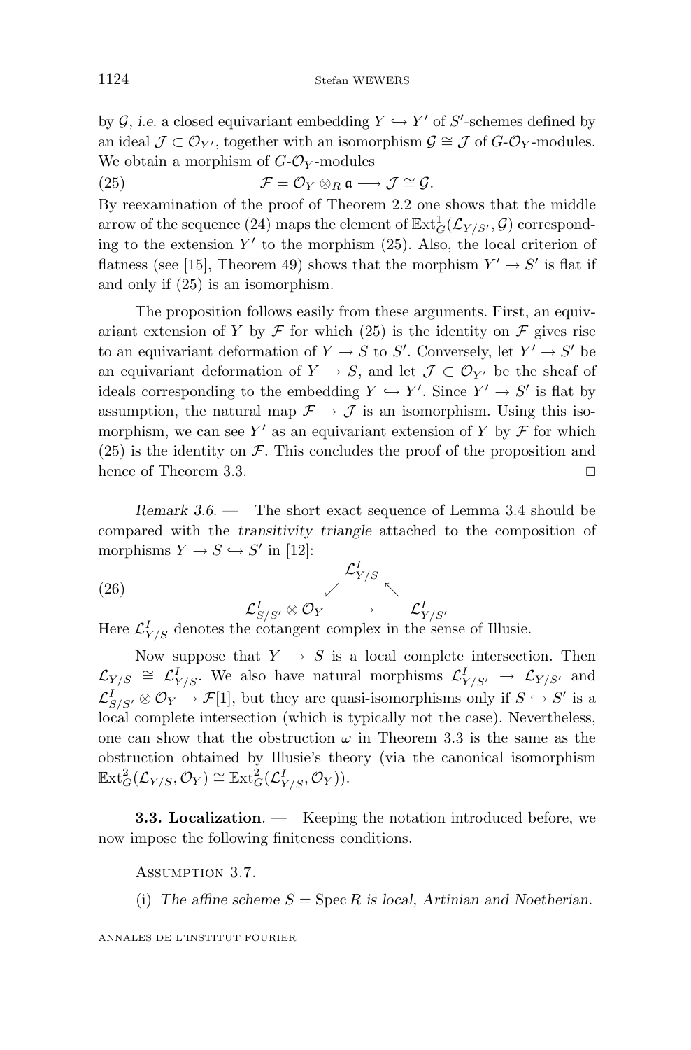by $\mathcal{G}$, *i.e.* a closed equivariant embedding $Y \hookrightarrow Y'$ of $S'$-schemes defined by an ideal $\mathcal{J} \subset \mathcal{O}_{Y'}$, together with an isomorphism $\mathcal{G} \cong \mathcal{J}$ of $G$-$\mathcal{O}_Y$-modules. We obtain a morphism of $G$-$\mathcal{O}_Y$-modules

$$\mathcal{F} = \mathcal{O}_Y \otimes_R \mathfrak{a} \longrightarrow \mathcal{J} \cong \mathcal{G}. \tag{25}$$

By reexamination of the proof of Theorem 2.2 one shows that the middle arrow of the sequence (24) maps the element of $\mathbb{E}\mathrm{xt}^1_G(\mathcal{L}_{Y/S'}, \mathcal{G})$ corresponding to the extension $Y'$ to the morphism (25). Also, the local criterion of flatness (see [15], Theorem 49) shows that the morphism $Y' \to S'$ is flat if and only if (25) is an isomorphism.

The proposition follows easily from these arguments. First, an equivariant extension of $Y$ by $\mathcal{F}$ for which (25) is the identity on $\mathcal{F}$ gives rise to an equivariant deformation of $Y \to S$ to $S'$. Conversely, let $Y' \to S'$ be an equivariant deformation of $Y \to S$, and let $\mathcal{J} \subset \mathcal{O}_{Y'}$ be the sheaf of ideals corresponding to the embedding $Y \hookrightarrow Y'$. Since $Y' \to S'$ is flat by assumption, the natural map $\mathcal{F} \to \mathcal{J}$ is an isomorphism. Using this isomorphism, we can see $Y'$ as an equivariant extension of $Y$ by $\mathcal{F}$ for which (25) is the identity on $\mathcal{F}$. This concludes the proof of the proposition and hence of Theorem 3.3. ∎

*Remark 3.6.* — The short exact sequence of Lemma 3.4 should be compared with the *transitivity triangle* attached to the composition of morphisms $Y \to S \hookrightarrow S'$ in [12]:

$$\begin{array}{ccc} & \mathcal{L}^I_{Y/S} & \\ \swarrow & & \nwarrow \\ \mathcal{L}^I_{S/S'} \otimes \mathcal{O}_Y & \longrightarrow & \mathcal{L}^I_{Y/S'} \end{array} \tag{26}$$

Here $\mathcal{L}^I_{Y/S}$ denotes the cotangent complex in the sense of Illusie.

Now suppose that $Y \to S$ is a local complete intersection. Then $\mathcal{L}_{Y/S} \cong \mathcal{L}^I_{Y/S}$. We also have natural morphisms $\mathcal{L}^I_{Y/S'} \to \mathcal{L}_{Y/S'}$ and $\mathcal{L}^I_{S/S'} \otimes \mathcal{O}_Y \to \mathcal{F}[1]$, but they are quasi-isomorphisms only if $S \hookrightarrow S'$ is a local complete intersection (which is typically not the case). Nevertheless, one can show that the obstruction $\omega$ in Theorem 3.3 is the same as the obstruction obtained by Illusie's theory (via the canonical isomorphism $\mathbb{E}\mathrm{xt}^2_G(\mathcal{L}_{Y/S}, \mathcal{O}_Y) \cong \mathbb{E}\mathrm{xt}^2_G(\mathcal{L}^I_{Y/S}, \mathcal{O}_Y)$).

### 3.3. Localization

Keeping the notation introduced before, we now impose the following finiteness conditions.

Assumption 3.7.

(i) *The affine scheme $S = \mathrm{Spec}\, R$ is local, Artinian and Noetherian.*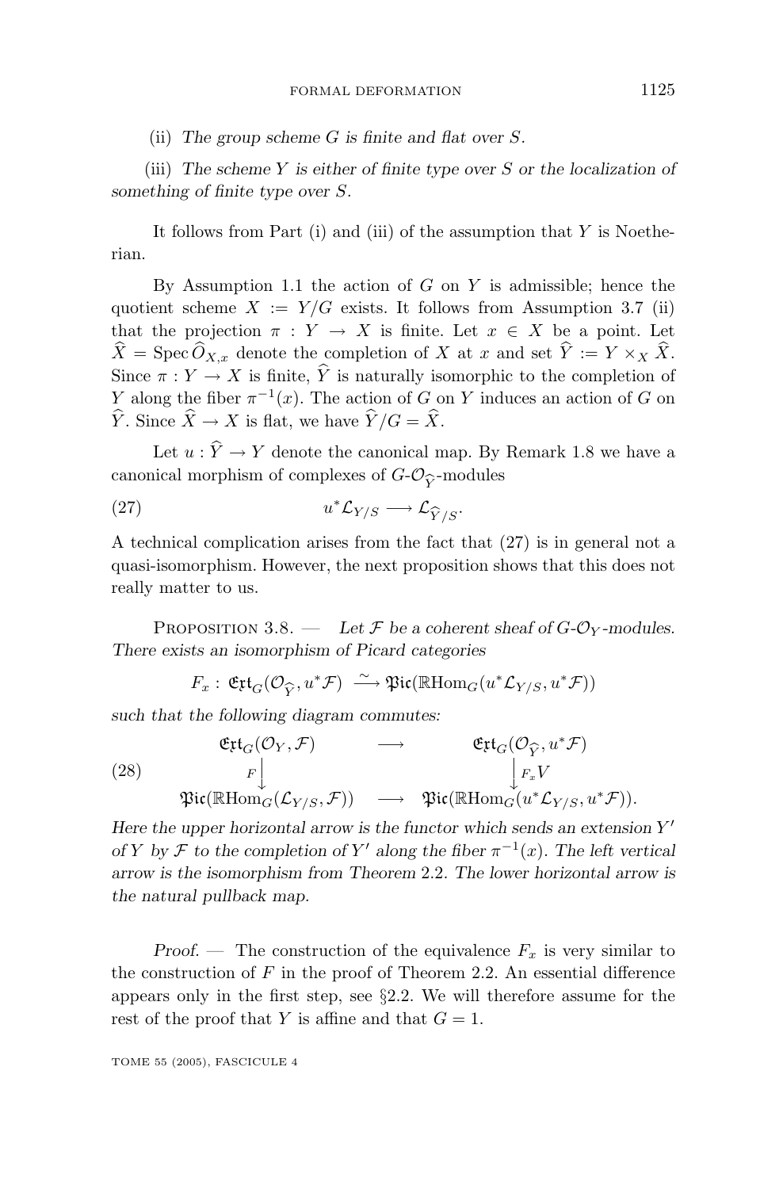(ii) *The group scheme $G$ is finite and flat over $S$.*

(iii) *The scheme $Y$ is either of finite type over $S$ or the localization of something of finite type over $S$.*

It follows from Part (i) and (iii) of the assumption that $Y$ is Noetherian.

By Assumption 1.1 the action of $G$ on $Y$ is admissible; hence the quotient scheme $X := Y/G$ exists. It follows from Assumption 3.7 (ii) that the projection $\pi : Y \to X$ is finite. Let $x \in X$ be a point. Let $\widehat{X} = \operatorname{Spec} \widehat{O}_{X,x}$ denote the completion of $X$ at $x$ and set $\widehat{Y} := Y \times_X \widehat{X}$. Since $\pi : Y \to X$ is finite, $\widehat{Y}$ is naturally isomorphic to the completion of $Y$ along the fiber $\pi^{-1}(x)$. The action of $G$ on $Y$ induces an action of $G$ on $\widehat{Y}$. Since $\widehat{X} \to X$ is flat, we have $\widehat{Y}/G = \widehat{X}$.

Let $u : \widehat{Y} \to Y$ denote the canonical map. By Remark 1.8 we have a canonical morphism of complexes of $G$-$\mathcal{O}_{\widehat{Y}}$-modules

$$u^*\mathcal{L}_{Y/S} \longrightarrow \mathcal{L}_{\widehat{Y}/S}. \tag{27}$$

A technical complication arises from the fact that (27) is in general not a quasi-isomorphism. However, the next proposition shows that this does not really matter to us.

Proposition 3.8. — *Let $\mathcal{F}$ be a coherent sheaf of $G$-$\mathcal{O}_Y$-modules. There exists an isomorphism of Picard categories*

$$F_x : \mathfrak{Ext}_G(\mathcal{O}_{\widehat{Y}}, u^*\mathcal{F}) \xrightarrow{\ \sim\ } \mathfrak{Pic}(\mathbb{R}\mathrm{Hom}_G(u^*\mathcal{L}_{Y/S}, u^*\mathcal{F}))$$

*such that the following diagram commutes:*

$$\begin{array}{ccc} \mathfrak{Ext}_G(\mathcal{O}_Y, \mathcal{F}) & \longrightarrow & \mathfrak{Ext}_G(\mathcal{O}_{\widehat{Y}}, u^*\mathcal{F}) \\ {\scriptstyle F}\big\downarrow & & \big\downarrow {\scriptstyle F_x} V \\ \mathfrak{Pic}(\mathbb{R}\mathrm{Hom}_G(\mathcal{L}_{Y/S}, \mathcal{F})) & \longrightarrow & \mathfrak{Pic}(\mathbb{R}\mathrm{Hom}_G(u^*\mathcal{L}_{Y/S}, u^*\mathcal{F})). \end{array} \tag{28}$$

*Here the upper horizontal arrow is the functor which sends an extension $Y'$ of $Y$ by $\mathcal{F}$ to the completion of $Y'$ along the fiber $\pi^{-1}(x)$. The left vertical arrow is the isomorphism from Theorem 2.2. The lower horizontal arrow is the natural pullback map.*

*Proof.* — The construction of the equivalence $F_x$ is very similar to the construction of $F$ in the proof of Theorem 2.2. An essential difference appears only in the first step, see §2.2. We will therefore assume for the rest of the proof that $Y$ is affine and that $G = 1$.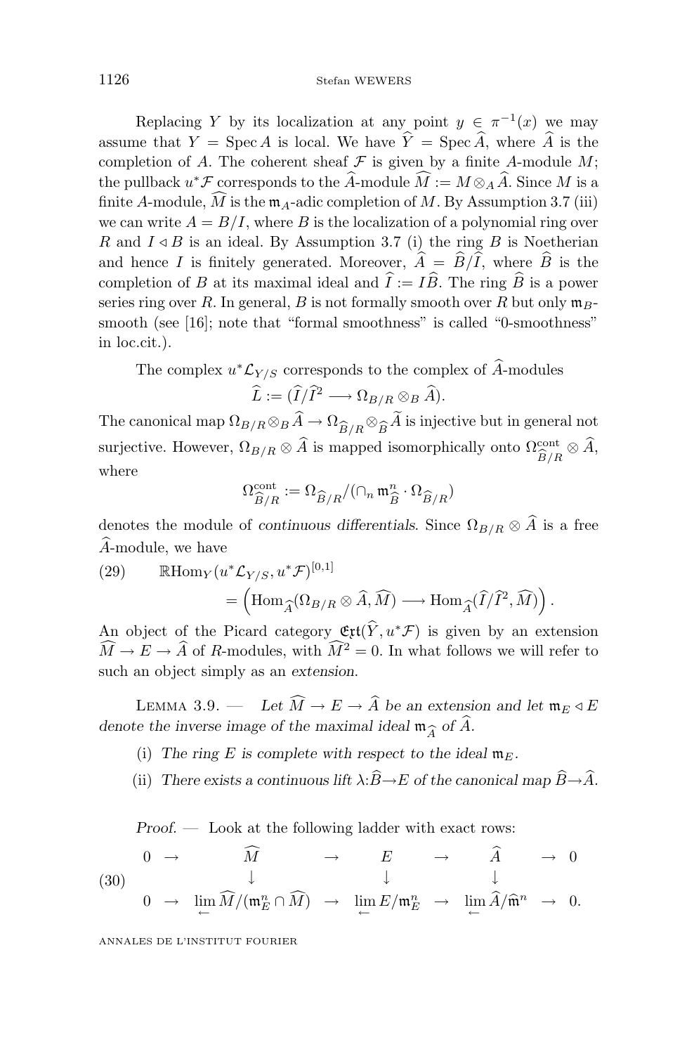Replacing $Y$ by its localization at any point $y \in \pi^{-1}(x)$ we may assume that $Y = \operatorname{Spec} A$ is local. We have $\widehat{Y} = \operatorname{Spec} \widehat{A}$, where $\widehat{A}$ is the completion of $A$. The coherent sheaf $\mathcal{F}$ is given by a finite $A$-module $M$; the pullback $u^*\mathcal{F}$ corresponds to the $\widehat{A}$-module $\widehat{M} := M \otimes_A \widehat{A}$. Since $M$ is a finite $A$-module, $\widehat{M}$ is the $\mathfrak{m}_A$-adic completion of $M$. By Assumption 3.7 (iii) we can write $A = B/I$, where $B$ is the localization of a polynomial ring over $R$ and $I \lhd B$ is an ideal. By Assumption 3.7 (i) the ring $B$ is Noetherian and hence $I$ is finitely generated. Moreover, $\widehat{A} = \widehat{B}/\widehat{I}$, where $\widehat{B}$ is the completion of $B$ at its maximal ideal and $\widehat{I} := I\widehat{B}$. The ring $\widehat{B}$ is a power series ring over $R$. In general, $B$ is not formally smooth over $R$ but only $\mathfrak{m}_B$-smooth (see [16]; note that "formal smoothness" is called "0-smoothness" in loc.cit.).

The complex $u^*\mathcal{L}_{Y/S}$ corresponds to the complex of $\widehat{A}$-modules

$$\widehat{L} := (\widehat{I}/\widehat{I}^2 \longrightarrow \Omega_{B/R} \otimes_B \widehat{A}).$$

The canonical map $\Omega_{B/R} \otimes_B \widehat{A} \to \Omega_{\widehat{B}/R} \otimes_{\widehat{B}} \widetilde{A}$ is injective but in general not surjective. However, $\Omega_{B/R} \otimes \widehat{A}$ is mapped isomorphically onto $\Omega^{\mathrm{cont}}_{\widehat{B}/R} \otimes \widehat{A}$, where

$$\Omega^{\mathrm{cont}}_{\widehat{B}/R} := \Omega_{\widehat{B}/R} / (\cap_n \mathfrak{m}^n_{\widehat{B}} \cdot \Omega_{\widehat{B}/R})$$

denotes the module of *continuous differentials*. Since $\Omega_{B/R} \otimes \widehat{A}$ is a free $\widehat{A}$-module, we have

$$\begin{aligned}
(29) \qquad & \mathbb{R}\mathrm{Hom}_Y(u^*\mathcal{L}_{Y/S}, u^*\mathcal{F})^{[0,1]} \\
&= \Big(\mathrm{Hom}_{\widehat{A}}(\Omega_{B/R} \otimes \widehat{A}, \widehat{M}) \longrightarrow \mathrm{Hom}_{\widehat{A}}(\widehat{I}/\widehat{I}^2, \widehat{M})\Big).
\end{aligned}$$

An object of the Picard category $\mathfrak{Ext}(\widehat{Y}, u^*\mathcal{F})$ is given by an extension $\widehat{M} \to E \to \widehat{A}$ of $R$-modules, with $\widehat{M}^2 = 0$. In what follows we will refer to such an object simply as an *extension*.

Lemma 3.9. — *Let $\widehat{M} \to E \to \widehat{A}$ be an extension and let $\mathfrak{m}_E \lhd E$ denote the inverse image of the maximal ideal $\mathfrak{m}_{\widehat{A}}$ of $\widehat{A}$.*

(i) *The ring $E$ is complete with respect to the ideal $\mathfrak{m}_E$.*

(ii) *There exists a continuous lift $\lambda:\widehat{B} \to E$ of the canonical map $\widehat{B} \to \widehat{A}$.*

*Proof.* — Look at the following ladder with exact rows:

$$(30) \qquad \begin{array}{ccccccccc}
0 & \to & \widehat{M} & \to & E & \to & \widehat{A} & \to & 0 \\
 & & \downarrow & & \downarrow & & \downarrow & & \\
0 & \to & \varprojlim \widehat{M}/(\mathfrak{m}^n_E \cap \widehat{M}) & \to & \varprojlim E/\mathfrak{m}^n_E & \to & \varprojlim \widehat{A}/\widehat{\mathfrak{m}}^n & \to & 0.
\end{array}$$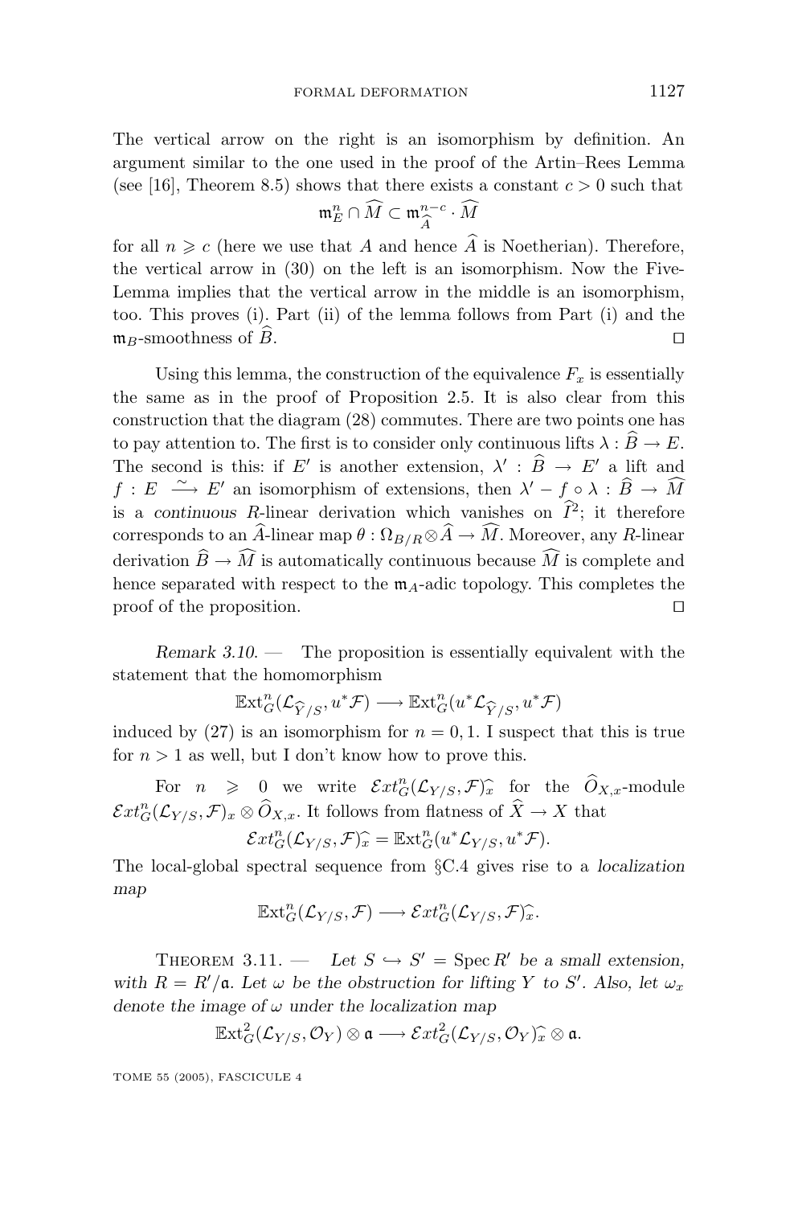The vertical arrow on the right is an isomorphism by definition. An argument similar to the one used in the proof of the Artin–Rees Lemma (see [16], Theorem 8.5) shows that there exists a constant $c > 0$ such that

$$\mathfrak{m}_E^n \cap \widehat{M} \subset \mathfrak{m}_{\widehat{A}}^{n-c} \cdot \widehat{M}$$

for all $n \geqslant c$ (here we use that $A$ and hence $\widehat{A}$ is Noetherian). Therefore, the vertical arrow in (30) on the left is an isomorphism. Now the Five-Lemma implies that the vertical arrow in the middle is an isomorphism, too. This proves (i). Part (ii) of the lemma follows from Part (i) and the $\mathfrak{m}_B$-smoothness of $\widehat{B}$. □

Using this lemma, the construction of the equivalence $F_x$ is essentially the same as in the proof of Proposition 2.5. It is also clear from this construction that the diagram (28) commutes. There are two points one has to pay attention to. The first is to consider only continuous lifts $\lambda : \widehat{B} \to E$. The second is this: if $E'$ is another extension, $\lambda' : \widehat{B} \to E'$ a lift and $f : E \xrightarrow{\sim} E'$ an isomorphism of extensions, then $\lambda' - f \circ \lambda : \widehat{B} \to \widehat{M}$ is a *continuous* $R$-linear derivation which vanishes on $\widehat{I}^2$; it therefore corresponds to an $\widehat{A}$-linear map $\theta : \Omega_{B/R} \otimes \widehat{A} \to \widehat{M}$. Moreover, any $R$-linear derivation $\widehat{B} \to \widehat{M}$ is automatically continuous because $\widehat{M}$ is complete and hence separated with respect to the $\mathfrak{m}_A$-adic topology. This completes the proof of the proposition. □

*Remark 3.10.* — The proposition is essentially equivalent with the statement that the homomorphism

$$\mathbb{E}\mathrm{xt}^n_G(\mathcal{L}_{\widehat{Y}/S}, u^*\mathcal{F}) \longrightarrow \mathbb{E}\mathrm{xt}^n_G(u^*\mathcal{L}_{\widehat{Y}/S}, u^*\mathcal{F})$$

induced by (27) is an isomorphism for $n = 0, 1$. I suspect that this is true for $n > 1$ as well, but I don't know how to prove this.

For $n \geqslant 0$ we write $\mathcal{E}xt^n_G(\mathcal{L}_{Y/S}, \mathcal{F})\widehat{_x}$ for the $\widehat{O}_{X,x}$-module $\mathcal{E}xt^n_G(\mathcal{L}_{Y/S}, \mathcal{F})_x \otimes \widehat{O}_{X,x}$. It follows from flatness of $\widehat{X} \to X$ that

$$\mathcal{E}xt^n_G(\mathcal{L}_{Y/S}, \mathcal{F})\widehat{_x} = \mathbb{E}\mathrm{xt}^n_G(u^*\mathcal{L}_{Y/S}, u^*\mathcal{F}).$$

The local-global spectral sequence from §C.4 gives rise to a *localization map*

$$\mathbb{E}\mathrm{xt}^n_G(\mathcal{L}_{Y/S}, \mathcal{F}) \longrightarrow \mathcal{E}xt^n_G(\mathcal{L}_{Y/S}, \mathcal{F})\widehat{_x}.$$

THEOREM 3.11. — *Let $S \hookrightarrow S' = \operatorname{Spec} R'$ be a small extension, with $R = R'/\mathfrak{a}$. Let $\omega$ be the obstruction for lifting $Y$ to $S'$. Also, let $\omega_x$ denote the image of $\omega$ under the localization map*

$$\mathbb{E}\mathrm{xt}^2_G(\mathcal{L}_{Y/S}, \mathcal{O}_Y) \otimes \mathfrak{a} \longrightarrow \mathcal{E}xt^2_G(\mathcal{L}_{Y/S}, \mathcal{O}_Y)\widehat{_x} \otimes \mathfrak{a}.$$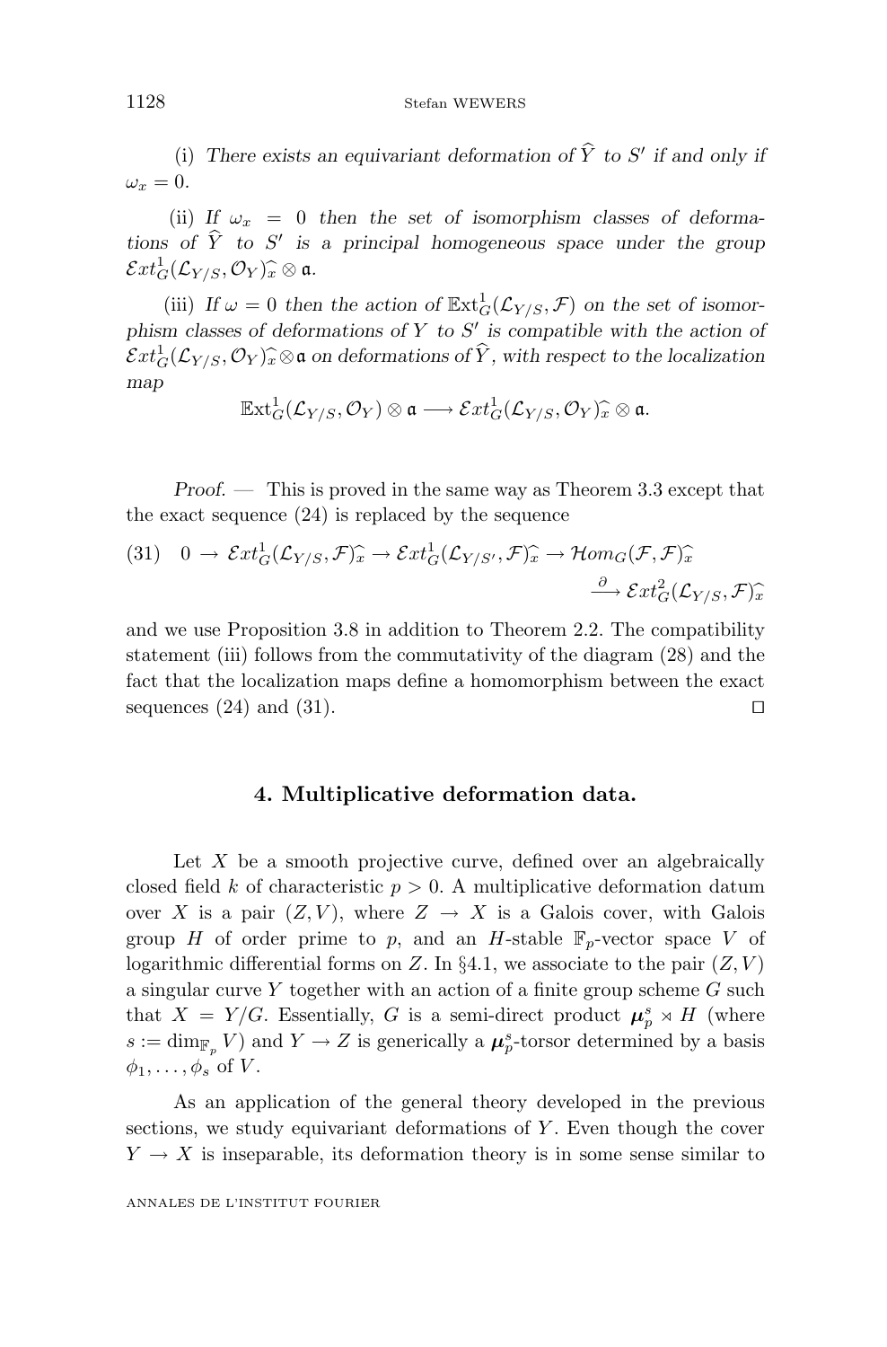(i) *There exists an equivariant deformation of* $\widehat{Y}$ *to* $S'$ *if and only if* $\omega_x = 0$.

(ii) *If* $\omega_x = 0$ *then the set of isomorphism classes of deformations of* $\widehat{Y}$ *to* $S'$ *is a principal homogeneous space under the group* $\mathcal{E}xt^1_G(\mathcal{L}_{Y/S}, \mathcal{O}_Y)\widehat{_x} \otimes \mathfrak{a}$.

(iii) *If* $\omega = 0$ *then the action of* $\mathbb{E}\mathrm{xt}^1_G(\mathcal{L}_{Y/S}, \mathcal{F})$ *on the set of isomorphism classes of deformations of* $Y$ *to* $S'$ *is compatible with the action of* $\mathcal{E}xt^1_G(\mathcal{L}_{Y/S}, \mathcal{O}_Y)\widehat{_x} \otimes \mathfrak{a}$ *on deformations of* $\widehat{Y}$*, with respect to the localization map*

$$\mathbb{E}\mathrm{xt}^1_G(\mathcal{L}_{Y/S}, \mathcal{O}_Y) \otimes \mathfrak{a} \longrightarrow \mathcal{E}xt^1_G(\mathcal{L}_{Y/S}, \mathcal{O}_Y)\widehat{_x} \otimes \mathfrak{a}.$$

*Proof. —* This is proved in the same way as Theorem 3.3 except that the exact sequence (24) is replaced by the sequence

$$(31) \quad 0 \to \mathcal{E}xt^1_G(\mathcal{L}_{Y/S}, \mathcal{F})\widehat{_x} \to \mathcal{E}xt^1_G(\mathcal{L}_{Y/S'}, \mathcal{F})\widehat{_x} \to \mathcal{H}om_G(\mathcal{F}, \mathcal{F})\widehat{_x} \xrightarrow{\partial} \mathcal{E}xt^2_G(\mathcal{L}_{Y/S}, \mathcal{F})\widehat{_x}$$

and we use Proposition 3.8 in addition to Theorem 2.2. The compatibility statement (iii) follows from the commutativity of the diagram (28) and the fact that the localization maps define a homomorphism between the exact sequences (24) and (31). □

## 4. Multiplicative deformation data.

Let $X$ be a smooth projective curve, defined over an algebraically closed field $k$ of characteristic $p > 0$. A multiplicative deformation datum over $X$ is a pair $(Z, V)$, where $Z \to X$ is a Galois cover, with Galois group $H$ of order prime to $p$, and an $H$-stable $\mathbb{F}_p$-vector space $V$ of logarithmic differential forms on $Z$. In §4.1, we associate to the pair $(Z, V)$ a singular curve $Y$ together with an action of a finite group scheme $G$ such that $X = Y/G$. Essentially, $G$ is a semi-direct product $\boldsymbol{\mu}_p^s \rtimes H$ (where $s := \dim_{\mathbb{F}_p} V$) and $Y \to Z$ is generically a $\boldsymbol{\mu}_p^s$-torsor determined by a basis $\phi_1, \ldots, \phi_s$ of $V$.

As an application of the general theory developed in the previous sections, we study equivariant deformations of $Y$. Even though the cover $Y \to X$ is inseparable, its deformation theory is in some sense similar to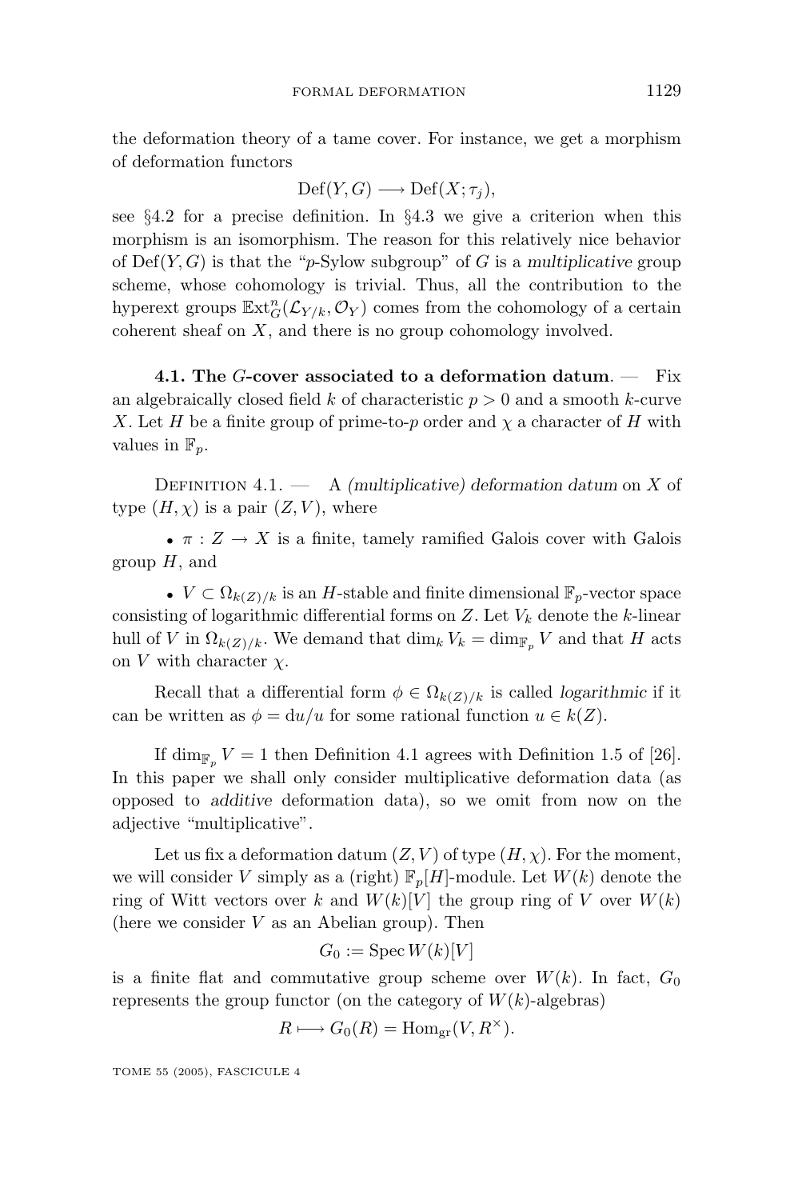the deformation theory of a tame cover. For instance, we get a morphism of deformation functors

$$\mathrm{Def}(Y,G) \longrightarrow \mathrm{Def}(X;\tau_j),$$

see §4.2 for a precise definition. In §4.3 we give a criterion when this morphism is an isomorphism. The reason for this relatively nice behavior of $\mathrm{Def}(Y,G)$ is that the "$p$-Sylow subgroup" of $G$ is a *multiplicative* group scheme, whose cohomology is trivial. Thus, all the contribution to the hyperext groups $\mathbb{E}\mathrm{xt}^n_G(\mathcal{L}_{Y/k},\mathcal{O}_Y)$ comes from the cohomology of a certain coherent sheaf on $X$, and there is no group cohomology involved.

**4.1. The $G$-cover associated to a deformation datum**. — Fix an algebraically closed field $k$ of characteristic $p>0$ and a smooth $k$-curve $X$. Let $H$ be a finite group of prime-to-$p$ order and $\chi$ a character of $H$ with values in $\mathbb{F}_p$.

DEFINITION 4.1. — A *(multiplicative) deformation datum* on $X$ of type $(H,\chi)$ is a pair $(Z,V)$, where

- $\pi : Z \to X$ is a finite, tamely ramified Galois cover with Galois group $H$, and
- $V \subset \Omega_{k(Z)/k}$ is an $H$-stable and finite dimensional $\mathbb{F}_p$-vector space consisting of logarithmic differential forms on $Z$. Let $V_k$ denote the $k$-linear hull of $V$ in $\Omega_{k(Z)/k}$. We demand that $\dim_k V_k = \dim_{\mathbb{F}_p} V$ and that $H$ acts on $V$ with character $\chi$.

Recall that a differential form $\phi \in \Omega_{k(Z)/k}$ is called *logarithmic* if it can be written as $\phi = \mathrm{d}u/u$ for some rational function $u \in k(Z)$.

If $\dim_{\mathbb{F}_p} V = 1$ then Definition 4.1 agrees with Definition 1.5 of [26]. In this paper we shall only consider multiplicative deformation data (as opposed to *additive* deformation data), so we omit from now on the adjective "multiplicative".

Let us fix a deformation datum $(Z,V)$ of type $(H,\chi)$. For the moment, we will consider $V$ simply as a (right) $\mathbb{F}_p[H]$-module. Let $W(k)$ denote the ring of Witt vectors over $k$ and $W(k)[V]$ the group ring of $V$ over $W(k)$ (here we consider $V$ as an Abelian group). Then

$$G_0 := \operatorname{Spec} W(k)[V]$$

is a finite flat and commutative group scheme over $W(k)$. In fact, $G_0$ represents the group functor (on the category of $W(k)$-algebras)

$$R \longmapsto G_0(R) = \mathrm{Hom}_{\mathrm{gr}}(V, R^\times).$$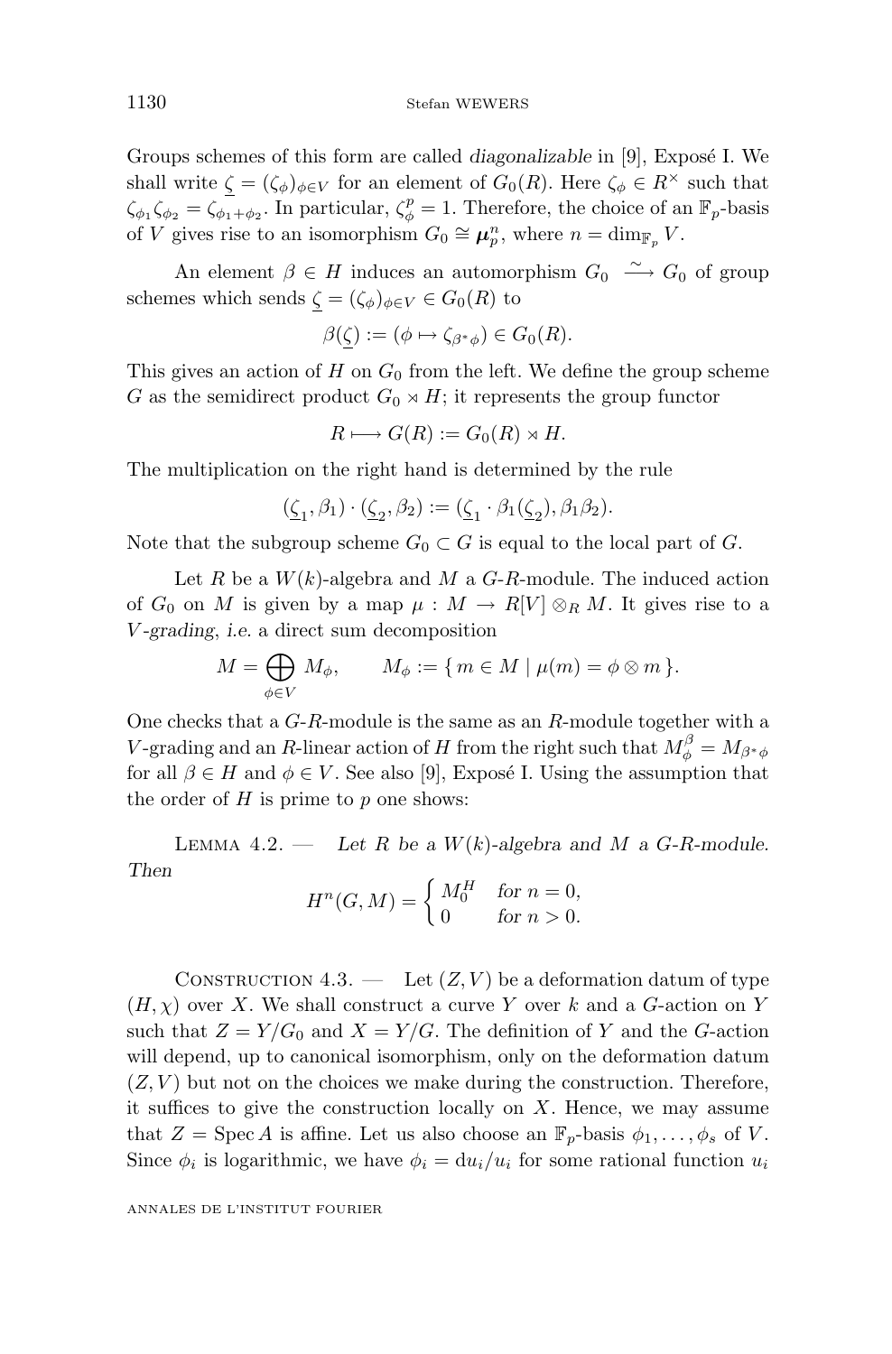Groups schemes of this form are called *diagonalizable* in [9], Exposé I. We shall write $\underline{\zeta} = (\zeta_\phi)_{\phi \in V}$ for an element of $G_0(R)$. Here $\zeta_\phi \in R^\times$ such that $\zeta_{\phi_1}\zeta_{\phi_2} = \zeta_{\phi_1+\phi_2}$. In particular, $\zeta_\phi^p = 1$. Therefore, the choice of an $\mathbb{F}_p$-basis of $V$ gives rise to an isomorphism $G_0 \cong \boldsymbol{\mu}_p^n$, where $n = \dim_{\mathbb{F}_p} V$.

An element $\beta \in H$ induces an automorphism $G_0 \xrightarrow{\sim} G_0$ of group schemes which sends $\underline{\zeta} = (\zeta_\phi)_{\phi \in V} \in G_0(R)$ to

$$\beta(\underline{\zeta}) := (\phi \mapsto \zeta_{\beta^*\phi}) \in G_0(R).$$

This gives an action of $H$ on $G_0$ from the left. We define the group scheme $G$ as the semidirect product $G_0 \rtimes H$; it represents the group functor

$$R \longmapsto G(R) := G_0(R) \rtimes H.$$

The multiplication on the right hand is determined by the rule

$$(\underline{\zeta}_1, \beta_1) \cdot (\underline{\zeta}_2, \beta_2) := (\underline{\zeta}_1 \cdot \beta_1(\underline{\zeta}_2), \beta_1\beta_2).$$

Note that the subgroup scheme $G_0 \subset G$ is equal to the local part of $G$.

Let $R$ be a $W(k)$-algebra and $M$ a $G$-$R$-module. The induced action of $G_0$ on $M$ is given by a map $\mu : M \to R[V] \otimes_R M$. It gives rise to a $V$*-grading*, *i.e.* a direct sum decomposition

$$M = \bigoplus_{\phi \in V} M_\phi, \qquad M_\phi := \{\, m \in M \mid \mu(m) = \phi \otimes m \,\}.$$

One checks that a $G$-$R$-module is the same as an $R$-module together with a $V$-grading and an $R$-linear action of $H$ from the right such that $M_\phi^\beta = M_{\beta^*\phi}$ for all $\beta \in H$ and $\phi \in V$. See also [9], Exposé I. Using the assumption that the order of $H$ is prime to $p$ one shows:

Lemma 4.2. — *Let $R$ be a $W(k)$-algebra and $M$ a $G$-$R$-module. Then*

$$H^n(G, M) = \begin{cases} M_0^H & \text{for } n = 0, \\ 0 & \text{for } n > 0. \end{cases}$$

Construction 4.3. — Let $(Z, V)$ be a deformation datum of type $(H, \chi)$ over $X$. We shall construct a curve $Y$ over $k$ and a $G$-action on $Y$ such that $Z = Y/G_0$ and $X = Y/G$. The definition of $Y$ and the $G$-action will depend, up to canonical isomorphism, only on the deformation datum $(Z, V)$ but not on the choices we make during the construction. Therefore, it suffices to give the construction locally on $X$. Hence, we may assume that $Z = \operatorname{Spec} A$ is affine. Let us also choose an $\mathbb{F}_p$-basis $\phi_1, \ldots, \phi_s$ of $V$. Since $\phi_i$ is logarithmic, we have $\phi_i = \mathrm{d}u_i/u_i$ for some rational function $u_i$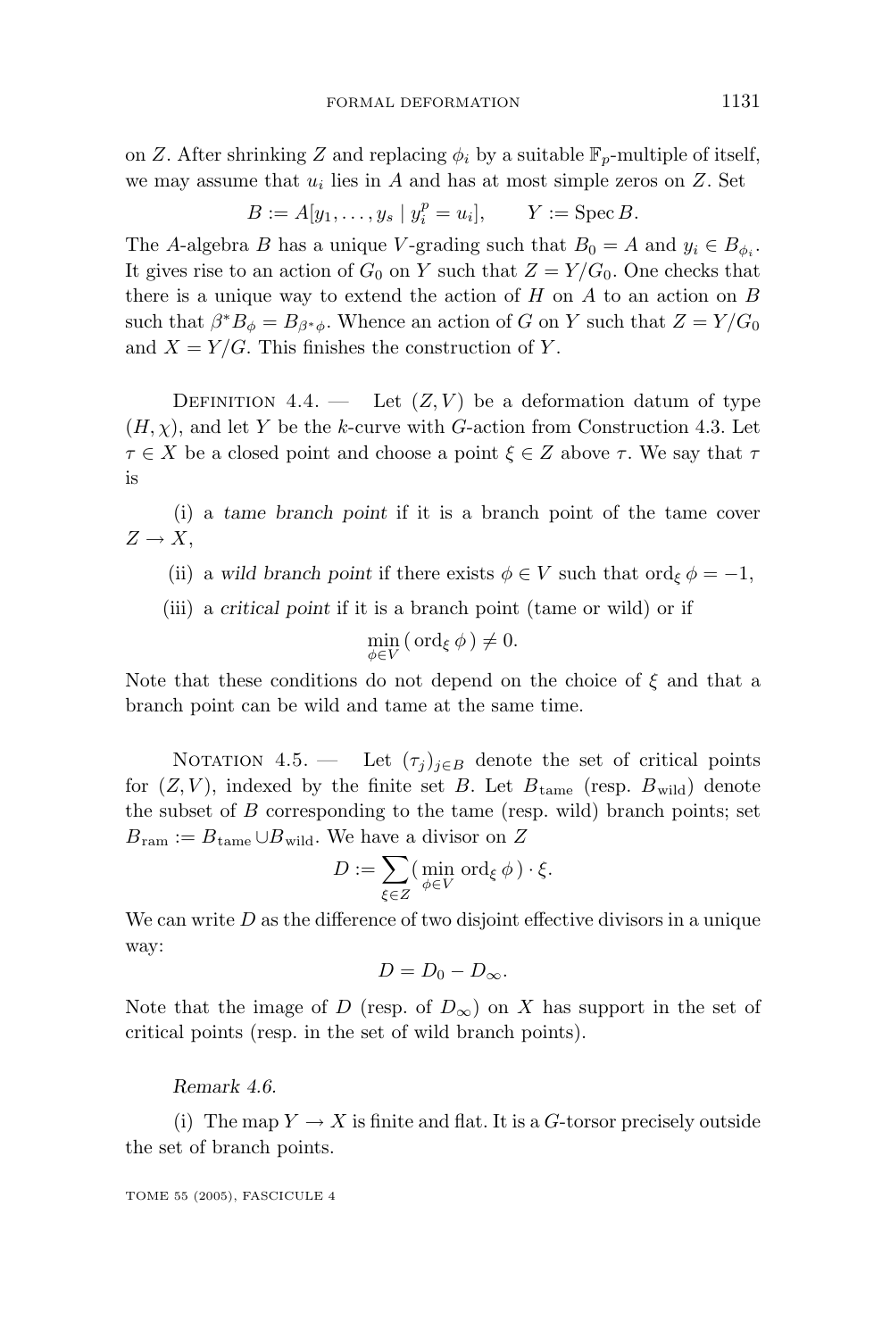on $Z$. After shrinking $Z$ and replacing $\phi_i$ by a suitable $\mathbb{F}_p$-multiple of itself, we may assume that $u_i$ lies in $A$ and has at most simple zeros on $Z$. Set

$$B := A[y_1, \ldots, y_s \mid y_i^p = u_i], \qquad Y := \operatorname{Spec} B.$$

The $A$-algebra $B$ has a unique $V$-grading such that $B_0 = A$ and $y_i \in B_{\phi_i}$. It gives rise to an action of $G_0$ on $Y$ such that $Z = Y/G_0$. One checks that there is a unique way to extend the action of $H$ on $A$ to an action on $B$ such that $\beta^* B_\phi = B_{\beta^*\phi}$. Whence an action of $G$ on $Y$ such that $Z = Y/G_0$ and $X = Y/G$. This finishes the construction of $Y$.

Definition 4.4. — Let $(Z, V)$ be a deformation datum of type $(H, \chi)$, and let $Y$ be the $k$-curve with $G$-action from Construction 4.3. Let $\tau \in X$ be a closed point and choose a point $\xi \in Z$ above $\tau$. We say that $\tau$ is

(i) a *tame branch point* if it is a branch point of the tame cover $Z \to X$,

(ii) a *wild branch point* if there exists $\phi \in V$ such that $\operatorname{ord}_\xi \phi = -1$,

(iii) a *critical point* if it is a branch point (tame or wild) or if

$$\min_{\phi \in V} (\operatorname{ord}_\xi \phi) \neq 0.$$

Note that these conditions do not depend on the choice of $\xi$ and that a branch point can be wild and tame at the same time.

Notation 4.5. — Let $(\tau_j)_{j \in B}$ denote the set of critical points for $(Z, V)$, indexed by the finite set $B$. Let $B_{\text{tame}}$ (resp. $B_{\text{wild}}$) denote the subset of $B$ corresponding to the tame (resp. wild) branch points; set $B_{\text{ram}} := B_{\text{tame}} \cup B_{\text{wild}}$. We have a divisor on $Z$

$$D := \sum_{\xi \in Z} (\min_{\phi \in V} \operatorname{ord}_\xi \phi) \cdot \xi.$$

We can write $D$ as the difference of two disjoint effective divisors in a unique way:

$$D = D_0 - D_\infty.$$

Note that the image of $D$ (resp. of $D_\infty$) on $X$ has support in the set of critical points (resp. in the set of wild branch points).

*Remark 4.6.*

(i) The map $Y \to X$ is finite and flat. It is a $G$-torsor precisely outside the set of branch points.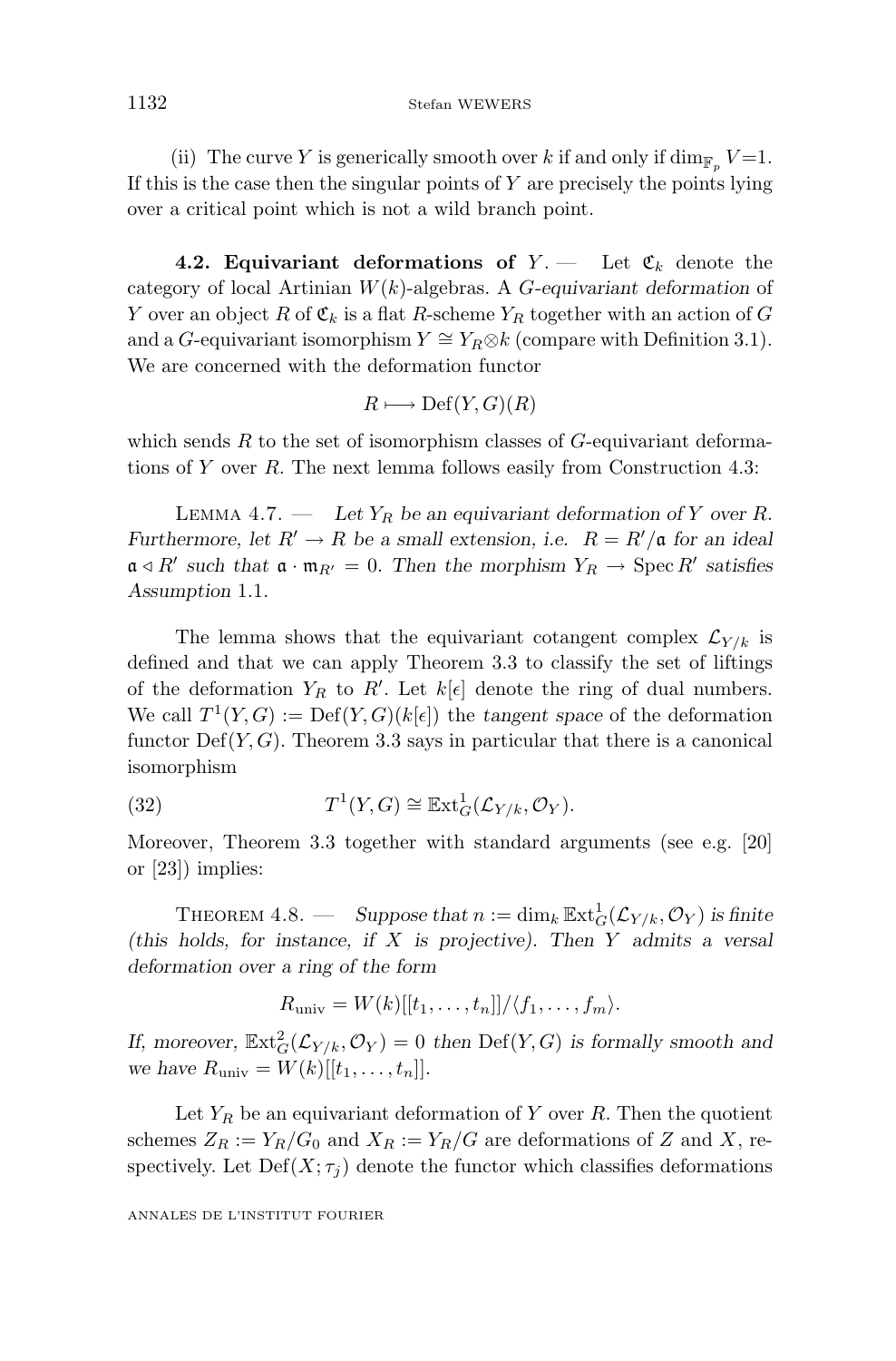(ii) The curve $Y$ is generically smooth over $k$ if and only if $\dim_{\mathbb{F}_p} V=1$. If this is the case then the singular points of $Y$ are precisely the points lying over a critical point which is not a wild branch point.

**4.2. Equivariant deformations of** $Y$. — Let $\mathfrak{C}_k$ denote the category of local Artinian $W(k)$-algebras. A *$G$-equivariant deformation* of $Y$ over an object $R$ of $\mathfrak{C}_k$ is a flat $R$-scheme $Y_R$ together with an action of $G$ and a $G$-equivariant isomorphism $Y \cong Y_R \otimes k$ (compare with Definition 3.1). We are concerned with the deformation functor

$$R \longmapsto \mathrm{Def}(Y,G)(R)$$

which sends $R$ to the set of isomorphism classes of $G$-equivariant deformations of $Y$ over $R$. The next lemma follows easily from Construction 4.3:

Lemma 4.7. — *Let $Y_R$ be an equivariant deformation of $Y$ over $R$. Furthermore, let $R' \to R$ be a small extension, i.e. $R = R'/\mathfrak{a}$ for an ideal $\mathfrak{a} \lhd R'$ such that $\mathfrak{a}\cdot\mathfrak{m}_{R'} = 0$. Then the morphism $Y_R \to \operatorname{Spec} R'$ satisfies Assumption* 1.1.

The lemma shows that the equivariant cotangent complex $\mathcal{L}_{Y/k}$ is defined and that we can apply Theorem 3.3 to classify the set of liftings of the deformation $Y_R$ to $R'$. Let $k[\epsilon]$ denote the ring of dual numbers. We call $T^1(Y,G) := \mathrm{Def}(Y,G)(k[\epsilon])$ the *tangent space* of the deformation functor $\mathrm{Def}(Y,G)$. Theorem 3.3 says in particular that there is a canonical isomorphism

$$T^1(Y,G) \cong \mathbb{E}\mathrm{xt}^1_G(\mathcal{L}_{Y/k},\mathcal{O}_Y). \tag{32}$$

Moreover, Theorem 3.3 together with standard arguments (see e.g. [20] or [23]) implies:

Theorem 4.8. — *Suppose that $n := \dim_k \mathbb{E}\mathrm{xt}^1_G(\mathcal{L}_{Y/k},\mathcal{O}_Y)$ is finite (this holds, for instance, if $X$ is projective). Then $Y$ admits a versal deformation over a ring of the form*

$$R_{\mathrm{univ}} = W(k)[[t_1,\ldots,t_n]]/\langle f_1,\ldots,f_m\rangle.$$

*If, moreover, $\mathbb{E}\mathrm{xt}^2_G(\mathcal{L}_{Y/k},\mathcal{O}_Y)=0$ then $\mathrm{Def}(Y,G)$ is formally smooth and we have $R_{\mathrm{univ}} = W(k)[[t_1,\ldots,t_n]]$.*

Let $Y_R$ be an equivariant deformation of $Y$ over $R$. Then the quotient schemes $Z_R := Y_R/G_0$ and $X_R := Y_R/G$ are deformations of $Z$ and $X$, respectively. Let $\mathrm{Def}(X;\tau_j)$ denote the functor which classifies deformations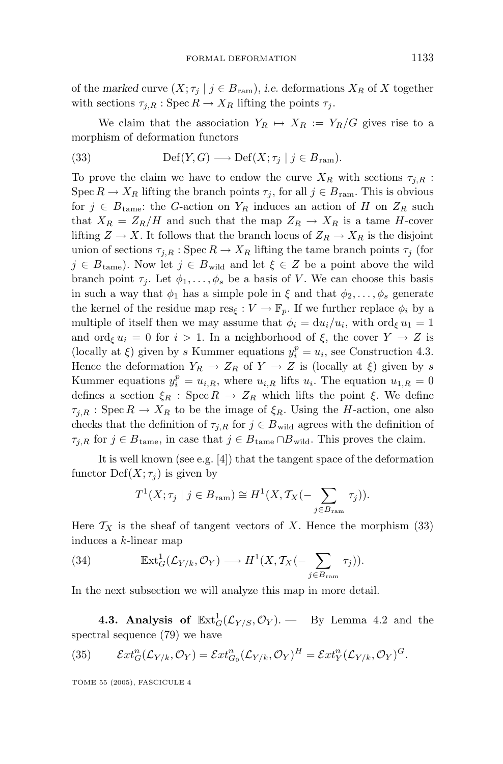of the *marked* curve $(X;\tau_j \mid j\in B_{\rm ram})$, *i.e.* deformations $X_R$ of $X$ together with sections $\tau_{j,R}:\operatorname{Spec} R\to X_R$ lifting the points $\tau_j$.

We claim that the association $Y_R\mapsto X_R:=Y_R/G$ gives rise to a morphism of deformation functors

$$\operatorname{Def}(Y,G)\longrightarrow \operatorname{Def}(X;\tau_j\mid j\in B_{\rm ram}). \tag{33}$$

To prove the claim we have to endow the curve $X_R$ with sections $\tau_{j,R}:\operatorname{Spec} R\to X_R$ lifting the branch points $\tau_j$, for all $j\in B_{\rm ram}$. This is obvious for $j\in B_{\rm tame}$: the $G$-action on $Y_R$ induces an action of $H$ on $Z_R$ such that $X_R=Z_R/H$ and such that the map $Z_R\to X_R$ is a tame $H$-cover lifting $Z\to X$. It follows that the branch locus of $Z_R\to X_R$ is the disjoint union of sections $\tau_{j,R}:\operatorname{Spec} R\to X_R$ lifting the tame branch points $\tau_j$ (for $j\in B_{\rm tame}$). Now let $j\in B_{\rm wild}$ and let $\xi\in Z$ be a point above the wild branch point $\tau_j$. Let $\phi_1,\ldots,\phi_s$ be a basis of $V$. We can choose this basis in such a way that $\phi_1$ has a simple pole in $\xi$ and that $\phi_2,\ldots,\phi_s$ generate the kernel of the residue map $\operatorname{res}_\xi:V\to\mathbb{F}_p$. If we further replace $\phi_i$ by a multiple of itself then we may assume that $\phi_i=\mathrm{d}u_i/u_i$, with $\operatorname{ord}_\xi u_1=1$ and $\operatorname{ord}_\xi u_i=0$ for $i>1$. In a neighborhood of $\xi$, the cover $Y\to Z$ is (locally at $\xi$) given by $s$ Kummer equations $y_i^p=u_i$, see Construction 4.3. Hence the deformation $Y_R\to Z_R$ of $Y\to Z$ is (locally at $\xi$) given by $s$ Kummer equations $y_i^p=u_{i,R}$, where $u_{i,R}$ lifts $u_i$. The equation $u_{1,R}=0$ defines a section $\xi_R:\operatorname{Spec} R\to Z_R$ which lifts the point $\xi$. We define $\tau_{j,R}:\operatorname{Spec} R\to X_R$ to be the image of $\xi_R$. Using the $H$-action, one also checks that the definition of $\tau_{j,R}$ for $j\in B_{\rm wild}$ agrees with the definition of $\tau_{j,R}$ for $j\in B_{\rm tame}$, in case that $j\in B_{\rm tame}\cap B_{\rm wild}$. This proves the claim.

It is well known (see e.g. [4]) that the tangent space of the deformation functor $\operatorname{Def}(X;\tau_j)$ is given by

$$T^1(X;\tau_j\mid j\in B_{\rm ram})\cong H^1\big(X,\mathcal{T}_X(-\sum_{j\in B_{\rm ram}}\tau_j)\big).$$

Here $\mathcal{T}_X$ is the sheaf of tangent vectors of $X$. Hence the morphism (33) induces a $k$-linear map

$$\mathbb{E}\mathrm{xt}^1_G(\mathcal{L}_{Y/k},\mathcal{O}_Y)\longrightarrow H^1\big(X,\mathcal{T}_X(-\sum_{j\in B_{\rm ram}}\tau_j)\big). \tag{34}$$

In the next subsection we will analyze this map in more detail.

### 4.3. Analysis of $\mathbb{E}\mathrm{xt}^1_G(\mathcal{L}_{Y/S},\mathcal{O}_Y)$. —

By Lemma 4.2 and the spectral sequence (79) we have

$$\mathcal{E}xt^n_G(\mathcal{L}_{Y/k},\mathcal{O}_Y)=\mathcal{E}xt^n_{G_0}(\mathcal{L}_{Y/k},\mathcal{O}_Y)^H=\mathcal{E}xt^n_Y(\mathcal{L}_{Y/k},\mathcal{O}_Y)^G. \tag{35}$$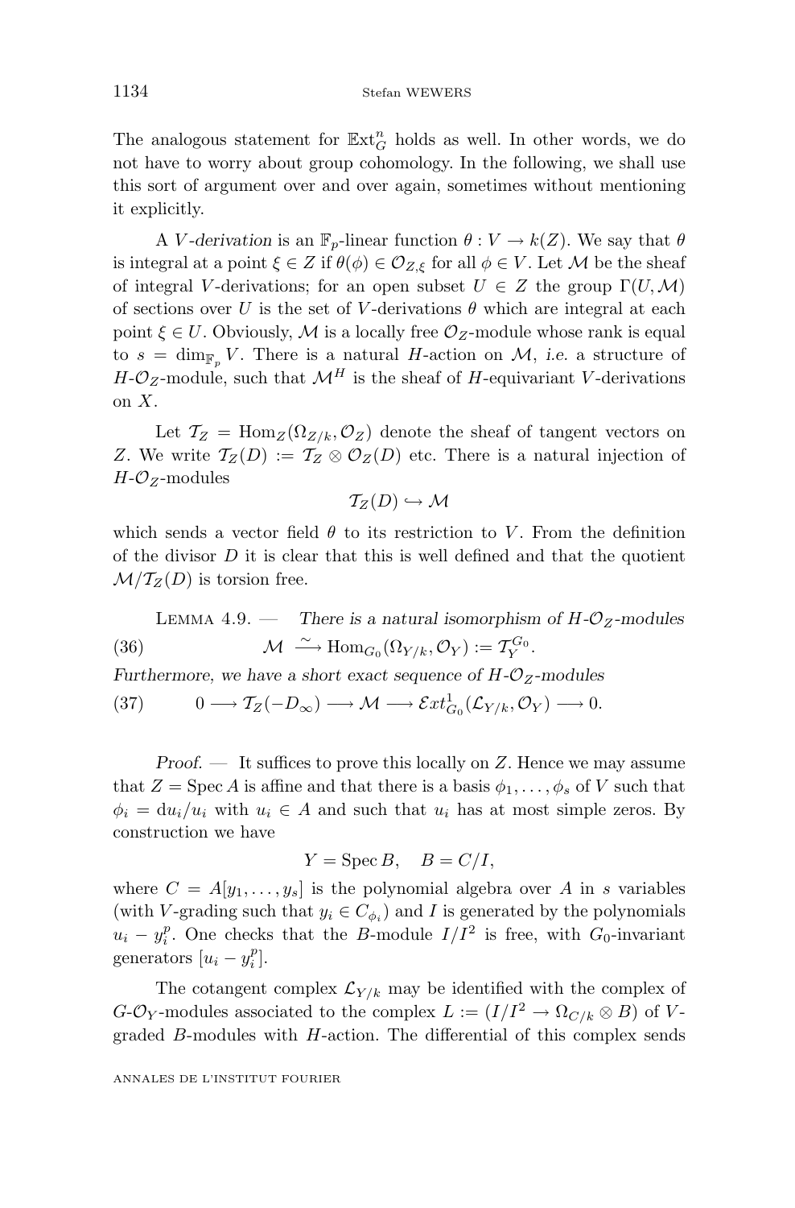The analogous statement for $\mathbb{E}\mathrm{xt}^n_G$ holds as well. In other words, we do not have to worry about group cohomology. In the following, we shall use this sort of argument over and over again, sometimes without mentioning it explicitly.

A $V$*-derivation* is an $\mathbb{F}_p$-linear function $\theta : V \to k(Z)$. We say that $\theta$ is integral at a point $\xi \in Z$ if $\theta(\phi) \in \mathcal{O}_{Z,\xi}$ for all $\phi \in V$. Let $\mathcal{M}$ be the sheaf of integral $V$-derivations; for an open subset $U \in Z$ the group $\Gamma(U, \mathcal{M})$ of sections over $U$ is the set of $V$-derivations $\theta$ which are integral at each point $\xi \in U$. Obviously, $\mathcal{M}$ is a locally free $\mathcal{O}_Z$-module whose rank is equal to $s = \dim_{\mathbb{F}_p} V$. There is a natural $H$-action on $\mathcal{M}$, *i.e.* a structure of $H$-$\mathcal{O}_Z$-module, such that $\mathcal{M}^H$ is the sheaf of $H$-equivariant $V$-derivations on $X$.

Let $\mathcal{T}_Z = \mathrm{Hom}_Z(\Omega_{Z/k}, \mathcal{O}_Z)$ denote the sheaf of tangent vectors on $Z$. We write $\mathcal{T}_Z(D) := \mathcal{T}_Z \otimes \mathcal{O}_Z(D)$ etc. There is a natural injection of $H$-$\mathcal{O}_Z$-modules

$$\mathcal{T}_Z(D) \hookrightarrow \mathcal{M}$$

which sends a vector field $\theta$ to its restriction to $V$. From the definition of the divisor $D$ it is clear that this is well defined and that the quotient $\mathcal{M}/\mathcal{T}_Z(D)$ is torsion free.

Lemma 4.9. — *There is a natural isomorphism of $H$-$\mathcal{O}_Z$-modules*

$$\mathcal{M} \xrightarrow{\sim} \mathrm{Hom}_{G_0}(\Omega_{Y/k}, \mathcal{O}_Y) := \mathcal{T}_Y^{G_0}. \tag{36}$$

*Furthermore, we have a short exact sequence of $H$-$\mathcal{O}_Z$-modules*

$$0 \longrightarrow \mathcal{T}_Z(-D_\infty) \longrightarrow \mathcal{M} \longrightarrow \mathcal{E}xt^1_{G_0}(\mathcal{L}_{Y/k}, \mathcal{O}_Y) \longrightarrow 0. \tag{37}$$

*Proof.* — It suffices to prove this locally on $Z$. Hence we may assume that $Z = \mathrm{Spec}\, A$ is affine and that there is a basis $\phi_1, \ldots, \phi_s$ of $V$ such that $\phi_i = \mathrm{d}u_i/u_i$ with $u_i \in A$ and such that $u_i$ has at most simple zeros. By construction we have

$$Y = \mathrm{Spec}\, B, \quad B = C/I,$$

where $C = A[y_1, \ldots, y_s]$ is the polynomial algebra over $A$ in $s$ variables (with $V$-grading such that $y_i \in C_{\phi_i}$) and $I$ is generated by the polynomials $u_i - y_i^p$. One checks that the $B$-module $I/I^2$ is free, with $G_0$-invariant generators $[u_i - y_i^p]$.

The cotangent complex $\mathcal{L}_{Y/k}$ may be identified with the complex of $G$-$\mathcal{O}_Y$-modules associated to the complex $L := (I/I^2 \to \Omega_{C/k} \otimes B)$ of $V$-graded $B$-modules with $H$-action. The differential of this complex sends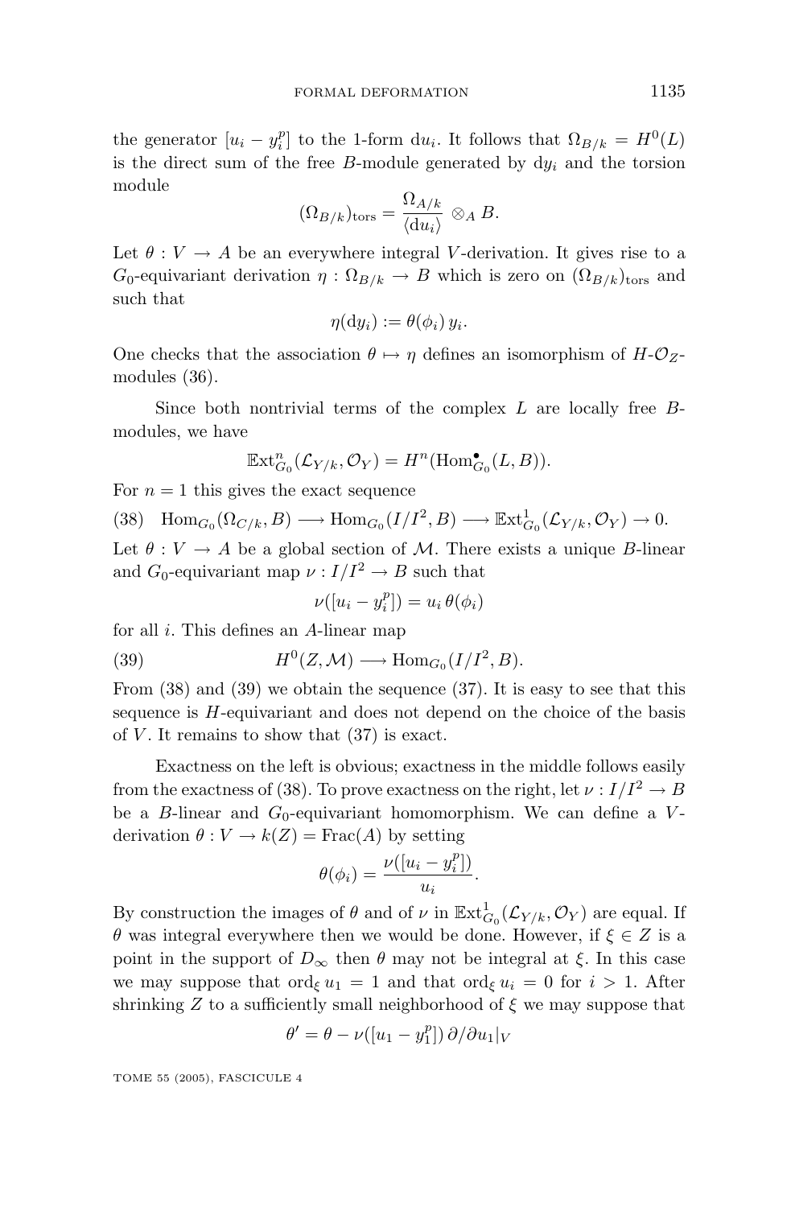the generator $[u_i - y_i^p]$ to the 1-form $\mathrm{d}u_i$. It follows that $\Omega_{B/k} = H^0(L)$ is the direct sum of the free $B$-module generated by $\mathrm{d}y_i$ and the torsion module

$$(\Omega_{B/k})_{\mathrm{tors}} = \frac{\Omega_{A/k}}{\langle \mathrm{d}u_i \rangle} \otimes_A B.$$

Let $\theta : V \to A$ be an everywhere integral $V$-derivation. It gives rise to a $G_0$-equivariant derivation $\eta : \Omega_{B/k} \to B$ which is zero on $(\Omega_{B/k})_{\mathrm{tors}}$ and such that

$$\eta(\mathrm{d}y_i) := \theta(\phi_i)\, y_i.$$

One checks that the association $\theta \mapsto \eta$ defines an isomorphism of $H$-$\mathcal{O}_Z$-modules (36).

Since both nontrivial terms of the complex $L$ are locally free $B$-modules, we have

$$\mathbb{E}\mathrm{xt}^n_{G_0}(\mathcal{L}_{Y/k}, \mathcal{O}_Y) = H^n(\mathrm{Hom}^\bullet_{G_0}(L, B)).$$

For $n = 1$ this gives the exact sequence

$$\mathrm{Hom}_{G_0}(\Omega_{C/k}, B) \longrightarrow \mathrm{Hom}_{G_0}(I/I^2, B) \longrightarrow \mathbb{E}\mathrm{xt}^1_{G_0}(\mathcal{L}_{Y/k}, \mathcal{O}_Y) \to 0. \tag{38}$$

Let $\theta : V \to A$ be a global section of $\mathcal{M}$. There exists a unique $B$-linear and $G_0$-equivariant map $\nu : I/I^2 \to B$ such that

$$\nu([u_i - y_i^p]) = u_i\, \theta(\phi_i)$$

for all $i$. This defines an $A$-linear map

$$H^0(Z, \mathcal{M}) \longrightarrow \mathrm{Hom}_{G_0}(I/I^2, B). \tag{39}$$

From (38) and (39) we obtain the sequence (37). It is easy to see that this sequence is $H$-equivariant and does not depend on the choice of the basis of $V$. It remains to show that (37) is exact.

Exactness on the left is obvious; exactness in the middle follows easily from the exactness of (38). To prove exactness on the right, let $\nu : I/I^2 \to B$ be a $B$-linear and $G_0$-equivariant homomorphism. We can define a $V$-derivation $\theta : V \to k(Z) = \mathrm{Frac}(A)$ by setting

$$\theta(\phi_i) = \frac{\nu([u_i - y_i^p])}{u_i}.$$

By construction the images of $\theta$ and of $\nu$ in $\mathbb{E}\mathrm{xt}^1_{G_0}(\mathcal{L}_{Y/k}, \mathcal{O}_Y)$ are equal. If $\theta$ was integral everywhere then we would be done. However, if $\xi \in Z$ is a point in the support of $D_\infty$ then $\theta$ may not be integral at $\xi$. In this case we may suppose that $\mathrm{ord}_\xi\, u_1 = 1$ and that $\mathrm{ord}_\xi\, u_i = 0$ for $i > 1$. After shrinking $Z$ to a sufficiently small neighborhood of $\xi$ we may suppose that

$$\theta' = \theta - \nu([u_1 - y_1^p])\, \partial/\partial u_1|_V$$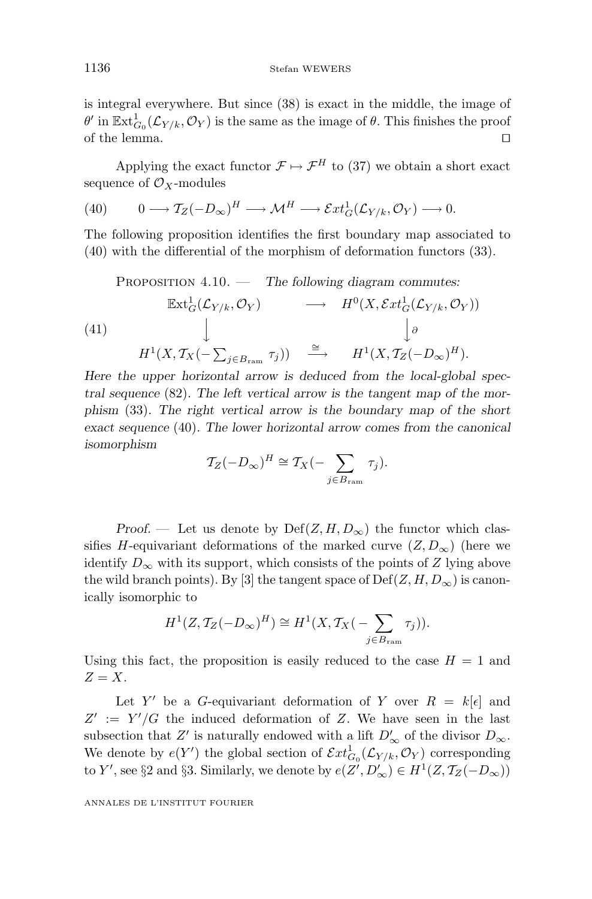is integral everywhere. But since (38) is exact in the middle, the image of $\theta'$ in $\mathbb{E}\mathrm{xt}^1_{G_0}(\mathcal{L}_{Y/k},\mathcal{O}_Y)$ is the same as the image of $\theta$. This finishes the proof of the lemma. $\square$

Applying the exact functor $\mathcal{F}\mapsto\mathcal{F}^H$ to (37) we obtain a short exact sequence of $\mathcal{O}_X$-modules

$$0\longrightarrow \mathcal{T}_Z(-D_\infty)^H\longrightarrow \mathcal{M}^H\longrightarrow \mathcal{E}xt^1_G(\mathcal{L}_{Y/k},\mathcal{O}_Y)\longrightarrow 0. \tag{40}$$

The following proposition identifies the first boundary map associated to (40) with the differential of the morphism of deformation functors (33).

**Proposition 4.10.** — *The following diagram commutes:*

$$\begin{array}{ccc} \mathbb{E}\mathrm{xt}^1_G(\mathcal{L}_{Y/k},\mathcal{O}_Y) & \longrightarrow & H^0(X,\mathcal{E}xt^1_G(\mathcal{L}_{Y/k},\mathcal{O}_Y)) \\ \Big\downarrow & & \Big\downarrow \partial \\ H^1(X,\mathcal{T}_X(-\sum_{j\in B_{\mathrm{ram}}}\tau_j)) & \xrightarrow{\cong} & H^1(X,\mathcal{T}_Z(-D_\infty)^H). \end{array} \tag{41}$$

*Here the upper horizontal arrow is deduced from the local-global spectral sequence* (82)*. The left vertical arrow is the tangent map of the morphism* (33)*. The right vertical arrow is the boundary map of the short exact sequence* (40)*. The lower horizontal arrow comes from the canonical isomorphism*

$$\mathcal{T}_Z(-D_\infty)^H\cong\mathcal{T}_X(-\sum_{j\in B_{\mathrm{ram}}}\tau_j).$$

*Proof.* — Let us denote by $\mathrm{Def}(Z,H,D_\infty)$ the functor which classifies $H$-equivariant deformations of the marked curve $(Z,D_\infty)$ (here we identify $D_\infty$ with its support, which consists of the points of $Z$ lying above the wild branch points). By [3] the tangent space of $\mathrm{Def}(Z,H,D_\infty)$ is canonically isomorphic to

$$H^1(Z,\mathcal{T}_Z(-D_\infty)^H)\cong H^1(X,\mathcal{T}_X(-\sum_{j\in B_{\mathrm{ram}}}\tau_j)).$$

Using this fact, the proposition is easily reduced to the case $H=1$ and $Z=X$.

Let $Y'$ be a $G$-equivariant deformation of $Y$ over $R=k[\epsilon]$ and $Z':=Y'/G$ the induced deformation of $Z$. We have seen in the last subsection that $Z'$ is naturally endowed with a lift $D'_\infty$ of the divisor $D_\infty$. We denote by $e(Y')$ the global section of $\mathcal{E}xt^1_{G_0}(\mathcal{L}_{Y/k},\mathcal{O}_Y)$ corresponding to $Y'$, see §2 and §3. Similarly, we denote by $e(Z',D'_\infty)\in H^1(Z,\mathcal{T}_Z(-D_\infty))$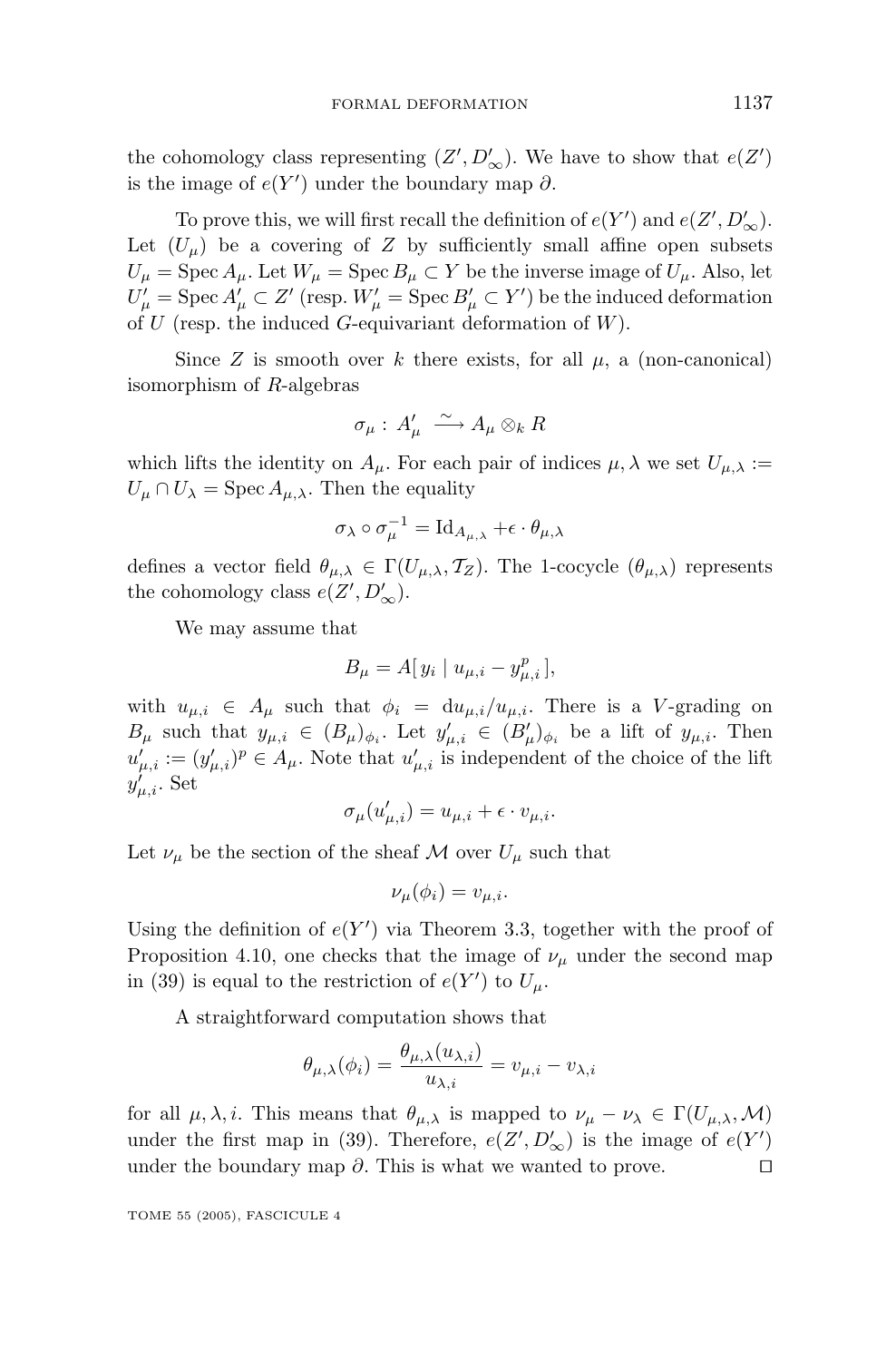the cohomology class representing $(Z', D'_\infty)$. We have to show that $e(Z')$ is the image of $e(Y')$ under the boundary map $\partial$.

To prove this, we will first recall the definition of $e(Y')$ and $e(Z', D'_\infty)$. Let $(U_\mu)$ be a covering of $Z$ by sufficiently small affine open subsets $U_\mu = \operatorname{Spec} A_\mu$. Let $W_\mu = \operatorname{Spec} B_\mu \subset Y$ be the inverse image of $U_\mu$. Also, let $U'_\mu = \operatorname{Spec} A'_\mu \subset Z'$ (resp. $W'_\mu = \operatorname{Spec} B'_\mu \subset Y'$) be the induced deformation of $U$ (resp. the induced $G$-equivariant deformation of $W$).

Since $Z$ is smooth over $k$ there exists, for all $\mu$, a (non-canonical) isomorphism of $R$-algebras

$$\sigma_\mu : A'_\mu \xrightarrow{\sim} A_\mu \otimes_k R$$

which lifts the identity on $A_\mu$. For each pair of indices $\mu, \lambda$ we set $U_{\mu,\lambda} := U_\mu \cap U_\lambda = \operatorname{Spec} A_{\mu,\lambda}$. Then the equality

$$\sigma_\lambda \circ \sigma_\mu^{-1} = \operatorname{Id}_{A_{\mu,\lambda}} + \epsilon \cdot \theta_{\mu,\lambda}$$

defines a vector field $\theta_{\mu,\lambda} \in \Gamma(U_{\mu,\lambda}, \mathcal{T}_Z)$. The 1-cocycle $(\theta_{\mu,\lambda})$ represents the cohomology class $e(Z', D'_\infty)$.

We may assume that

$$B_\mu = A[\, y_i \mid u_{\mu,i} - y_{\mu,i}^p \,],$$

with $u_{\mu,i} \in A_\mu$ such that $\phi_i = \mathrm{d}u_{\mu,i}/u_{\mu,i}$. There is a $V$-grading on $B_\mu$ such that $y_{\mu,i} \in (B_\mu)_{\phi_i}$. Let $y'_{\mu,i} \in (B'_\mu)_{\phi_i}$ be a lift of $y_{\mu,i}$. Then $u'_{\mu,i} := (y'_{\mu,i})^p \in A_\mu$. Note that $u'_{\mu,i}$ is independent of the choice of the lift $y'_{\mu,i}$. Set

$$\sigma_\mu(u'_{\mu,i}) = u_{\mu,i} + \epsilon \cdot v_{\mu,i}.$$

Let $\nu_\mu$ be the section of the sheaf $\mathcal{M}$ over $U_\mu$ such that

$$\nu_\mu(\phi_i) = v_{\mu,i}.$$

Using the definition of $e(Y')$ via Theorem 3.3, together with the proof of Proposition 4.10, one checks that the image of $\nu_\mu$ under the second map in (39) is equal to the restriction of $e(Y')$ to $U_\mu$.

A straightforward computation shows that

$$\theta_{\mu,\lambda}(\phi_i) = \frac{\theta_{\mu,\lambda}(u_{\lambda,i})}{u_{\lambda,i}} = v_{\mu,i} - v_{\lambda,i}$$

for all $\mu, \lambda, i$. This means that $\theta_{\mu,\lambda}$ is mapped to $\nu_\mu - \nu_\lambda \in \Gamma(U_{\mu,\lambda}, \mathcal{M})$ under the first map in (39). Therefore, $e(Z', D'_\infty)$ is the image of $e(Y')$ under the boundary map $\partial$. This is what we wanted to prove. $\square$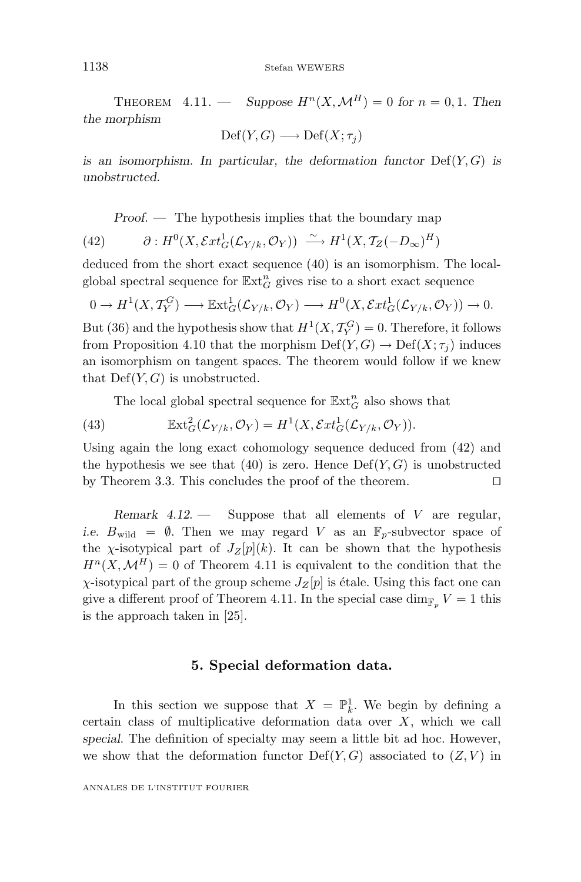THEOREM 4.11. — *Suppose $H^n(X, \mathcal{M}^H) = 0$ for $n = 0, 1$. Then the morphism*

$$\mathrm{Def}(Y, G) \longrightarrow \mathrm{Def}(X; \tau_j)$$

*is an isomorphism. In particular, the deformation functor $\mathrm{Def}(Y, G)$ is unobstructed.*

*Proof.* — The hypothesis implies that the boundary map

$$\partial : H^0(X, \mathcal{E}xt^1_G(\mathcal{L}_{Y/k}, \mathcal{O}_Y)) \xrightarrow{\sim} H^1(X, \mathcal{T}_Z(-D_\infty)^H) \tag{42}$$

deduced from the short exact sequence (40) is an isomorphism. The local-global spectral sequence for $\mathbb{E}\mathrm{xt}^n_G$ gives rise to a short exact sequence

$$0 \to H^1(X, \mathcal{T}_Y^G) \longrightarrow \mathbb{E}\mathrm{xt}^1_G(\mathcal{L}_{Y/k}, \mathcal{O}_Y) \longrightarrow H^0(X, \mathcal{E}xt^1_G(\mathcal{L}_{Y/k}, \mathcal{O}_Y)) \to 0.$$

But (36) and the hypothesis show that $H^1(X, \mathcal{T}_Y^G) = 0$. Therefore, it follows from Proposition 4.10 that the morphism $\mathrm{Def}(Y, G) \to \mathrm{Def}(X; \tau_j)$ induces an isomorphism on tangent spaces. The theorem would follow if we knew that $\mathrm{Def}(Y, G)$ is unobstructed.

The local global spectral sequence for $\mathbb{E}\mathrm{xt}^n_G$ also shows that

$$\mathbb{E}\mathrm{xt}^2_G(\mathcal{L}_{Y/k}, \mathcal{O}_Y) = H^1(X, \mathcal{E}xt^1_G(\mathcal{L}_{Y/k}, \mathcal{O}_Y)). \tag{43}$$

Using again the long exact cohomology sequence deduced from (42) and the hypothesis we see that (40) is zero. Hence $\mathrm{Def}(Y, G)$ is unobstructed by Theorem 3.3. This concludes the proof of the theorem. □

*Remark 4.12.* — Suppose that all elements of $V$ are regular, *i.e.* $B_{\mathrm{wild}} = \emptyset$. Then we may regard $V$ as an $\mathbb{F}_p$-subvector space of the $\chi$-isotypical part of $J_Z[p](k)$. It can be shown that the hypothesis $H^n(X, \mathcal{M}^H) = 0$ of Theorem 4.11 is equivalent to the condition that the $\chi$-isotypical part of the group scheme $J_Z[p]$ is étale. Using this fact one can give a different proof of Theorem 4.11. In the special case $\dim_{\mathbb{F}_p} V = 1$ this is the approach taken in [25].

## 5. Special deformation data.

In this section we suppose that $X = \mathbb{P}^1_k$. We begin by defining a certain class of multiplicative deformation data over $X$, which we call *special*. The definition of specialty may seem a little bit ad hoc. However, we show that the deformation functor $\mathrm{Def}(Y, G)$ associated to $(Z, V)$ in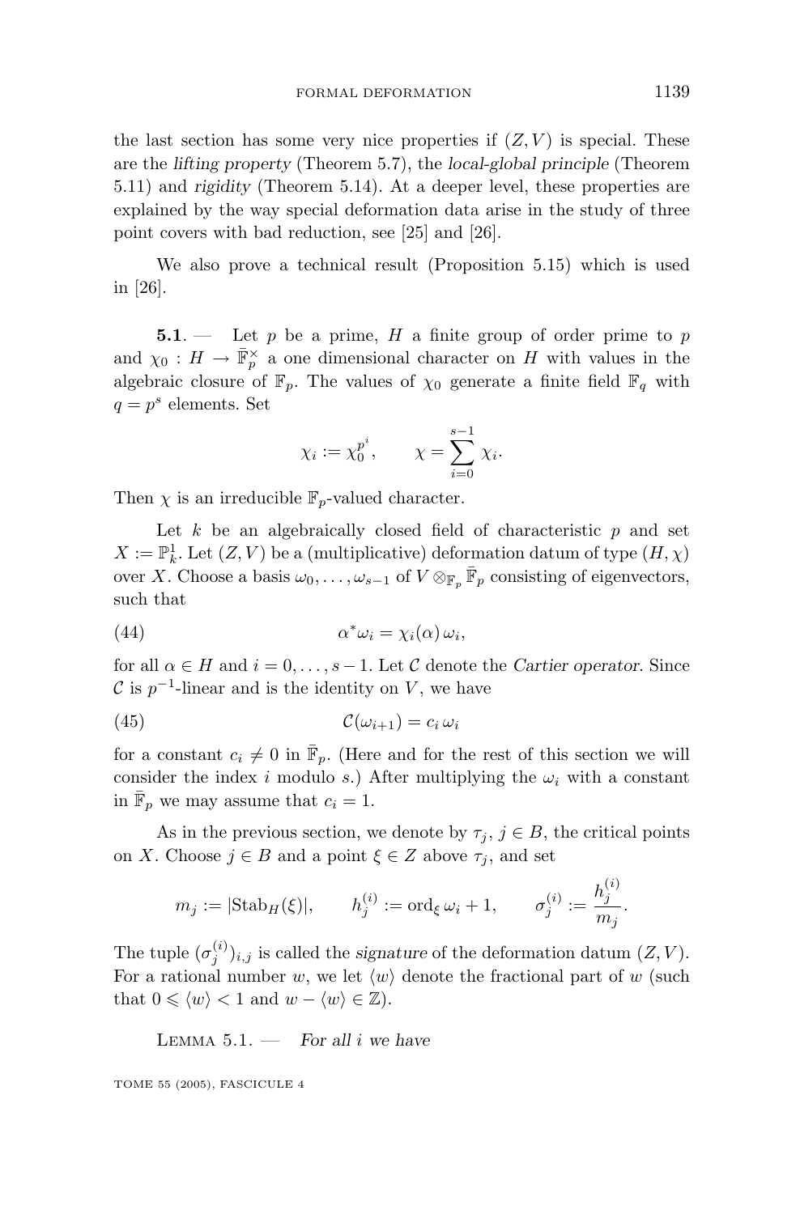the last section has some very nice properties if $(Z, V)$ is special. These are the *lifting property* (Theorem 5.7), the *local-global principle* (Theorem 5.11) and *rigidity* (Theorem 5.14). At a deeper level, these properties are explained by the way special deformation data arise in the study of three point covers with bad reduction, see [25] and [26].

We also prove a technical result (Proposition 5.15) which is used in [26].

**5.1**. — Let $p$ be a prime, $H$ a finite group of order prime to $p$ and $\chi_0 : H \to \bar{\mathbb{F}}_p^\times$ a one dimensional character on $H$ with values in the algebraic closure of $\mathbb{F}_p$. The values of $\chi_0$ generate a finite field $\mathbb{F}_q$ with $q = p^s$ elements. Set

$$\chi_i := \chi_0^{p^i}, \qquad \chi = \sum_{i=0}^{s-1} \chi_i.$$

Then $\chi$ is an irreducible $\mathbb{F}_p$-valued character.

Let $k$ be an algebraically closed field of characteristic $p$ and set $X := \mathbb{P}^1_k$. Let $(Z, V)$ be a (multiplicative) deformation datum of type $(H, \chi)$ over $X$. Choose a basis $\omega_0, \ldots, \omega_{s-1}$ of $V \otimes_{\mathbb{F}_p} \bar{\mathbb{F}}_p$ consisting of eigenvectors, such that

$$\alpha^* \omega_i = \chi_i(\alpha)\, \omega_i, \tag{44}$$

for all $\alpha \in H$ and $i = 0, \ldots, s-1$. Let $\mathcal{C}$ denote the *Cartier operator*. Since $\mathcal{C}$ is $p^{-1}$-linear and is the identity on $V$, we have

$$\mathcal{C}(\omega_{i+1}) = c_i\, \omega_i \tag{45}$$

for a constant $c_i \neq 0$ in $\bar{\mathbb{F}}_p$. (Here and for the rest of this section we will consider the index $i$ modulo $s$.) After multiplying the $\omega_i$ with a constant in $\bar{\mathbb{F}}_p$ we may assume that $c_i = 1$.

As in the previous section, we denote by $\tau_j$, $j \in B$, the critical points on $X$. Choose $j \in B$ and a point $\xi \in Z$ above $\tau_j$, and set

$$m_j := |\mathrm{Stab}_H(\xi)|, \qquad h_j^{(i)} := \mathrm{ord}_\xi\, \omega_i + 1, \qquad \sigma_j^{(i)} := \frac{h_j^{(i)}}{m_j}.$$

The tuple $(\sigma_j^{(i)})_{i,j}$ is called the *signature* of the deformation datum $(Z, V)$. For a rational number $w$, we let $\langle w \rangle$ denote the fractional part of $w$ (such that $0 \leqslant \langle w \rangle < 1$ and $w - \langle w \rangle \in \mathbb{Z}$).

Lemma 5.1. — *For all $i$ we have*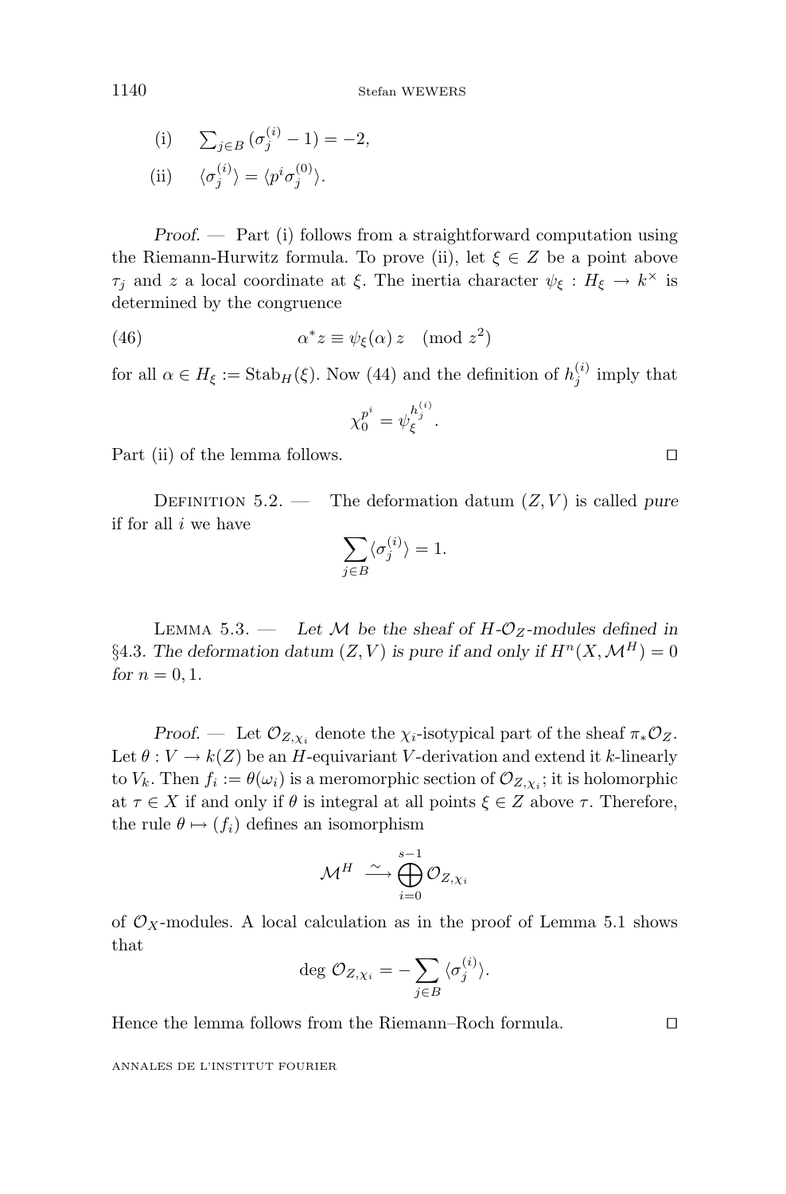(i) $\sum_{j\in B}(\sigma_j^{(i)}-1)=-2$,

(ii) $\langle\sigma_j^{(i)}\rangle=\langle p^i\sigma_j^{(0)}\rangle$.

*Proof.* — Part (i) follows from a straightforward computation using the Riemann-Hurwitz formula. To prove (ii), let $\xi\in Z$ be a point above $\tau_j$ and $z$ a local coordinate at $\xi$. The inertia character $\psi_\xi : H_\xi\to k^\times$ is determined by the congruence

$$\alpha^*z\equiv\psi_\xi(\alpha)\,z \pmod{z^2} \tag{46}$$

for all $\alpha\in H_\xi:=\mathrm{Stab}_H(\xi)$. Now (44) and the definition of $h_j^{(i)}$ imply that

$$\chi_0^{p^i}=\psi_\xi^{h_j^{(i)}}.$$

Part (ii) of the lemma follows. □

Definition 5.2. — The deformation datum $(Z,V)$ is called *pure* if for all $i$ we have

$$\sum_{j\in B}\langle\sigma_j^{(i)}\rangle=1.$$

Lemma 5.3. — *Let $\mathcal{M}$ be the sheaf of $H$-$\mathcal{O}_Z$-modules defined in §4.3. The deformation datum $(Z,V)$ is pure if and only if $H^n(X,\mathcal{M}^H)=0$ for $n=0,1$.*

*Proof.* — Let $\mathcal{O}_{Z,\chi_i}$ denote the $\chi_i$-isotypical part of the sheaf $\pi_*\mathcal{O}_Z$. Let $\theta : V\to k(Z)$ be an $H$-equivariant $V$-derivation and extend it $k$-linearly to $V_k$. Then $f_i:=\theta(\omega_i)$ is a meromorphic section of $\mathcal{O}_{Z,\chi_i}$; it is holomorphic at $\tau\in X$ if and only if $\theta$ is integral at all points $\xi\in Z$ above $\tau$. Therefore, the rule $\theta\mapsto(f_i)$ defines an isomorphism

$$\mathcal{M}^H\ \xrightarrow{\ \sim\ }\ \bigoplus_{i=0}^{s-1}\mathcal{O}_{Z,\chi_i}$$

of $\mathcal{O}_X$-modules. A local calculation as in the proof of Lemma 5.1 shows that

$$\deg\,\mathcal{O}_{Z,\chi_i}=-\sum_{j\in B}\langle\sigma_j^{(i)}\rangle.$$

Hence the lemma follows from the Riemann–Roch formula. □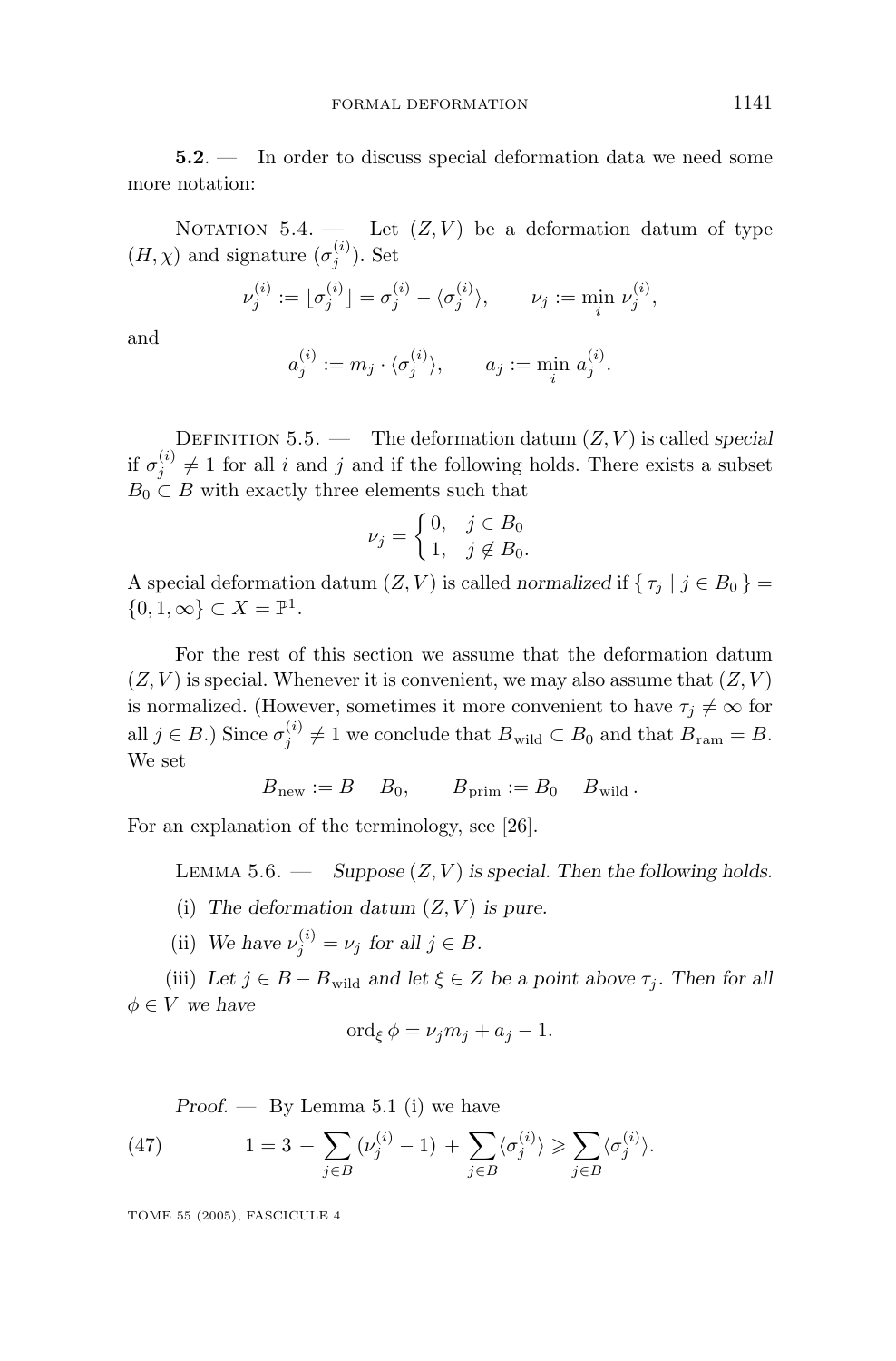**5.2**. — In order to discuss special deformation data we need some more notation:

Notation 5.4. — Let $(Z, V)$ be a deformation datum of type $(H, \chi)$ and signature $(\sigma_j^{(i)})$. Set

$$\nu_j^{(i)} := \lfloor \sigma_j^{(i)} \rfloor = \sigma_j^{(i)} - \langle \sigma_j^{(i)} \rangle, \qquad \nu_j := \min_i \nu_j^{(i)},$$

and

$$a_j^{(i)} := m_j \cdot \langle \sigma_j^{(i)} \rangle, \qquad a_j := \min_i a_j^{(i)}.$$

Definition 5.5. — The deformation datum $(Z, V)$ is called *special* if $\sigma_j^{(i)} \neq 1$ for all $i$ and $j$ and if the following holds. There exists a subset $B_0 \subset B$ with exactly three elements such that

$$\nu_j = \begin{cases} 0, & j \in B_0 \\ 1, & j \notin B_0. \end{cases}$$

A special deformation datum $(Z, V)$ is called *normalized* if $\{ \tau_j \mid j \in B_0 \} = \{0, 1, \infty\} \subset X = \mathbb{P}^1$.

For the rest of this section we assume that the deformation datum $(Z, V)$ is special. Whenever it is convenient, we may also assume that $(Z, V)$ is normalized. (However, sometimes it more convenient to have $\tau_j \neq \infty$ for all $j \in B$.) Since $\sigma_j^{(i)} \neq 1$ we conclude that $B_{\rm wild} \subset B_0$ and that $B_{\rm ram} = B$. We set

$$B_{\rm new} := B - B_0, \qquad B_{\rm prim} := B_0 - B_{\rm wild}\,.$$

For an explanation of the terminology, see [26].

Lemma 5.6. — *Suppose $(Z, V)$ is special. Then the following holds.*

(i) *The deformation datum $(Z, V)$ is pure.*

(ii) *We have $\nu_j^{(i)} = \nu_j$ for all $j \in B$.*

(iii) *Let $j \in B - B_{\rm wild}$ and let $\xi \in Z$ be a point above $\tau_j$. Then for all $\phi \in V$ we have*

$$\operatorname{ord}_\xi \phi = \nu_j m_j + a_j - 1.$$

*Proof.* — By Lemma 5.1 (i) we have

$$1 = 3 + \sum_{j \in B} (\nu_j^{(i)} - 1) + \sum_{j \in B} \langle \sigma_j^{(i)} \rangle \geqslant \sum_{j \in B} \langle \sigma_j^{(i)} \rangle. \tag{47}$$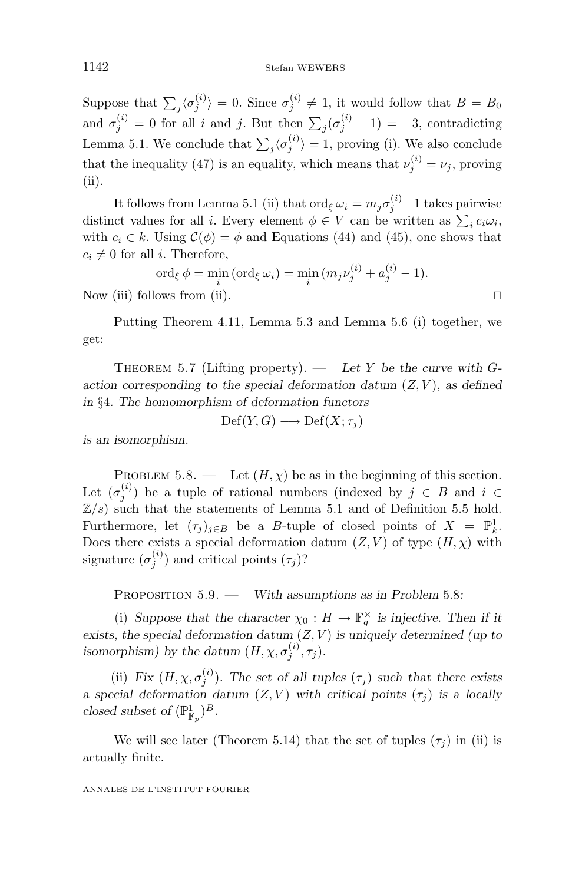Suppose that $\sum_j \langle \sigma_j^{(i)} \rangle = 0$. Since $\sigma_j^{(i)} \neq 1$, it would follow that $B = B_0$ and $\sigma_j^{(i)} = 0$ for all $i$ and $j$. But then $\sum_j (\sigma_j^{(i)} - 1) = -3$, contradicting Lemma 5.1. We conclude that $\sum_j \langle \sigma_j^{(i)} \rangle = 1$, proving (i). We also conclude that the inequality (47) is an equality, which means that $\nu_j^{(i)} = \nu_j$, proving (ii).

It follows from Lemma 5.1 (ii) that $\mathrm{ord}_\xi\, \omega_i = m_j \sigma_j^{(i)} - 1$ takes pairwise distinct values for all $i$. Every element $\phi \in V$ can be written as $\sum_i c_i \omega_i$, with $c_i \in k$. Using $\mathcal{C}(\phi) = \phi$ and Equations (44) and (45), one shows that $c_i \neq 0$ for all $i$. Therefore,

$$\mathrm{ord}_\xi\, \phi = \min_i \,(\mathrm{ord}_\xi\, \omega_i) = \min_i \,(m_j \nu_j^{(i)} + a_j^{(i)} - 1).$$

Now (iii) follows from (ii). ◻

Putting Theorem 4.11, Lemma 5.3 and Lemma 5.6 (i) together, we get:

Theorem 5.7 (Lifting property). — *Let $Y$ be the curve with $G$-action corresponding to the special deformation datum $(Z, V)$, as defined in §4. The homomorphism of deformation functors*

$$\mathrm{Def}(Y, G) \longrightarrow \mathrm{Def}(X; \tau_j)$$

*is an isomorphism.*

Problem 5.8. — Let $(H, \chi)$ be as in the beginning of this section. Let $(\sigma_j^{(i)})$ be a tuple of rational numbers (indexed by $j \in B$ and $i \in \mathbb{Z}/s$) such that the statements of Lemma 5.1 and of Definition 5.5 hold. Furthermore, let $(\tau_j)_{j \in B}$ be a $B$-tuple of closed points of $X = \mathbb{P}_k^1$. Does there exists a special deformation datum $(Z, V)$ of type $(H, \chi)$ with signature $(\sigma_j^{(i)})$ and critical points $(\tau_j)$?

Proposition 5.9. — *With assumptions as in Problem 5.8:*

(i) *Suppose that the character $\chi_0 : H \to \mathbb{F}_q^\times$ is injective. Then if it exists, the special deformation datum $(Z, V)$ is uniquely determined (up to isomorphism) by the datum $(H, \chi, \sigma_j^{(i)}, \tau_j)$.*

(ii) *Fix $(H, \chi, \sigma_j^{(i)})$. The set of all tuples $(\tau_j)$ such that there exists a special deformation datum $(Z, V)$ with critical points $(\tau_j)$ is a locally closed subset of $(\mathbb{P}_{\mathbb{F}_p}^1)^B$.*

We will see later (Theorem 5.14) that the set of tuples $(\tau_j)$ in (ii) is actually finite.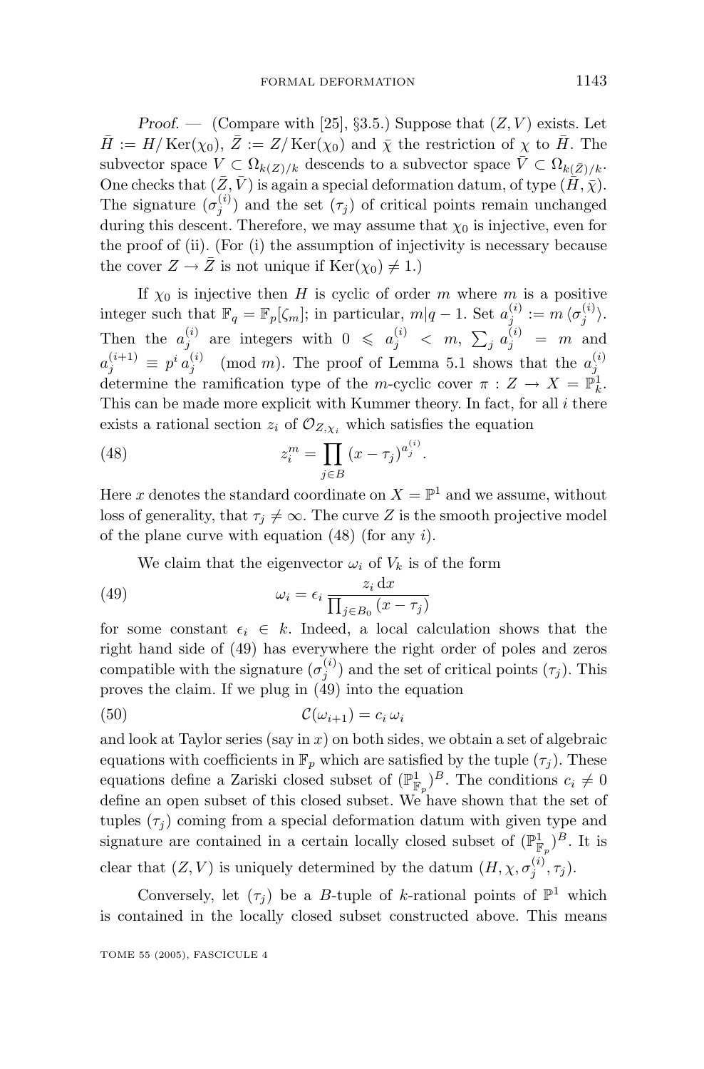*Proof.* — (Compare with [25], §3.5.) Suppose that $(Z, V)$ exists. Let $\bar{H} := H/\operatorname{Ker}(\chi_0)$, $\bar{Z} := Z/\operatorname{Ker}(\chi_0)$ and $\bar{\chi}$ the restriction of $\chi$ to $\bar{H}$. The subvector space $V \subset \Omega_{k(Z)/k}$ descends to a subvector space $\bar{V} \subset \Omega_{k(\bar{Z})/k}$. One checks that $(\bar{Z}, \bar{V})$ is again a special deformation datum, of type $(\bar{H}, \bar{\chi})$. The signature $(\sigma_j^{(i)})$ and the set $(\tau_j)$ of critical points remain unchanged during this descent. Therefore, we may assume that $\chi_0$ is injective, even for the proof of (ii). (For (i) the assumption of injectivity is necessary because the cover $Z \to \bar{Z}$ is not unique if $\operatorname{Ker}(\chi_0) \neq 1$.)

If $\chi_0$ is injective then $H$ is cyclic of order $m$ where $m$ is a positive integer such that $\mathbb{F}_q = \mathbb{F}_p[\zeta_m]$; in particular, $m | q-1$. Set $a_j^{(i)} := m\,\langle \sigma_j^{(i)} \rangle$. Then the $a_j^{(i)}$ are integers with $0 \leqslant a_j^{(i)} < m$, $\sum_j a_j^{(i)} = m$ and $a_j^{(i+1)} \equiv p^i\, a_j^{(i)} \pmod{m}$. The proof of Lemma 5.1 shows that the $a_j^{(i)}$ determine the ramification type of the $m$-cyclic cover $\pi : Z \to X = \mathbb{P}_k^1$. This can be made more explicit with Kummer theory. In fact, for all $i$ there exists a rational section $z_i$ of $\mathcal{O}_{Z,\chi_i}$ which satisfies the equation

$$z_i^m = \prod_{j \in B} (x - \tau_j)^{a_j^{(i)}}. \tag{48}$$

Here $x$ denotes the standard coordinate on $X = \mathbb{P}^1$ and we assume, without loss of generality, that $\tau_j \neq \infty$. The curve $Z$ is the smooth projective model of the plane curve with equation (48) (for any $i$).

We claim that the eigenvector $\omega_i$ of $V_k$ is of the form

$$\omega_i = \epsilon_i \, \frac{z_i \, \mathrm{d}x}{\prod_{j \in B_0} (x - \tau_j)} \tag{49}$$

for some constant $\epsilon_i \in k$. Indeed, a local calculation shows that the right hand side of (49) has everywhere the right order of poles and zeros compatible with the signature $(\sigma_j^{(i)})$ and the set of critical points $(\tau_j)$. This proves the claim. If we plug in (49) into the equation

$$\mathcal{C}(\omega_{i+1}) = c_i \, \omega_i \tag{50}$$

and look at Taylor series (say in $x$) on both sides, we obtain a set of algebraic equations with coefficients in $\mathbb{F}_p$ which are satisfied by the tuple $(\tau_j)$. These equations define a Zariski closed subset of $(\mathbb{P}_{\mathbb{F}_p}^1)^B$. The conditions $c_i \neq 0$ define an open subset of this closed subset. We have shown that the set of tuples $(\tau_j)$ coming from a special deformation datum with given type and signature are contained in a certain locally closed subset of $(\mathbb{P}_{\mathbb{F}_p}^1)^B$. It is clear that $(Z, V)$ is uniquely determined by the datum $(H, \chi, \sigma_j^{(i)}, \tau_j)$.

Conversely, let $(\tau_j)$ be a $B$-tuple of $k$-rational points of $\mathbb{P}^1$ which is contained in the locally closed subset constructed above. This means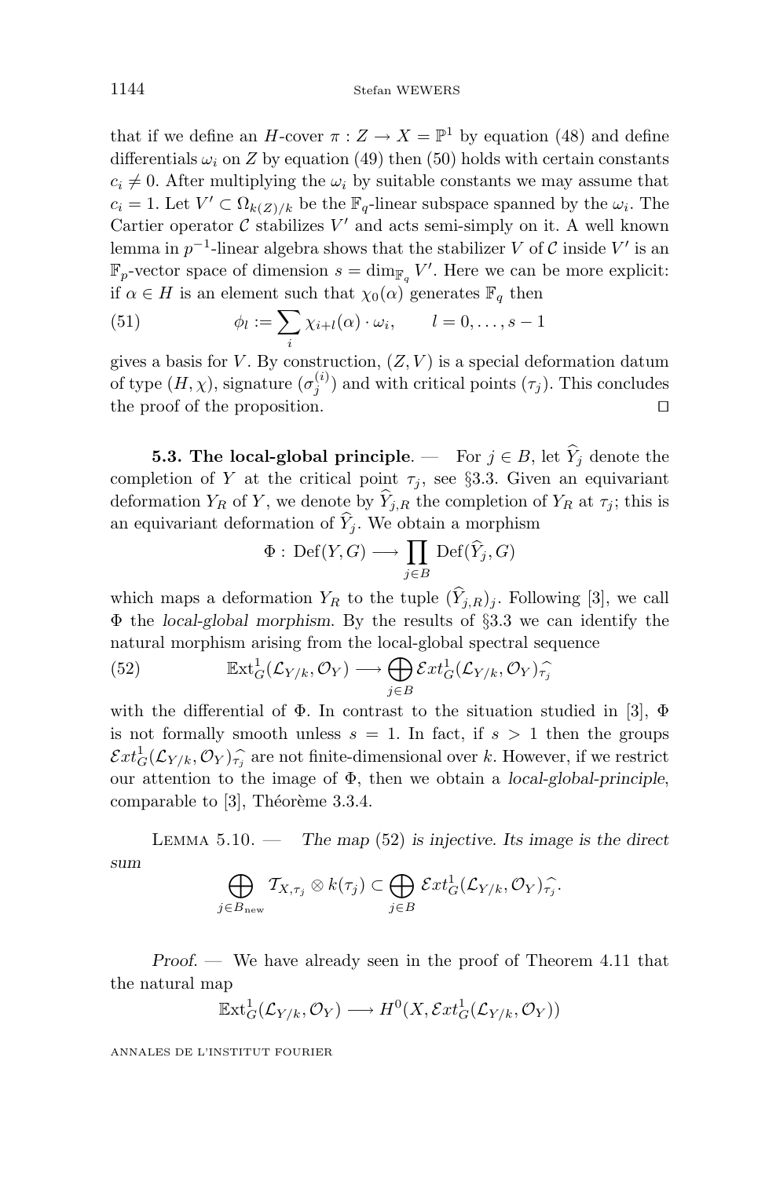that if we define an $H$-cover $\pi : Z \to X = \mathbb{P}^1$ by equation (48) and define differentials $\omega_i$ on $Z$ by equation (49) then (50) holds with certain constants $c_i \neq 0$. After multiplying the $\omega_i$ by suitable constants we may assume that $c_i = 1$. Let $V' \subset \Omega_{k(Z)/k}$ be the $\mathbb{F}_q$-linear subspace spanned by the $\omega_i$. The Cartier operator $\mathcal{C}$ stabilizes $V'$ and acts semi-simply on it. A well known lemma in $p^{-1}$-linear algebra shows that the stabilizer $V$ of $\mathcal{C}$ inside $V'$ is an $\mathbb{F}_p$-vector space of dimension $s = \dim_{\mathbb{F}_q} V'$. Here we can be more explicit: if $\alpha \in H$ is an element such that $\chi_0(\alpha)$ generates $\mathbb{F}_q$ then

$$\phi_l := \sum_i \chi_{i+l}(\alpha) \cdot \omega_i, \qquad l = 0, \ldots, s-1 \tag{51}$$

gives a basis for $V$. By construction, $(Z, V)$ is a special deformation datum of type $(H, \chi)$, signature $(\sigma_j^{(i)})$ and with critical points $(\tau_j)$. This concludes the proof of the proposition. ◻

**5.3. The local-global principle**. — For $j \in B$, let $\widehat{Y}_j$ denote the completion of $Y$ at the critical point $\tau_j$, see §3.3. Given an equivariant deformation $Y_R$ of $Y$, we denote by $\widehat{Y}_{j,R}$ the completion of $Y_R$ at $\tau_j$; this is an equivariant deformation of $\widehat{Y}_j$. We obtain a morphism

$$\Phi : \operatorname{Def}(Y, G) \longrightarrow \prod_{j \in B} \operatorname{Def}(\widehat{Y}_j, G)$$

which maps a deformation $Y_R$ to the tuple $(\widehat{Y}_{j,R})_j$. Following [3], we call $\Phi$ the *local-global morphism*. By the results of §3.3 we can identify the natural morphism arising from the local-global spectral sequence

$$\mathbb{E}\mathrm{xt}^1_G(\mathcal{L}_{Y/k}, \mathcal{O}_Y) \longrightarrow \bigoplus_{j \in B} \mathcal{E}xt^1_G(\mathcal{L}_{Y/k}, \mathcal{O}_Y)_{\widehat{\tau_j}} \tag{52}$$

with the differential of $\Phi$. In contrast to the situation studied in [3], $\Phi$ is not formally smooth unless $s = 1$. In fact, if $s > 1$ then the groups $\mathcal{E}xt^1_G(\mathcal{L}_{Y/k}, \mathcal{O}_Y)_{\widehat{\tau_j}}$ are not finite-dimensional over $k$. However, if we restrict our attention to the image of $\Phi$, then we obtain a *local-global-principle*, comparable to [3], Théorème 3.3.4.

Lemma 5.10. — *The map* (52) *is injective. Its image is the direct sum*

$$\bigoplus_{j \in B_{\mathrm{new}}} \mathcal{T}_{X,\tau_j} \otimes k(\tau_j) \subset \bigoplus_{j \in B} \mathcal{E}xt^1_G(\mathcal{L}_{Y/k}, \mathcal{O}_Y)_{\widehat{\tau_j}}.$$

*Proof*. — We have already seen in the proof of Theorem 4.11 that the natural map

$$\mathbb{E}\mathrm{xt}^1_G(\mathcal{L}_{Y/k}, \mathcal{O}_Y) \longrightarrow H^0(X, \mathcal{E}xt^1_G(\mathcal{L}_{Y/k}, \mathcal{O}_Y))$$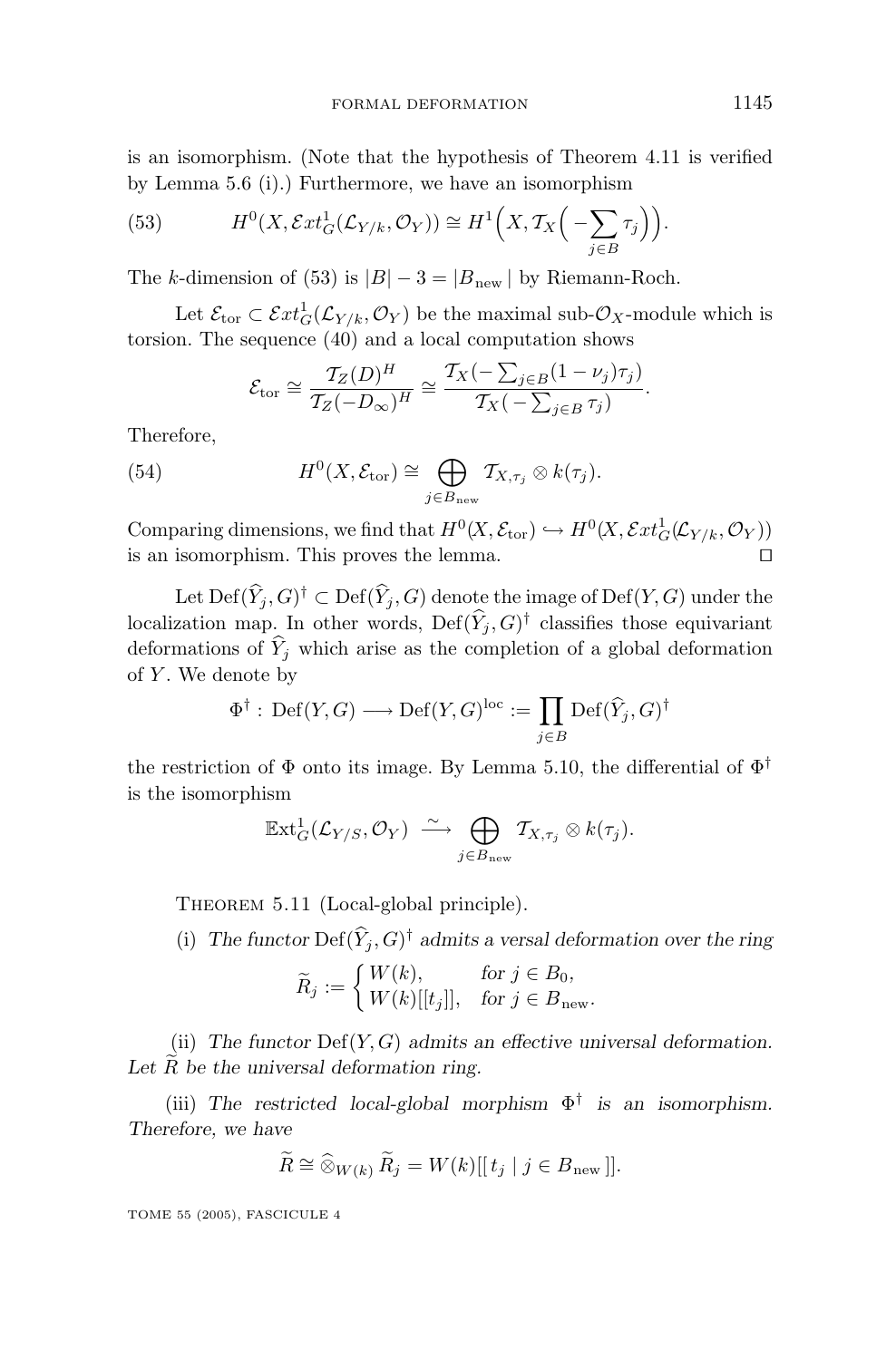is an isomorphism. (Note that the hypothesis of Theorem 4.11 is verified by Lemma 5.6 (i).) Furthermore, we have an isomorphism

$$H^0(X, \mathcal{E}xt^1_G(\mathcal{L}_{Y/k}, \mathcal{O}_Y)) \cong H^1\Big(X, \mathcal{T}_X\Big(-\sum_{j\in B} \tau_j\Big)\Big). \tag{53}$$

The $k$-dimension of (53) is $|B| - 3 = |B_{\mathrm{new}}|$ by Riemann-Roch.

Let $\mathcal{E}_{\mathrm{tor}} \subset \mathcal{E}xt^1_G(\mathcal{L}_{Y/k}, \mathcal{O}_Y)$ be the maximal sub-$\mathcal{O}_X$-module which is torsion. The sequence (40) and a local computation shows

$$\mathcal{E}_{\mathrm{tor}} \cong \frac{\mathcal{T}_Z(D)^H}{\mathcal{T}_Z(-D_\infty)^H} \cong \frac{\mathcal{T}_X(-\sum_{j\in B}(1-\nu_j)\tau_j)}{\mathcal{T}_X(-\sum_{j\in B}\tau_j)}.$$

Therefore,

$$H^0(X, \mathcal{E}_{\mathrm{tor}}) \cong \bigoplus_{j\in B_{\mathrm{new}}} \mathcal{T}_{X,\tau_j} \otimes k(\tau_j). \tag{54}$$

Comparing dimensions, we find that $H^0(X, \mathcal{E}_{\mathrm{tor}}) \hookrightarrow H^0(X, \mathcal{E}xt^1_G(\mathcal{L}_{Y/k}, \mathcal{O}_Y))$ is an isomorphism. This proves the lemma. $\square$

Let $\mathrm{Def}(\widehat{Y}_j, G)^\dagger \subset \mathrm{Def}(\widehat{Y}_j, G)$ denote the image of $\mathrm{Def}(Y, G)$ under the localization map. In other words, $\mathrm{Def}(\widehat{Y}_j, G)^\dagger$ classifies those equivariant deformations of $\widehat{Y}_j$ which arise as the completion of a global deformation of $Y$. We denote by

$$\Phi^\dagger : \mathrm{Def}(Y, G) \longrightarrow \mathrm{Def}(Y, G)^{\mathrm{loc}} := \prod_{j\in B} \mathrm{Def}(\widehat{Y}_j, G)^\dagger$$

the restriction of $\Phi$ onto its image. By Lemma 5.10, the differential of $\Phi^\dagger$ is the isomorphism

$$\mathbb{E}\mathrm{xt}^1_G(\mathcal{L}_{Y/S}, \mathcal{O}_Y) \stackrel{\sim}{\longrightarrow} \bigoplus_{j\in B_{\mathrm{new}}} \mathcal{T}_{X,\tau_j} \otimes k(\tau_j).$$

Theorem 5.11 (Local-global principle).

(i) *The functor* $\mathrm{Def}(\widehat{Y}_j, G)^\dagger$ *admits a versal deformation over the ring*

$$\widetilde{R}_j := \begin{cases} W(k), & \text{for } j \in B_0, \\ W(k)[[t_j]], & \text{for } j \in B_{\mathrm{new}}. \end{cases}$$

(ii) *The functor* $\mathrm{Def}(Y, G)$ *admits an effective universal deformation. Let* $\widetilde{R}$ *be the universal deformation ring.*

(iii) *The restricted local-global morphism* $\Phi^\dagger$ *is an isomorphism. Therefore, we have*

$$\widetilde{R} \cong \widehat{\otimes}_{W(k)}\, \widetilde{R}_j = W(k)[[\, t_j \mid j \in B_{\mathrm{new}}\,]].$$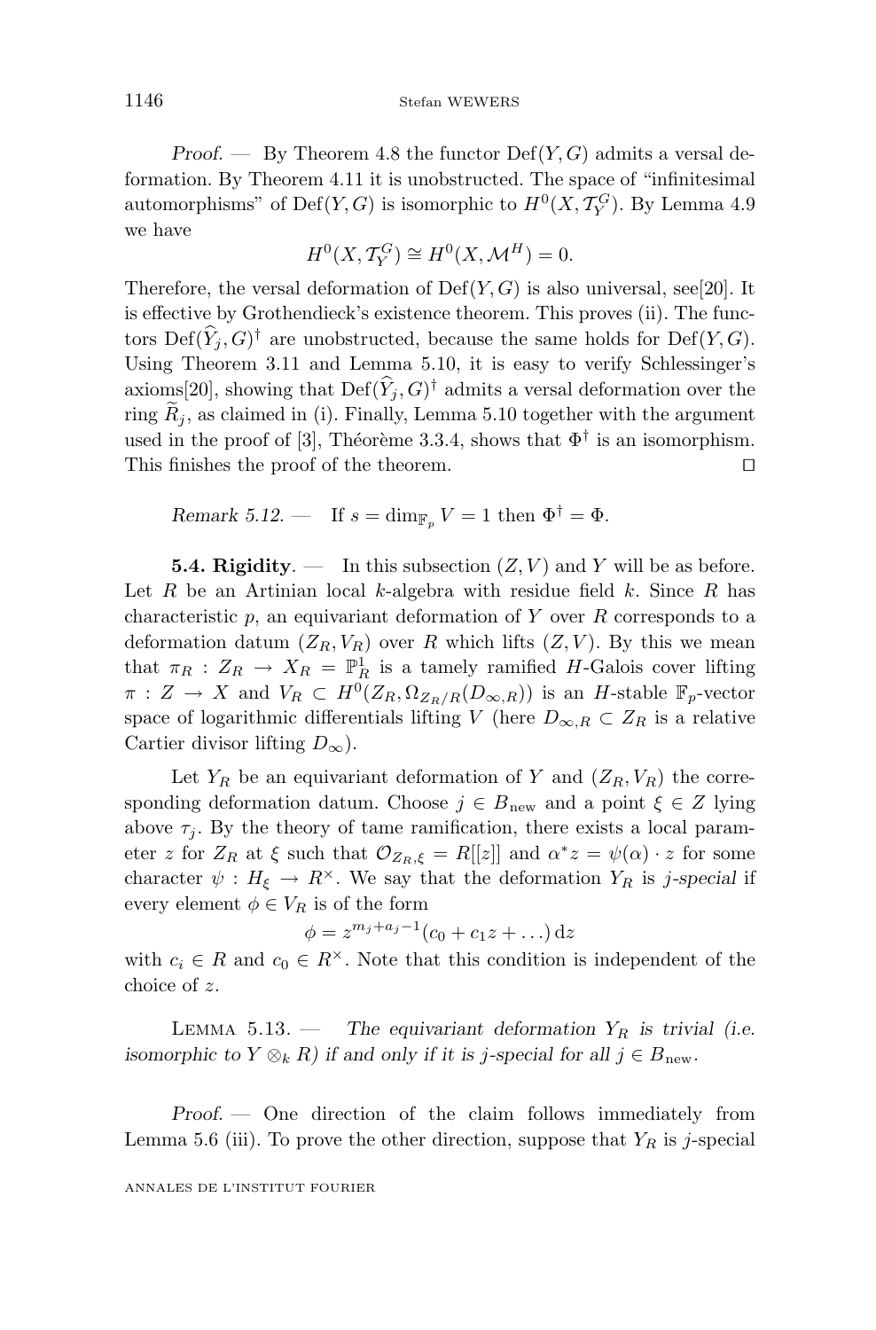*Proof*. — By Theorem 4.8 the functor $\mathrm{Def}(Y,G)$ admits a versal deformation. By Theorem 4.11 it is unobstructed. The space of "infinitesimal automorphisms" of $\mathrm{Def}(Y,G)$ is isomorphic to $H^0(X,\mathcal{T}_Y^G)$. By Lemma 4.9 we have

$$H^0(X,\mathcal{T}_Y^G)\cong H^0(X,\mathcal{M}^H)=0.$$

Therefore, the versal deformation of $\mathrm{Def}(Y,G)$ is also universal, see[20]. It is effective by Grothendieck's existence theorem. This proves (ii). The functors $\mathrm{Def}(\widehat{Y}_j,G)^\dagger$ are unobstructed, because the same holds for $\mathrm{Def}(Y,G)$. Using Theorem 3.11 and Lemma 5.10, it is easy to verify Schlessinger's axioms[20], showing that $\mathrm{Def}(\widehat{Y}_j,G)^\dagger$ admits a versal deformation over the ring $\widetilde{R}_j$, as claimed in (i). Finally, Lemma 5.10 together with the argument used in the proof of [3], Théorème 3.3.4, shows that $\Phi^\dagger$ is an isomorphism. This finishes the proof of the theorem. □

*Remark 5.12*. — If $s=\dim_{\mathbb{F}_p}V=1$ then $\Phi^\dagger=\Phi$.

**5.4. Rigidity**. — In this subsection $(Z,V)$ and $Y$ will be as before. Let $R$ be an Artinian local $k$-algebra with residue field $k$. Since $R$ has characteristic $p$, an equivariant deformation of $Y$ over $R$ corresponds to a deformation datum $(Z_R,V_R)$ over $R$ which lifts $(Z,V)$. By this we mean that $\pi_R:Z_R\to X_R=\mathbb{P}^1_R$ is a tamely ramified $H$-Galois cover lifting $\pi:Z\to X$ and $V_R\subset H^0(Z_R,\Omega_{Z_R/R}(D_{\infty,R}))$ is an $H$-stable $\mathbb{F}_p$-vector space of logarithmic differentials lifting $V$ (here $D_{\infty,R}\subset Z_R$ is a relative Cartier divisor lifting $D_\infty$).

Let $Y_R$ be an equivariant deformation of $Y$ and $(Z_R,V_R)$ the corresponding deformation datum. Choose $j\in B_{\mathrm{new}}$ and a point $\xi\in Z$ lying above $\tau_j$. By the theory of tame ramification, there exists a local parameter $z$ for $Z_R$ at $\xi$ such that $\mathcal{O}_{Z_R,\xi}=R[[z]]$ and $\alpha^*z=\psi(\alpha)\cdot z$ for some character $\psi:H_\xi\to R^\times$. We say that the deformation $Y_R$ is *j-special* if every element $\phi\in V_R$ is of the form

$$\phi=z^{m_j+a_j-1}(c_0+c_1z+\ldots)\,\mathrm{d}z$$

with $c_i\in R$ and $c_0\in R^\times$. Note that this condition is independent of the choice of $z$.

Lemma 5.13. — *The equivariant deformation $Y_R$ is trivial (i.e. isomorphic to $Y\otimes_k R$) if and only if it is $j$-special for all $j\in B_{\mathrm{new}}$.*

*Proof*. — One direction of the claim follows immediately from Lemma 5.6 (iii). To prove the other direction, suppose that $Y_R$ is $j$-special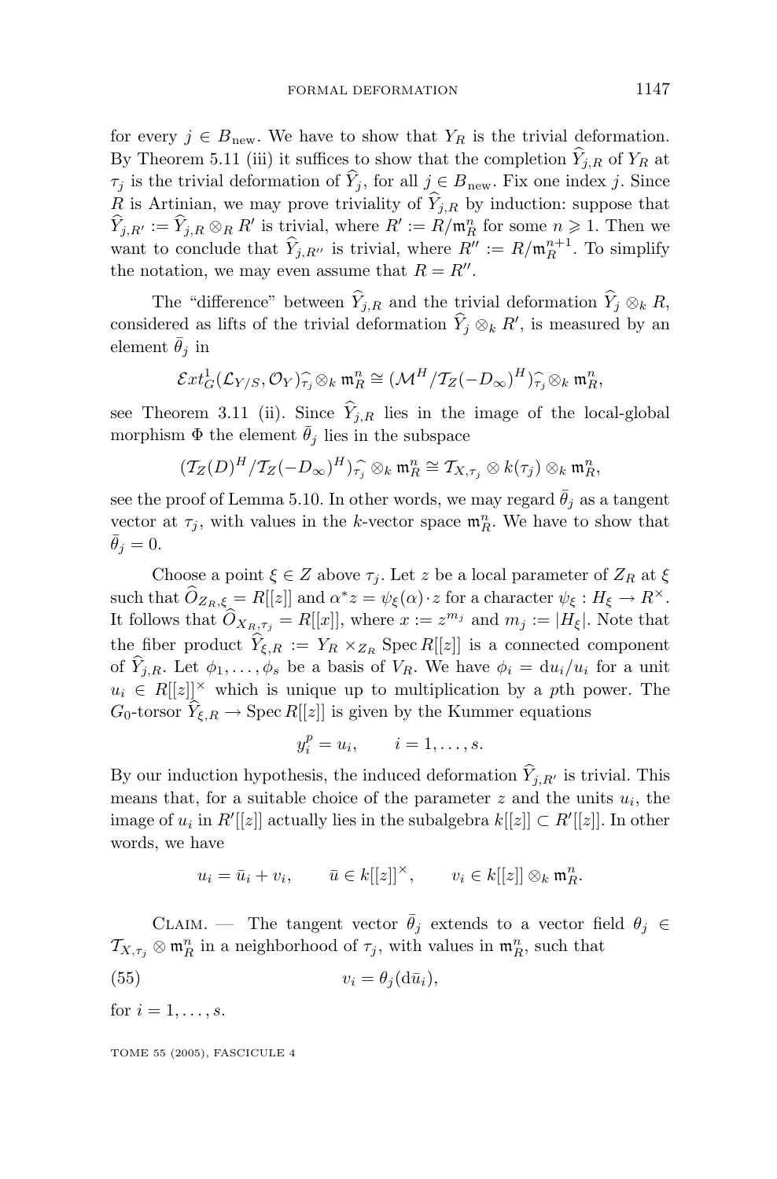for every $j \in B_{\rm new}$. We have to show that $Y_R$ is the trivial deformation. By Theorem 5.11 (iii) it suffices to show that the completion $\widehat{Y}_{j,R}$ of $Y_R$ at $\tau_j$ is the trivial deformation of $\widehat{Y}_j$, for all $j \in B_{\rm new}$. Fix one index $j$. Since $R$ is Artinian, we may prove triviality of $\widehat{Y}_{j,R}$ by induction: suppose that $\widehat{Y}_{j,R'} := \widehat{Y}_{j,R} \otimes_R R'$ is trivial, where $R' := R/\mathfrak{m}_R^n$ for some $n \geqslant 1$. Then we want to conclude that $\widehat{Y}_{j,R''}$ is trivial, where $R'' := R/\mathfrak{m}_R^{n+1}$. To simplify the notation, we may even assume that $R = R''$.

The "difference" between $\widehat{Y}_{j,R}$ and the trivial deformation $\widehat{Y}_j \otimes_k R$, considered as lifts of the trivial deformation $\widehat{Y}_j \otimes_k R'$, is measured by an element $\bar{\theta}_j$ in

$$\mathcal{E}xt^1_G(\mathcal{L}_{Y/S}, \mathcal{O}_Y)\widehat{_{\tau_j}} \otimes_k \mathfrak{m}_R^n \cong (\mathcal{M}^H/\mathcal{T}_Z(-D_\infty)^H)\widehat{_{\tau_j}} \otimes_k \mathfrak{m}_R^n,$$

see Theorem 3.11 (ii). Since $\widehat{Y}_{j,R}$ lies in the image of the local-global morphism $\Phi$ the element $\bar{\theta}_j$ lies in the subspace

$$(\mathcal{T}_Z(D)^H/\mathcal{T}_Z(-D_\infty)^H)\widehat{_{\tau_j}} \otimes_k \mathfrak{m}_R^n \cong \mathcal{T}_{X,\tau_j} \otimes k(\tau_j) \otimes_k \mathfrak{m}_R^n,$$

see the proof of Lemma 5.10. In other words, we may regard $\bar{\theta}_j$ as a tangent vector at $\tau_j$, with values in the $k$-vector space $\mathfrak{m}_R^n$. We have to show that $\bar{\theta}_j = 0$.

Choose a point $\xi \in Z$ above $\tau_j$. Let $z$ be a local parameter of $Z_R$ at $\xi$ such that $\widehat{O}_{Z_R,\xi} = R[[z]]$ and $\alpha^* z = \psi_\xi(\alpha) \cdot z$ for a character $\psi_\xi : H_\xi \to R^\times$. It follows that $\widehat{O}_{X_R,\tau_j} = R[[x]]$, where $x := z^{m_j}$ and $m_j := |H_\xi|$. Note that the fiber product $\widehat{Y}_{\xi,R} := Y_R \times_{Z_R} \operatorname{Spec} R[[z]]$ is a connected component of $\widehat{Y}_{j,R}$. Let $\phi_1, \ldots, \phi_s$ be a basis of $V_R$. We have $\phi_i = \mathrm{d}u_i/u_i$ for a unit $u_i \in R[[z]]^\times$ which is unique up to multiplication by a $p$th power. The $G_0$-torsor $\widehat{Y}_{\xi,R} \to \operatorname{Spec} R[[z]]$ is given by the Kummer equations

$$y_i^p = u_i, \qquad i = 1, \ldots, s.$$

By our induction hypothesis, the induced deformation $\widehat{Y}_{j,R'}$ is trivial. This means that, for a suitable choice of the parameter $z$ and the units $u_i$, the image of $u_i$ in $R'[[z]]$ actually lies in the subalgebra $k[[z]] \subset R'[[z]]$. In other words, we have

$$u_i = \bar{u}_i + v_i, \qquad \bar{u} \in k[[z]]^\times, \qquad v_i \in k[[z]] \otimes_k \mathfrak{m}_R^n.$$

Claim. — The tangent vector $\bar{\theta}_j$ extends to a vector field $\theta_j \in \mathcal{T}_{X,\tau_j} \otimes \mathfrak{m}_R^n$ in a neighborhood of $\tau_j$, with values in $\mathfrak{m}_R^n$, such that

$$v_i = \theta_j(\mathrm{d}\bar{u}_i), \tag{55}$$

for $i = 1, \ldots, s$.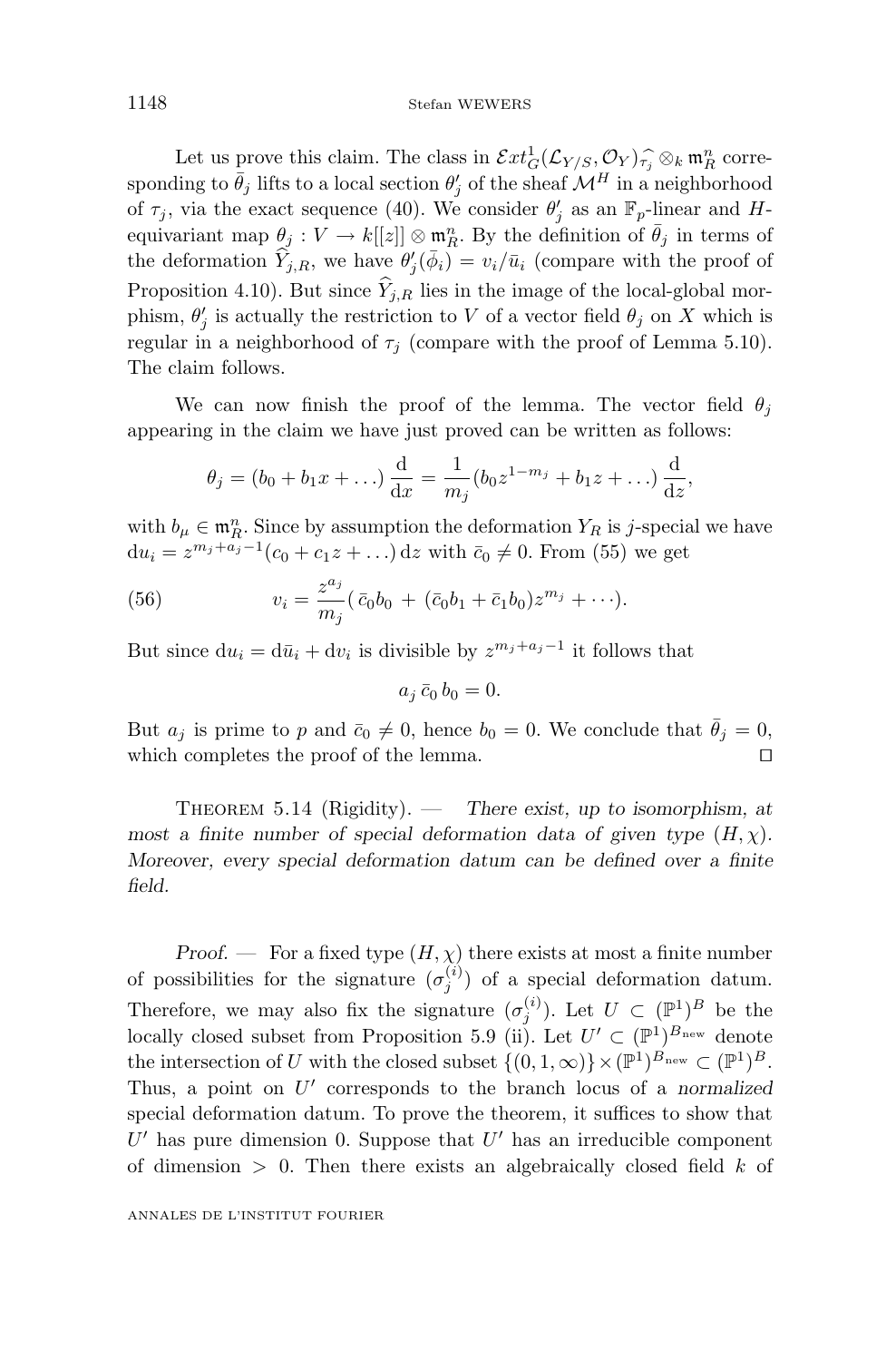Let us prove this claim. The class in $\mathcal{E}xt^1_G(\mathcal{L}_{Y/S},\mathcal{O}_Y)\widehat{_{\tau_j}}\otimes_k\mathfrak{m}_R^n$ corresponding to $\bar\theta_j$ lifts to a local section $\theta_j'$ of the sheaf $\mathcal{M}^H$ in a neighborhood of $\tau_j$, via the exact sequence (40). We consider $\theta_j'$ as an $\mathbb{F}_p$-linear and $H$-equivariant map $\theta_j : V\to k[[z]]\otimes\mathfrak{m}_R^n$. By the definition of $\bar\theta_j$ in terms of the deformation $\widehat{Y}_{j,R}$, we have $\theta_j'(\bar\phi_i)=v_i/\bar u_i$ (compare with the proof of Proposition 4.10). But since $\widehat{Y}_{j,R}$ lies in the image of the local-global morphism, $\theta_j'$ is actually the restriction to $V$ of a vector field $\theta_j$ on $X$ which is regular in a neighborhood of $\tau_j$ (compare with the proof of Lemma 5.10). The claim follows.

We can now finish the proof of the lemma. The vector field $\theta_j$ appearing in the claim we have just proved can be written as follows:

$$\theta_j=(b_0+b_1x+\ldots)\,\frac{\mathrm{d}}{\mathrm{d}x}=\frac{1}{m_j}(b_0z^{1-m_j}+b_1z+\ldots)\,\frac{\mathrm{d}}{\mathrm{d}z},$$

with $b_\mu\in\mathfrak{m}_R^n$. Since by assumption the deformation $Y_R$ is $j$-special we have $\mathrm{d}u_i=z^{m_j+a_j-1}(c_0+c_1z+\ldots)\,\mathrm{d}z$ with $\bar c_0\neq 0$. From (55) we get

$$v_i=\frac{z^{a_j}}{m_j}(\,\bar c_0b_0\,+\,(\bar c_0b_1+\bar c_1b_0)z^{m_j}+\cdots). \tag{56}$$

But since $\mathrm{d}u_i=\mathrm{d}\bar u_i+\mathrm{d}v_i$ is divisible by $z^{m_j+a_j-1}$ it follows that

$$a_j\,\bar c_0\,b_0=0.$$

But $a_j$ is prime to $p$ and $\bar c_0\neq 0$, hence $b_0=0$. We conclude that $\bar\theta_j=0$, which completes the proof of the lemma. □

Theorem 5.14 (Rigidity). — *There exist, up to isomorphism, at most a finite number of special deformation data of given type $(H,\chi)$. Moreover, every special deformation datum can be defined over a finite field.*

*Proof.* — For a fixed type $(H,\chi)$ there exists at most a finite number of possibilities for the signature $(\sigma_j^{(i)})$ of a special deformation datum. Therefore, we may also fix the signature $(\sigma_j^{(i)})$. Let $U\subset(\mathbb{P}^1)^B$ be the locally closed subset from Proposition 5.9 (ii). Let $U'\subset(\mathbb{P}^1)^{B_{\rm new}}$ denote the intersection of $U$ with the closed subset $\{(0,1,\infty)\}\times(\mathbb{P}^1)^{B_{\rm new}}\subset(\mathbb{P}^1)^B$. Thus, a point on $U'$ corresponds to the branch locus of a *normalized* special deformation datum. To prove the theorem, it suffices to show that $U'$ has pure dimension 0. Suppose that $U'$ has an irreducible component of dimension $>0$. Then there exists an algebraically closed field $k$ of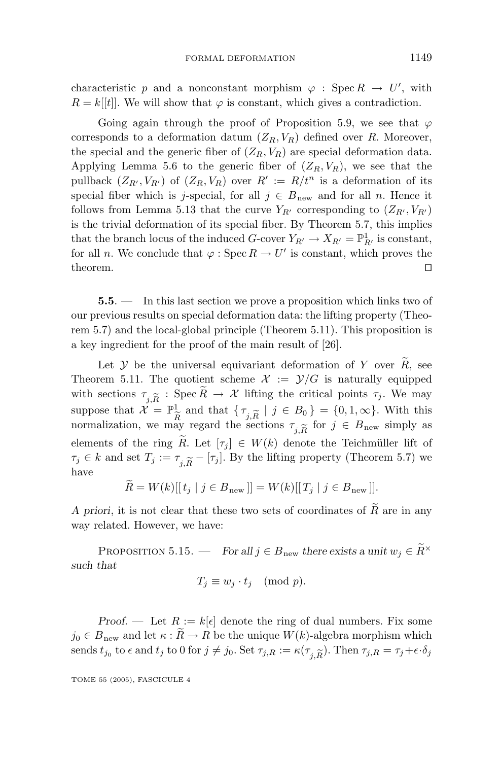characteristic $p$ and a nonconstant morphism $\varphi : \operatorname{Spec} R \to U'$, with $R = k[[t]]$. We will show that $\varphi$ is constant, which gives a contradiction.

Going again through the proof of Proposition 5.9, we see that $\varphi$ corresponds to a deformation datum $(Z_R, V_R)$ defined over $R$. Moreover, the special and the generic fiber of $(Z_R, V_R)$ are special deformation data. Applying Lemma 5.6 to the generic fiber of $(Z_R, V_R)$, we see that the pullback $(Z_{R'}, V_{R'})$ of $(Z_R, V_R)$ over $R' := R/t^n$ is a deformation of its special fiber which is $j$-special, for all $j \in B_{\rm new}$ and for all $n$. Hence it follows from Lemma 5.13 that the curve $Y_{R'}$ corresponding to $(Z_{R'}, V_{R'})$ is the trivial deformation of its special fiber. By Theorem 5.7, this implies that the branch locus of the induced $G$-cover $Y_{R'} \to X_{R'} = \mathbb{P}^1_{R'}$ is constant, for all $n$. We conclude that $\varphi : \operatorname{Spec} R \to U'$ is constant, which proves the theorem. ◻

**5.5**. — In this last section we prove a proposition which links two of our previous results on special deformation data: the lifting property (Theorem 5.7) and the local-global principle (Theorem 5.11). This proposition is a key ingredient for the proof of the main result of [26].

Let $\mathcal{Y}$ be the universal equivariant deformation of $Y$ over $\widetilde{R}$, see Theorem 5.11. The quotient scheme $\mathcal{X} := \mathcal{Y}/G$ is naturally equipped with sections $\tau_{j,\widetilde{R}} : \operatorname{Spec} \widetilde{R} \to \mathcal{X}$ lifting the critical points $\tau_j$. We may suppose that $\mathcal{X} = \mathbb{P}^1_{\widetilde{R}}$ and that $\{ \tau_{j,\widetilde{R}} \mid j \in B_0 \} = \{0, 1, \infty\}$. With this normalization, we may regard the sections $\tau_{j,\widetilde{R}}$ for $j \in B_{\rm new}$ simply as elements of the ring $\widetilde{R}$. Let $[\tau_j] \in W(k)$ denote the Teichmüller lift of $\tau_j \in k$ and set $T_j := \tau_{j,\widetilde{R}} - [\tau_j]$. By the lifting property (Theorem 5.7) we have

$$\widetilde{R} = W(k)[[\, t_j \mid j \in B_{\rm new} \,]] = W(k)[[\, T_j \mid j \in B_{\rm new} \,]].$$

*A priori*, it is not clear that these two sets of coordinates of $\widetilde{R}$ are in any way related. However, we have:

Proposition 5.15. — *For all $j \in B_{\rm new}$ there exists a unit $w_j \in \widetilde{R}^\times$ such that*

$$T_j \equiv w_j \cdot t_j \pmod{p}.$$

*Proof.* — Let $R := k[\epsilon]$ denote the ring of dual numbers. Fix some $j_0 \in B_{\rm new}$ and let $\kappa : \widetilde{R} \to R$ be the unique $W(k)$-algebra morphism which sends $t_{j_0}$ to $\epsilon$ and $t_j$ to $0$ for $j \neq j_0$. Set $\tau_{j,R} := \kappa(\tau_{j,\widetilde{R}})$. Then $\tau_{j,R} = \tau_j + \epsilon \cdot \delta_j$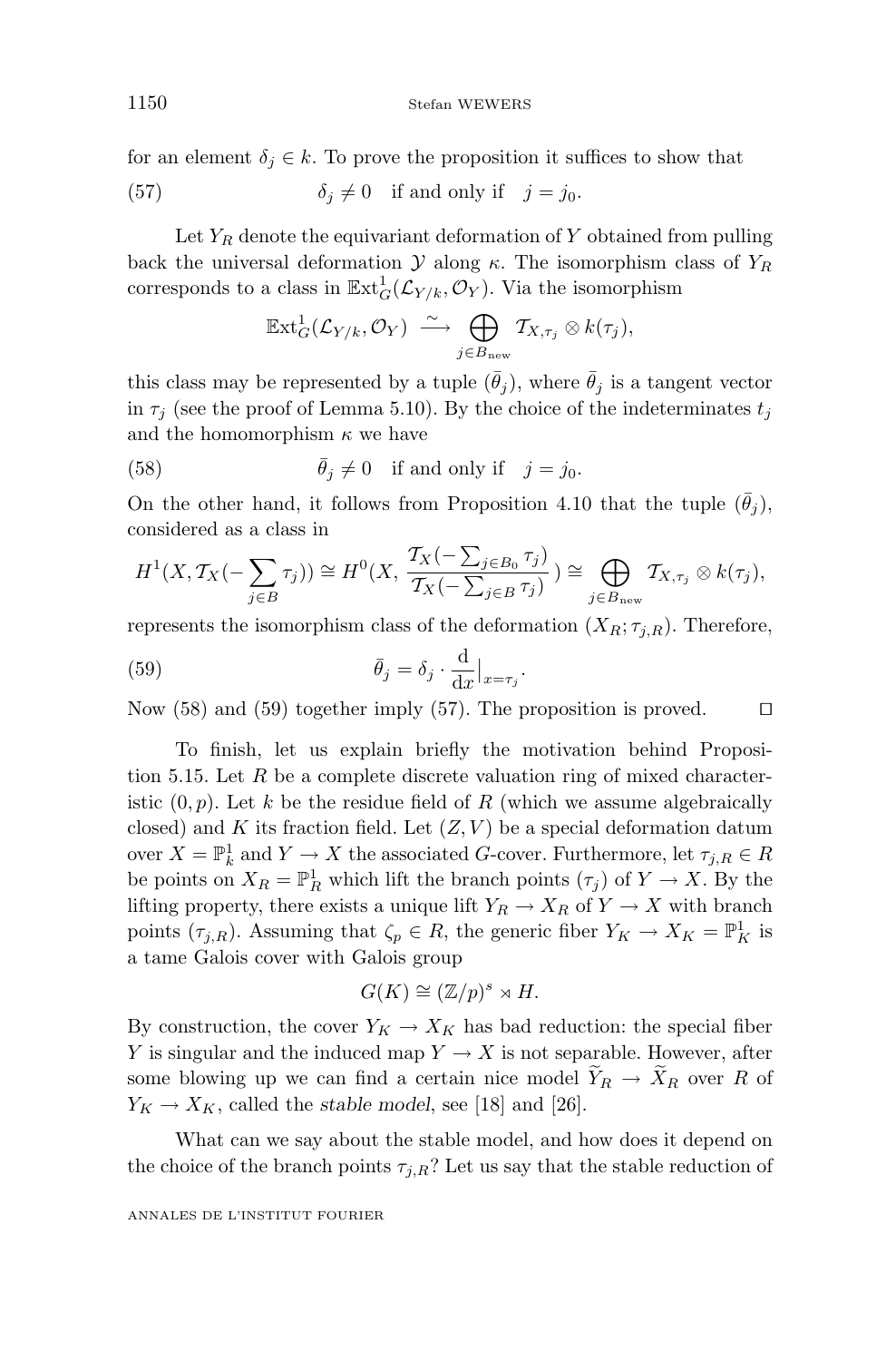for an element $\delta_j \in k$. To prove the proposition it suffices to show that

$$\delta_j \neq 0 \quad \text{if and only if} \quad j = j_0. \tag{57}$$

Let $Y_R$ denote the equivariant deformation of $Y$ obtained from pulling back the universal deformation $\mathcal{Y}$ along $\kappa$. The isomorphism class of $Y_R$ corresponds to a class in $\mathbb{E}\mathrm{xt}^1_G(\mathcal{L}_{Y/k}, \mathcal{O}_Y)$. Via the isomorphism

$$\mathbb{E}\mathrm{xt}^1_G(\mathcal{L}_{Y/k}, \mathcal{O}_Y) \xrightarrow{\sim} \bigoplus_{j \in B_{\mathrm{new}}} \mathcal{T}_{X,\tau_j} \otimes k(\tau_j),$$

this class may be represented by a tuple $(\bar{\theta}_j)$, where $\bar{\theta}_j$ is a tangent vector in $\tau_j$ (see the proof of Lemma 5.10). By the choice of the indeterminates $t_j$ and the homomorphism $\kappa$ we have

$$\bar{\theta}_j \neq 0 \quad \text{if and only if} \quad j = j_0. \tag{58}$$

On the other hand, it follows from Proposition 4.10 that the tuple $(\bar{\theta}_j)$, considered as a class in

$$H^1(X, \mathcal{T}_X(-\sum_{j \in B} \tau_j)) \cong H^0(X, \frac{\mathcal{T}_X(-\sum_{j \in B_0} \tau_j)}{\mathcal{T}_X(-\sum_{j \in B} \tau_j)}) \cong \bigoplus_{j \in B_{\mathrm{new}}} \mathcal{T}_{X,\tau_j} \otimes k(\tau_j),$$

represents the isomorphism class of the deformation $(X_R; \tau_{j,R})$. Therefore,

$$\bar{\theta}_j = \delta_j \cdot \frac{\mathrm{d}}{\mathrm{d}x}\Big|_{x=\tau_j}. \tag{59}$$

Now (58) and (59) together imply (57). The proposition is proved. $\square$

To finish, let us explain briefly the motivation behind Proposition 5.15. Let $R$ be a complete discrete valuation ring of mixed characteristic $(0,p)$. Let $k$ be the residue field of $R$ (which we assume algebraically closed) and $K$ its fraction field. Let $(Z, V)$ be a special deformation datum over $X = \mathbb{P}^1_k$ and $Y \to X$ the associated $G$-cover. Furthermore, let $\tau_{j,R} \in R$ be points on $X_R = \mathbb{P}^1_R$ which lift the branch points $(\tau_j)$ of $Y \to X$. By the lifting property, there exists a unique lift $Y_R \to X_R$ of $Y \to X$ with branch points $(\tau_{j,R})$. Assuming that $\zeta_p \in R$, the generic fiber $Y_K \to X_K = \mathbb{P}^1_K$ is a tame Galois cover with Galois group

$$G(K) \cong (\mathbb{Z}/p)^s \rtimes H.$$

By construction, the cover $Y_K \to X_K$ has bad reduction: the special fiber $Y$ is singular and the induced map $Y \to X$ is not separable. However, after some blowing up we can find a certain nice model $\widetilde{Y}_R \to \widetilde{X}_R$ over $R$ of $Y_K \to X_K$, called the *stable model*, see [18] and [26].

What can we say about the stable model, and how does it depend on the choice of the branch points $\tau_{j,R}$? Let us say that the stable reduction of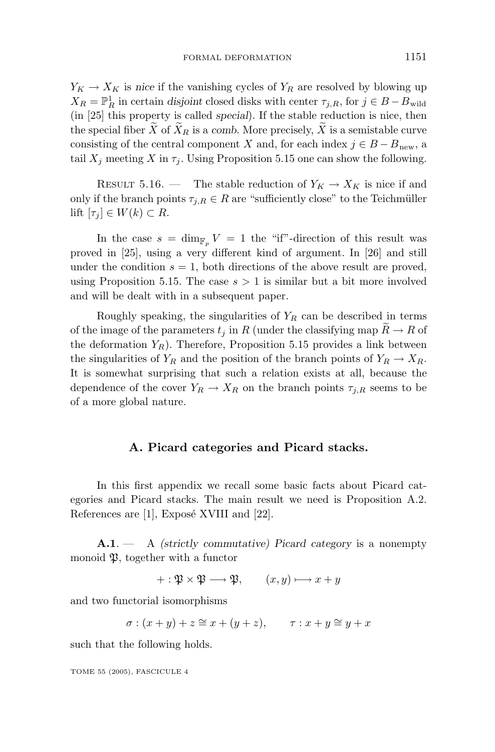$Y_K \to X_K$ is *nice* if the vanishing cycles of $Y_R$ are resolved by blowing up $X_R = \mathbb{P}^1_R$ in certain *disjoint* closed disks with center $\tau_{j,R}$, for $j \in B - B_{\rm wild}$ (in [25] this property is called *special*). If the stable reduction is nice, then the special fiber $\widetilde{X}$ of $\widetilde{X}_R$ is a *comb*. More precisely, $\widetilde{X}$ is a semistable curve consisting of the central component $X$ and, for each index $j \in B - B_{\rm new}$, a tail $X_j$ meeting $X$ in $\tau_j$. Using Proposition 5.15 one can show the following.

Result 5.16. — The stable reduction of $Y_K \to X_K$ is nice if and only if the branch points $\tau_{j,R} \in R$ are "sufficiently close" to the Teichmüller lift $[\tau_j] \in W(k) \subset R$.

In the case $s = \dim_{\mathbb{F}_p} V = 1$ the "if"-direction of this result was proved in [25], using a very different kind of argument. In [26] and still under the condition $s = 1$, both directions of the above result are proved, using Proposition 5.15. The case $s > 1$ is similar but a bit more involved and will be dealt with in a subsequent paper.

Roughly speaking, the singularities of $Y_R$ can be described in terms of the image of the parameters $t_j$ in $R$ (under the classifying map $\widetilde{R} \to R$ of the deformation $Y_R$). Therefore, Proposition 5.15 provides a link between the singularities of $Y_R$ and the position of the branch points of $Y_R \to X_R$. It is somewhat surprising that such a relation exists at all, because the dependence of the cover $Y_R \to X_R$ on the branch points $\tau_{j,R}$ seems to be of a more global nature.

## A. Picard categories and Picard stacks.

In this first appendix we recall some basic facts about Picard categories and Picard stacks. The main result we need is Proposition A.2. References are [1], Exposé XVIII and [22].

**A.1**. — A *(strictly commutative) Picard category* is a nonempty monoid $\mathfrak{P}$, together with a functor

$$+ : \mathfrak{P} \times \mathfrak{P} \longrightarrow \mathfrak{P}, \qquad (x, y) \longmapsto x + y$$

and two functorial isomorphisms

$$\sigma : (x + y) + z \cong x + (y + z), \qquad \tau : x + y \cong y + x$$

such that the following holds.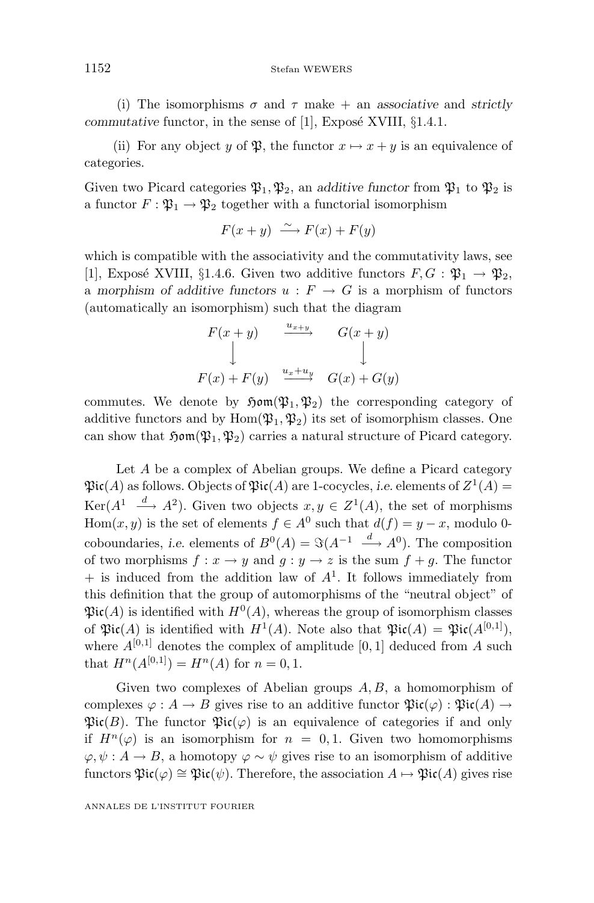(i) The isomorphisms $\sigma$ and $\tau$ make $+$ an *associative* and *strictly commutative* functor, in the sense of [1], Exposé XVIII, §1.4.1.

(ii) For any object $y$ of $\mathfrak{P}$, the functor $x \mapsto x + y$ is an equivalence of categories.

Given two Picard categories $\mathfrak{P}_1, \mathfrak{P}_2$, an *additive functor* from $\mathfrak{P}_1$ to $\mathfrak{P}_2$ is a functor $F : \mathfrak{P}_1 \to \mathfrak{P}_2$ together with a functorial isomorphism

$$F(x+y) \xrightarrow{\sim} F(x) + F(y)$$

which is compatible with the associativity and the commutativity laws, see [1], Exposé XVIII, §1.4.6. Given two additive functors $F, G : \mathfrak{P}_1 \to \mathfrak{P}_2$, a *morphism of additive functors* $u : F \to G$ is a morphism of functors (automatically an isomorphism) such that the diagram

$$\begin{array}{ccc} F(x+y) & \xrightarrow{u_{x+y}} & G(x+y) \\ \downarrow & & \downarrow \\ F(x)+F(y) & \xrightarrow{u_x + u_y} & G(x)+G(y) \end{array}$$

commutes. We denote by $\mathfrak{Hom}(\mathfrak{P}_1, \mathfrak{P}_2)$ the corresponding category of additive functors and by $\mathrm{Hom}(\mathfrak{P}_1, \mathfrak{P}_2)$ its set of isomorphism classes. One can show that $\mathfrak{Hom}(\mathfrak{P}_1, \mathfrak{P}_2)$ carries a natural structure of Picard category.

Let $A$ be a complex of Abelian groups. We define a Picard category $\mathfrak{Pic}(A)$ as follows. Objects of $\mathfrak{Pic}(A)$ are 1-cocycles, *i.e.* elements of $Z^1(A) = \mathrm{Ker}(A^1 \xrightarrow{d} A^2)$. Given two objects $x, y \in Z^1(A)$, the set of morphisms $\mathrm{Hom}(x,y)$ is the set of elements $f \in A^0$ such that $d(f) = y - x$, modulo 0-coboundaries, *i.e.* elements of $B^0(A) = \Im(A^{-1} \xrightarrow{d} A^0)$. The composition of two morphisms $f : x \to y$ and $g : y \to z$ is the sum $f + g$. The functor $+$ is induced from the addition law of $A^1$. It follows immediately from this definition that the group of automorphisms of the "neutral object" of $\mathfrak{Pic}(A)$ is identified with $H^0(A)$, whereas the group of isomorphism classes of $\mathfrak{Pic}(A)$ is identified with $H^1(A)$. Note also that $\mathfrak{Pic}(A) = \mathfrak{Pic}(A^{[0,1]})$, where $A^{[0,1]}$ denotes the complex of amplitude $[0,1]$ deduced from $A$ such that $H^n(A^{[0,1]}) = H^n(A)$ for $n = 0, 1$.

Given two complexes of Abelian groups $A, B$, a homomorphism of complexes $\varphi : A \to B$ gives rise to an additive functor $\mathfrak{Pic}(\varphi) : \mathfrak{Pic}(A) \to \mathfrak{Pic}(B)$. The functor $\mathfrak{Pic}(\varphi)$ is an equivalence of categories if and only if $H^n(\varphi)$ is an isomorphism for $n = 0, 1$. Given two homomorphisms $\varphi, \psi : A \to B$, a homotopy $\varphi \sim \psi$ gives rise to an isomorphism of additive functors $\mathfrak{Pic}(\varphi) \cong \mathfrak{Pic}(\psi)$. Therefore, the association $A \mapsto \mathfrak{Pic}(A)$ gives rise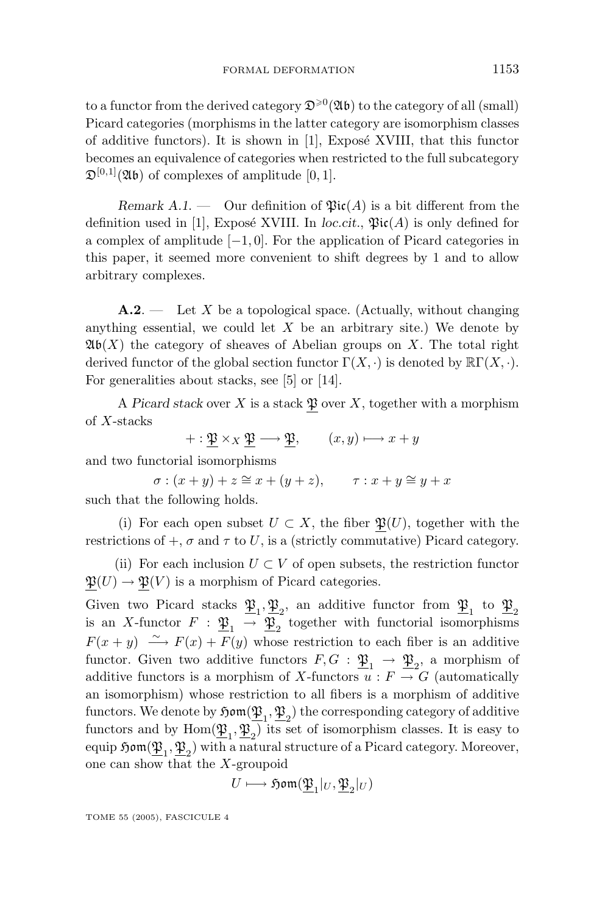to a functor from the derived category $\mathfrak{D}^{\geqslant 0}(\mathfrak{Ab})$ to the category of all (small) Picard categories (morphisms in the latter category are isomorphism classes of additive functors). It is shown in [1], Exposé XVIII, that this functor becomes an equivalence of categories when restricted to the full subcategory $\mathfrak{D}^{[0,1]}(\mathfrak{Ab})$ of complexes of amplitude $[0,1]$.

*Remark A.1.* — Our definition of $\mathfrak{Pic}(A)$ is a bit different from the definition used in [1], Exposé XVIII. In *loc.cit.*, $\mathfrak{Pic}(A)$ is only defined for a complex of amplitude $[-1,0]$. For the application of Picard categories in this paper, it seemed more convenient to shift degrees by 1 and to allow arbitrary complexes.

**A.2**. — Let $X$ be a topological space. (Actually, without changing anything essential, we could let $X$ be an arbitrary site.) We denote by $\mathfrak{Ab}(X)$ the category of sheaves of Abelian groups on $X$. The total right derived functor of the global section functor $\Gamma(X,\cdot)$ is denoted by $\mathbb{R}\Gamma(X,\cdot)$. For generalities about stacks, see [5] or [14].

A *Picard stack* over $X$ is a stack $\underline{\mathfrak{P}}$ over $X$, together with a morphism of $X$-stacks

$$+ : \underline{\mathfrak{P}} \times_X \underline{\mathfrak{P}} \longrightarrow \underline{\mathfrak{P}}, \qquad (x,y) \longmapsto x+y$$

and two functorial isomorphisms

$$\sigma : (x+y)+z \cong x+(y+z), \qquad \tau : x+y \cong y+x$$

such that the following holds.

(i) For each open subset $U \subset X$, the fiber $\underline{\mathfrak{P}}(U)$, together with the restrictions of $+$, $\sigma$ and $\tau$ to $U$, is a (strictly commutative) Picard category.

(ii) For each inclusion $U \subset V$ of open subsets, the restriction functor $\underline{\mathfrak{P}}(U) \to \underline{\mathfrak{P}}(V)$ is a morphism of Picard categories.

Given two Picard stacks $\underline{\mathfrak{P}}_1, \underline{\mathfrak{P}}_2$, an additive functor from $\underline{\mathfrak{P}}_1$ to $\underline{\mathfrak{P}}_2$ is an $X$-functor $F : \underline{\mathfrak{P}}_1 \to \underline{\mathfrak{P}}_2$ together with functorial isomorphisms $F(x+y) \xrightarrow{\sim} F(x)+F(y)$ whose restriction to each fiber is an additive functor. Given two additive functors $F, G : \underline{\mathfrak{P}}_1 \to \underline{\mathfrak{P}}_2$, a morphism of additive functors is a morphism of $X$-functors $u : F \to G$ (automatically an isomorphism) whose restriction to all fibers is a morphism of additive functors. We denote by $\mathfrak{Hom}(\underline{\mathfrak{P}}_1, \underline{\mathfrak{P}}_2)$ the corresponding category of additive functors and by $\mathrm{Hom}(\underline{\mathfrak{P}}_1, \underline{\mathfrak{P}}_2)$ its set of isomorphism classes. It is easy to equip $\mathfrak{Hom}(\underline{\mathfrak{P}}_1, \underline{\mathfrak{P}}_2)$ with a natural structure of a Picard category. Moreover, one can show that the $X$-groupoid

$$U \longmapsto \mathfrak{Hom}(\underline{\mathfrak{P}}_1|_U, \underline{\mathfrak{P}}_2|_U)$$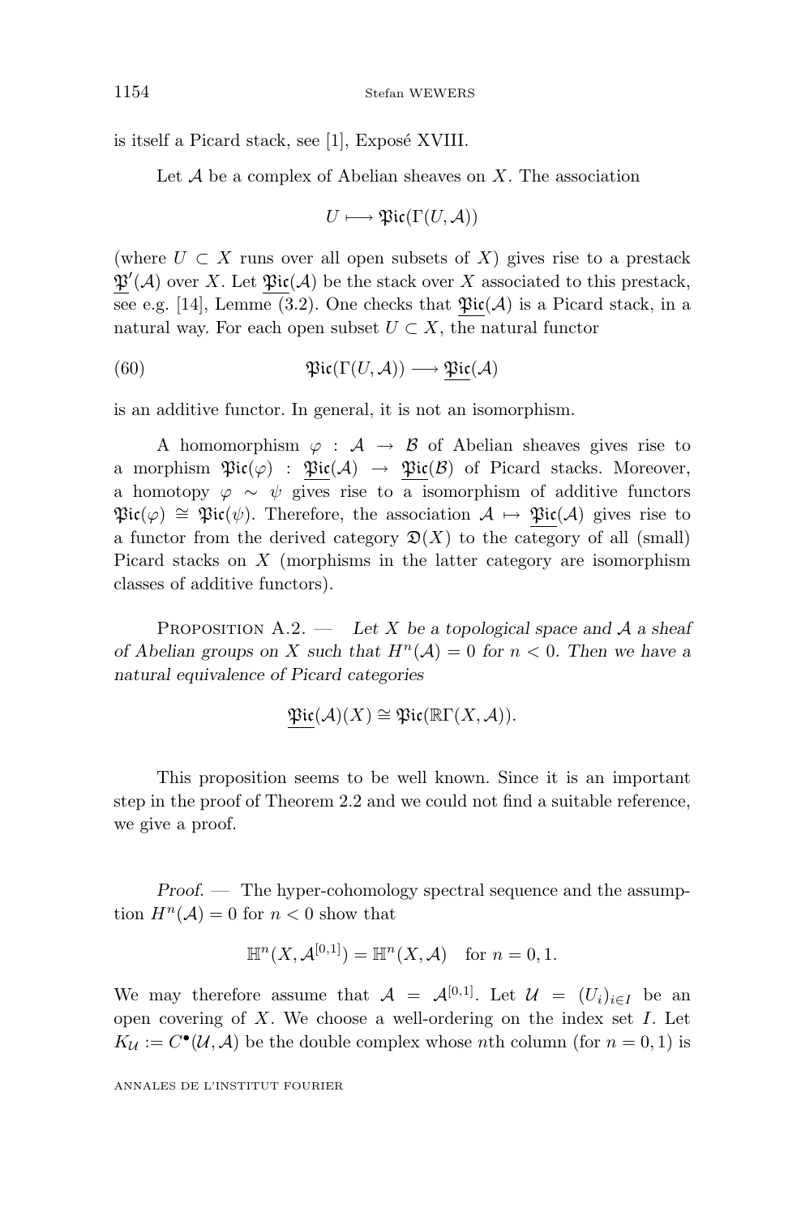is itself a Picard stack, see [1], Exposé XVIII.

Let $\mathcal{A}$ be a complex of Abelian sheaves on $X$. The association

$$U \longmapsto \mathfrak{Pic}(\Gamma(U,\mathcal{A}))$$

(where $U \subset X$ runs over all open subsets of $X$) gives rise to a prestack $\underline{\mathfrak{P}}'(\mathcal{A})$ over $X$. Let $\underline{\mathfrak{Pic}}(\mathcal{A})$ be the stack over $X$ associated to this prestack, see e.g. [14], Lemme (3.2). One checks that $\underline{\mathfrak{Pic}}(\mathcal{A})$ is a Picard stack, in a natural way. For each open subset $U \subset X$, the natural functor

$$\mathfrak{Pic}(\Gamma(U,\mathcal{A})) \longrightarrow \underline{\mathfrak{Pic}}(\mathcal{A}) \tag{60}$$

is an additive functor. In general, it is not an isomorphism.

A homomorphism $\varphi : \mathcal{A} \to \mathcal{B}$ of Abelian sheaves gives rise to a morphism $\mathfrak{Pic}(\varphi) : \underline{\mathfrak{Pic}}(\mathcal{A}) \to \underline{\mathfrak{Pic}}(\mathcal{B})$ of Picard stacks. Moreover, a homotopy $\varphi \sim \psi$ gives rise to a isomorphism of additive functors $\mathfrak{Pic}(\varphi) \cong \mathfrak{Pic}(\psi)$. Therefore, the association $\mathcal{A} \mapsto \underline{\mathfrak{Pic}}(\mathcal{A})$ gives rise to a functor from the derived category $\mathfrak{D}(X)$ to the category of all (small) Picard stacks on $X$ (morphisms in the latter category are isomorphism classes of additive functors).

Proposition A.2. — *Let $X$ be a topological space and $\mathcal{A}$ a sheaf of Abelian groups on $X$ such that $H^n(\mathcal{A}) = 0$ for $n < 0$. Then we have a natural equivalence of Picard categories*

$$\underline{\mathfrak{Pic}}(\mathcal{A})(X) \cong \mathfrak{Pic}(\mathbb{R}\Gamma(X,\mathcal{A})).$$

This proposition seems to be well known. Since it is an important step in the proof of Theorem 2.2 and we could not find a suitable reference, we give a proof.

*Proof.* — The hyper-cohomology spectral sequence and the assumption $H^n(\mathcal{A}) = 0$ for $n < 0$ show that

$$\mathbb{H}^n(X,\mathcal{A}^{[0,1]}) = \mathbb{H}^n(X,\mathcal{A}) \quad \text{for } n = 0,1.$$

We may therefore assume that $\mathcal{A} = \mathcal{A}^{[0,1]}$. Let $\mathcal{U} = (U_i)_{i\in I}$ be an open covering of $X$. We choose a well-ordering on the index set $I$. Let $K_{\mathcal{U}} := C^\bullet(\mathcal{U},\mathcal{A})$ be the double complex whose $n$th column (for $n = 0,1$) is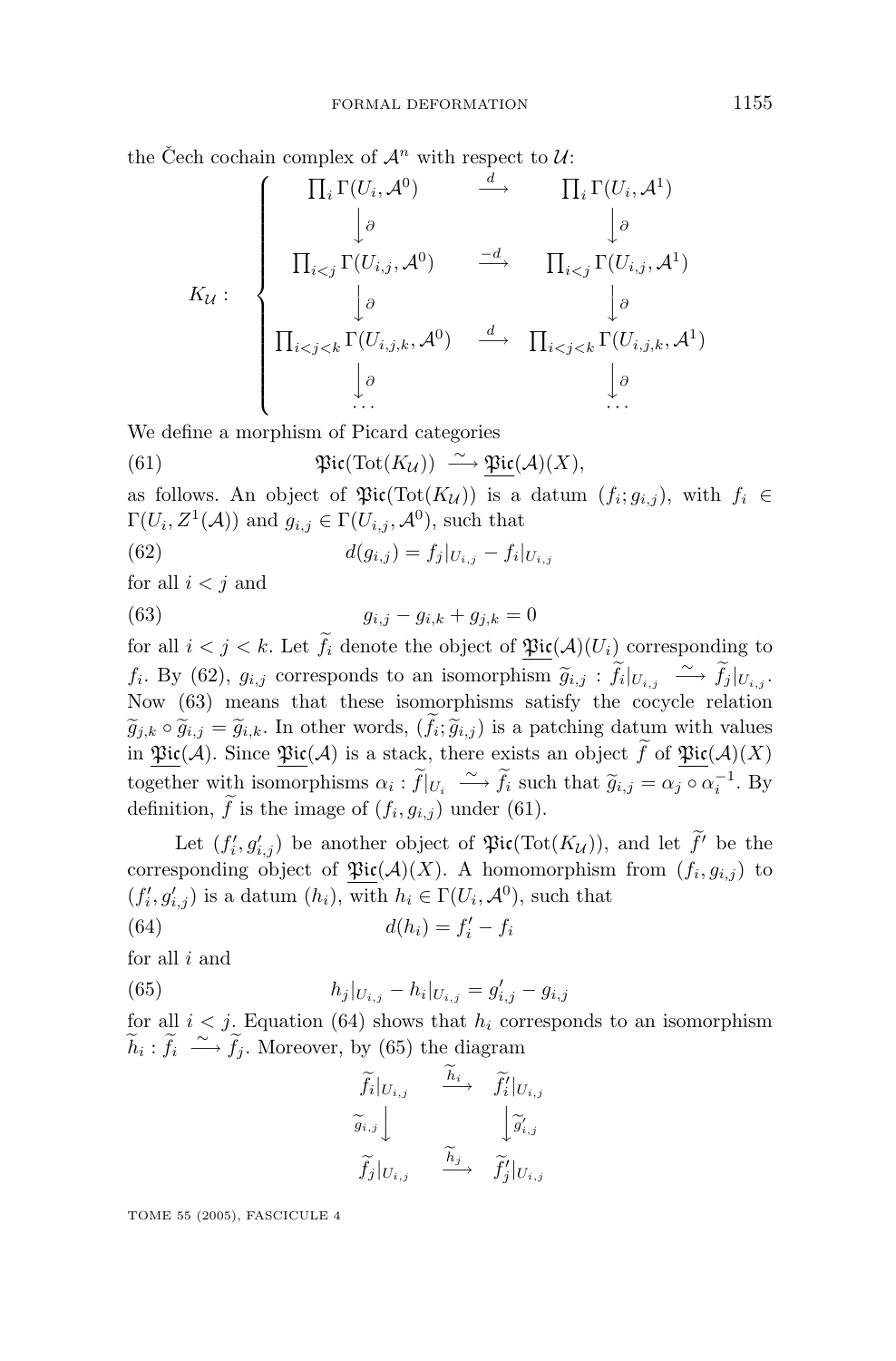the Čech cochain complex of $\mathcal{A}^n$ with respect to $\mathcal{U}$:

$$
K_{\mathcal{U}}: \quad \left\{ \begin{array}{ccc}
\prod_i \Gamma(U_i, \mathcal{A}^0) & \xrightarrow{d} & \prod_i \Gamma(U_i, \mathcal{A}^1) \\
\downarrow \partial & & \downarrow \partial \\
\prod_{i<j} \Gamma(U_{i,j}, \mathcal{A}^0) & \xrightarrow{-d} & \prod_{i<j} \Gamma(U_{i,j}, \mathcal{A}^1) \\
\downarrow \partial & & \downarrow \partial \\
\prod_{i<j<k} \Gamma(U_{i,j,k}, \mathcal{A}^0) & \xrightarrow{d} & \prod_{i<j<k} \Gamma(U_{i,j,k}, \mathcal{A}^1) \\
\downarrow \partial & & \downarrow \partial \\
\cdots & & \cdots
\end{array} \right.
$$

We define a morphism of Picard categories

$$
\mathfrak{Pic}(\operatorname{Tot}(K_{\mathcal{U}})) \xrightarrow{\sim} \underline{\mathfrak{Pic}}(\mathcal{A})(X), \tag{61}
$$

as follows. An object of $\mathfrak{Pic}(\operatorname{Tot}(K_{\mathcal{U}}))$ is a datum $(f_i; g_{i,j})$, with $f_i \in \Gamma(U_i, Z^1(\mathcal{A}))$ and $g_{i,j} \in \Gamma(U_{i,j}, \mathcal{A}^0)$, such that

$$
d(g_{i,j}) = f_j|_{U_{i,j}} - f_i|_{U_{i,j}} \tag{62}
$$

for all $i < j$ and

$$
g_{i,j} - g_{i,k} + g_{j,k} = 0 \tag{63}
$$

for all $i < j < k$. Let $\widetilde{f}_i$ denote the object of $\underline{\mathfrak{Pic}}(\mathcal{A})(U_i)$ corresponding to $f_i$. By (62), $g_{i,j}$ corresponds to an isomorphism $\widetilde{g}_{i,j} : \widetilde{f}_i|_{U_{i,j}} \xrightarrow{\sim} \widetilde{f}_j|_{U_{i,j}}$. Now (63) means that these isomorphisms satisfy the cocycle relation $\widetilde{g}_{j,k} \circ \widetilde{g}_{i,j} = \widetilde{g}_{i,k}$. In other words, $(\widetilde{f}_i; \widetilde{g}_{i,j})$ is a patching datum with values in $\underline{\mathfrak{Pic}}(\mathcal{A})$. Since $\underline{\mathfrak{Pic}}(\mathcal{A})$ is a stack, there exists an object $\widetilde{f}$ of $\underline{\mathfrak{Pic}}(\mathcal{A})(X)$ together with isomorphisms $\alpha_i : \widetilde{f}|_{U_i} \xrightarrow{\sim} \widetilde{f}_i$ such that $\widetilde{g}_{i,j} = \alpha_j \circ \alpha_i^{-1}$. By definition, $\widetilde{f}$ is the image of $(f_i, g_{i,j})$ under (61).

Let $(f'_i, g'_{i,j})$ be another object of $\mathfrak{Pic}(\operatorname{Tot}(K_{\mathcal{U}}))$, and let $\widetilde{f}'$ be the corresponding object of $\underline{\mathfrak{Pic}}(\mathcal{A})(X)$. A homomorphism from $(f_i, g_{i,j})$ to $(f'_i, g'_{i,j})$ is a datum $(h_i)$, with $h_i \in \Gamma(U_i, \mathcal{A}^0)$, such that

$$
d(h_i) = f'_i - f_i \tag{64}
$$

for all $i$ and

$$
h_j|_{U_{i,j}} - h_i|_{U_{i,j}} = g'_{i,j} - g_{i,j} \tag{65}
$$

for all $i < j$. Equation (64) shows that $h_i$ corresponds to an isomorphism $\widetilde{h}_i : \widetilde{f}_i \xrightarrow{\sim} \widetilde{f}_j$. Moreover, by (65) the diagram

$$
\begin{array}{ccc}
\widetilde{f}_i|_{U_{i,j}} & \xrightarrow{\widetilde{h}_i} & \widetilde{f}'_i|_{U_{i,j}} \\
{\scriptstyle \widetilde{g}_{i,j}} \downarrow & & \downarrow {\scriptstyle \widetilde{g}'_{i,j}} \\
\widetilde{f}_j|_{U_{i,j}} & \xrightarrow{\widetilde{h}_j} & \widetilde{f}'_j|_{U_{i,j}}
\end{array}
$$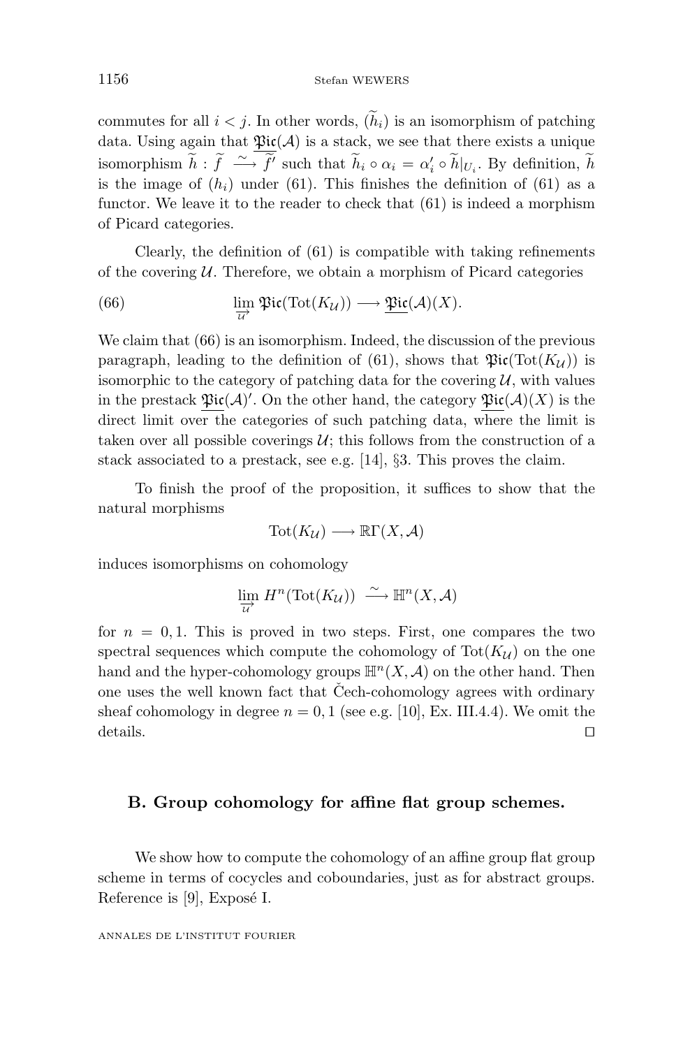commutes for all $i < j$. In other words, $(\widetilde{h}_i)$ is an isomorphism of patching data. Using again that $\underline{\mathfrak{Pic}}(\mathcal{A})$ is a stack, we see that there exists a unique isomorphism $\widetilde{h} : \widetilde{f} \xrightarrow{\sim} \widetilde{f}'$ such that $\widetilde{h}_i \circ \alpha_i = \alpha_i' \circ \widetilde{h}|_{U_i}$. By definition, $\widetilde{h}$ is the image of $(h_i)$ under (61). This finishes the definition of (61) as a functor. We leave it to the reader to check that (61) is indeed a morphism of Picard categories.

Clearly, the definition of (61) is compatible with taking refinements of the covering $\mathcal{U}$. Therefore, we obtain a morphism of Picard categories

$$\varinjlim_{\mathcal{U}} \mathfrak{Pic}(\mathrm{Tot}(K_{\mathcal{U}})) \longrightarrow \underline{\mathfrak{Pic}}(\mathcal{A})(X). \tag{66}$$

We claim that (66) is an isomorphism. Indeed, the discussion of the previous paragraph, leading to the definition of (61), shows that $\mathfrak{Pic}(\mathrm{Tot}(K_{\mathcal{U}}))$ is isomorphic to the category of patching data for the covering $\mathcal{U}$, with values in the prestack $\underline{\mathfrak{Pic}}(\mathcal{A})'$. On the other hand, the category $\underline{\mathfrak{Pic}}(\mathcal{A})(X)$ is the direct limit over the categories of such patching data, where the limit is taken over all possible coverings $\mathcal{U}$; this follows from the construction of a stack associated to a prestack, see e.g. [14], §3. This proves the claim.

To finish the proof of the proposition, it suffices to show that the natural morphisms

$$\mathrm{Tot}(K_{\mathcal{U}}) \longrightarrow \mathbb{R}\Gamma(X, \mathcal{A})$$

induces isomorphisms on cohomology

$$\varinjlim_{\mathcal{U}} H^n(\mathrm{Tot}(K_{\mathcal{U}})) \xrightarrow{\sim} \mathbb{H}^n(X, \mathcal{A})$$

for $n = 0, 1$. This is proved in two steps. First, one compares the two spectral sequences which compute the cohomology of $\mathrm{Tot}(K_{\mathcal{U}})$ on the one hand and the hyper-cohomology groups $\mathbb{H}^n(X, \mathcal{A})$ on the other hand. Then one uses the well known fact that Čech-cohomology agrees with ordinary sheaf cohomology in degree $n = 0, 1$ (see e.g. [10], Ex. III.4.4). We omit the details. □

## B. Group cohomology for affine flat group schemes.

We show how to compute the cohomology of an affine group flat group scheme in terms of cocycles and coboundaries, just as for abstract groups. Reference is [9], Exposé I.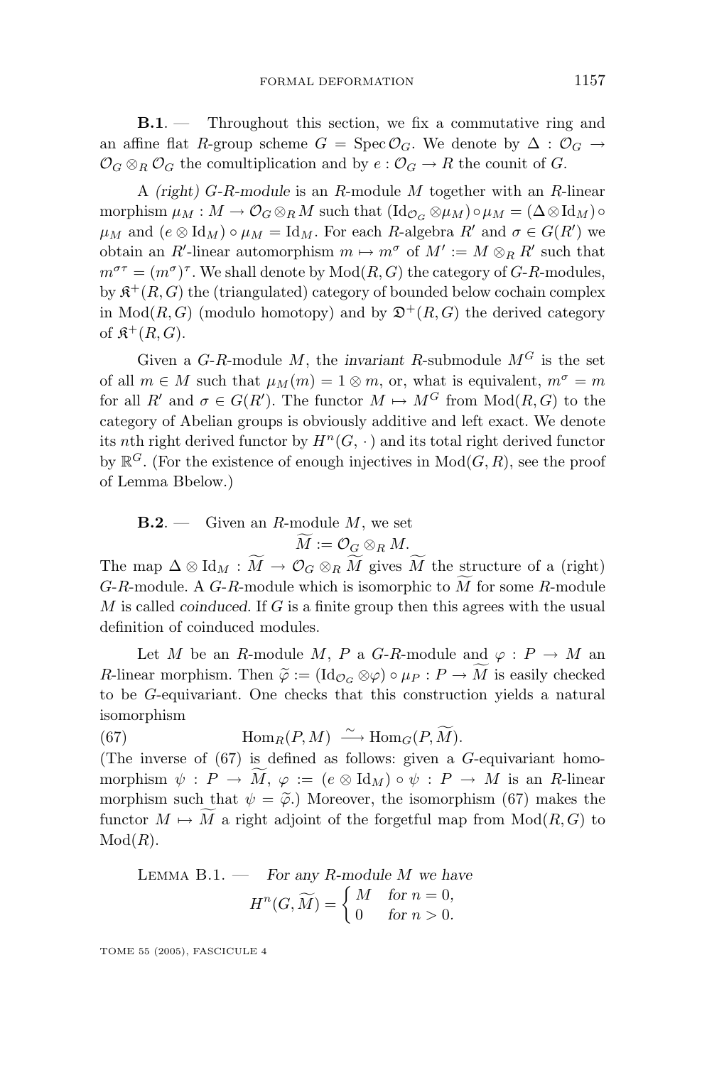**B.1**. — Throughout this section, we fix a commutative ring and an affine flat $R$-group scheme $G = \operatorname{Spec} \mathcal{O}_G$. We denote by $\Delta : \mathcal{O}_G \to \mathcal{O}_G \otimes_R \mathcal{O}_G$ the comultiplication and by $e : \mathcal{O}_G \to R$ the counit of $G$.

A *(right) $G$-$R$-module* is an $R$-module $M$ together with an $R$-linear morphism $\mu_M : M \to \mathcal{O}_G \otimes_R M$ such that $(\mathrm{Id}_{\mathcal{O}_G} \otimes \mu_M) \circ \mu_M = (\Delta \otimes \mathrm{Id}_M) \circ \mu_M$ and $(e \otimes \mathrm{Id}_M) \circ \mu_M = \mathrm{Id}_M$. For each $R$-algebra $R'$ and $\sigma \in G(R')$ we obtain an $R'$-linear automorphism $m \mapsto m^\sigma$ of $M' := M \otimes_R R'$ such that $m^{\sigma\tau} = (m^\sigma)^\tau$. We shall denote by $\mathrm{Mod}(R, G)$ the category of $G$-$R$-modules, by $\mathfrak{K}^+(R, G)$ the (triangulated) category of bounded below cochain complex in $\mathrm{Mod}(R, G)$ (modulo homotopy) and by $\mathfrak{D}^+(R, G)$ the derived category of $\mathfrak{K}^+(R, G)$.

Given a $G$-$R$-module $M$, the *invariant* $R$-submodule $M^G$ is the set of all $m \in M$ such that $\mu_M(m) = 1 \otimes m$, or, what is equivalent, $m^\sigma = m$ for all $R'$ and $\sigma \in G(R')$. The functor $M \mapsto M^G$ from $\mathrm{Mod}(R, G)$ to the category of Abelian groups is obviously additive and left exact. We denote its $n$th right derived functor by $H^n(G, \cdot\,)$ and its total right derived functor by $\mathbb{R}^G$. (For the existence of enough injectives in $\mathrm{Mod}(G, R)$, see the proof of Lemma Bbelow.)

**B.2**. — Given an $R$-module $M$, we set

$$\widetilde{M} := \mathcal{O}_G \otimes_R M.$$

The map $\Delta \otimes \mathrm{Id}_M : \widetilde{M} \to \mathcal{O}_G \otimes_R \widetilde{M}$ gives $\widetilde{M}$ the structure of a (right) $G$-$R$-module. A $G$-$R$-module which is isomorphic to $\widetilde{M}$ for some $R$-module $M$ is called *coinduced*. If $G$ is a finite group then this agrees with the usual definition of coinduced modules.

Let $M$ be an $R$-module $M$, $P$ a $G$-$R$-module and $\varphi : P \to M$ an $R$-linear morphism. Then $\widetilde{\varphi} := (\mathrm{Id}_{\mathcal{O}_G} \otimes \varphi) \circ \mu_P : P \to \widetilde{M}$ is easily checked to be $G$-equivariant. One checks that this construction yields a natural isomorphism

$$\mathrm{Hom}_R(P, M) \xrightarrow{\sim} \mathrm{Hom}_G(P, \widetilde{M}). \tag{67}$$

(The inverse of (67) is defined as follows: given a $G$-equivariant homomorphism $\psi : P \to \widetilde{M}$, $\varphi := (e \otimes \mathrm{Id}_M) \circ \psi : P \to M$ is an $R$-linear morphism such that $\psi = \widetilde{\varphi}$.) Moreover, the isomorphism (67) makes the functor $M \mapsto \widetilde{M}$ a right adjoint of the forgetful map from $\mathrm{Mod}(R, G)$ to $\mathrm{Mod}(R)$.

LEMMA B.1. — *For any $R$-module $M$ we have*

$$H^n(G, \widetilde{M}) = \begin{cases} M & \text{for } n = 0, \\ 0 & \text{for } n > 0. \end{cases}$$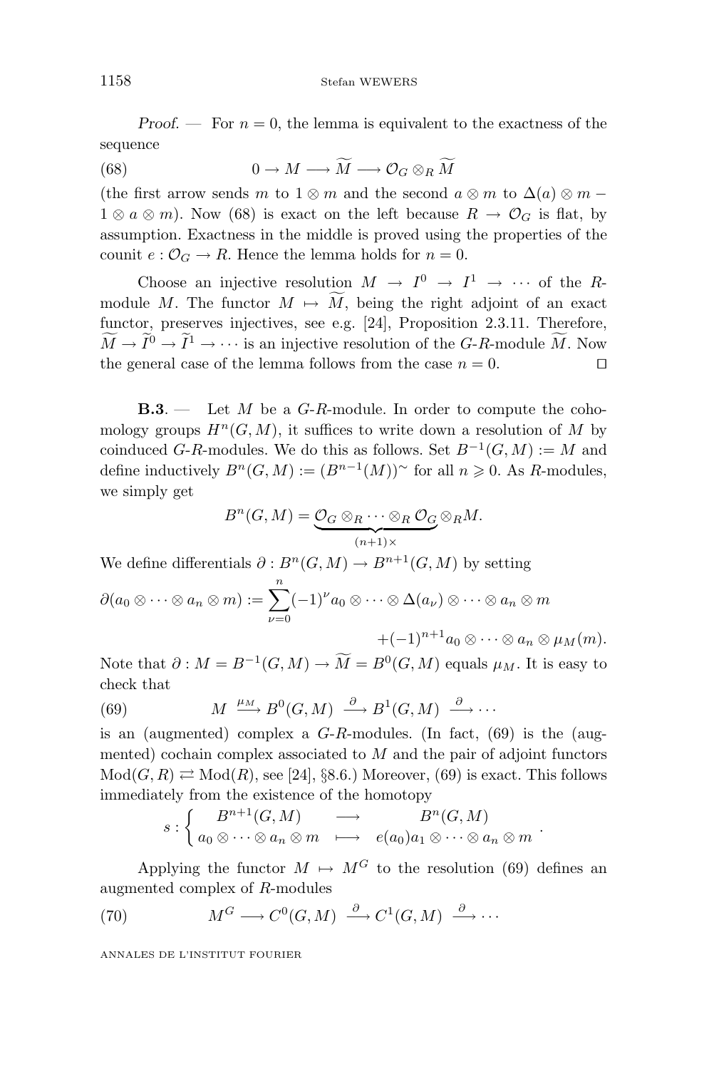*Proof.* — For $n=0$, the lemma is equivalent to the exactness of the sequence

$$0 \to M \longrightarrow \widetilde{M} \longrightarrow \mathcal{O}_G \otimes_R \widetilde{M} \tag{68}$$

(the first arrow sends $m$ to $1 \otimes m$ and the second $a \otimes m$ to $\Delta(a) \otimes m - 1 \otimes a \otimes m$). Now (68) is exact on the left because $R \to \mathcal{O}_G$ is flat, by assumption. Exactness in the middle is proved using the properties of the counit $e : \mathcal{O}_G \to R$. Hence the lemma holds for $n=0$.

Choose an injective resolution $M \to I^0 \to I^1 \to \cdots$ of the $R$-module $M$. The functor $M \mapsto \widetilde{M}$, being the right adjoint of an exact functor, preserves injectives, see e.g. [24], Proposition 2.3.11. Therefore, $\widetilde{M} \to \widetilde{I}^0 \to \widetilde{I}^1 \to \cdots$ is an injective resolution of the $G$-$R$-module $\widetilde{M}$. Now the general case of the lemma follows from the case $n=0$. □

**B.3**. — Let $M$ be a $G$-$R$-module. In order to compute the cohomology groups $H^n(G,M)$, it suffices to write down a resolution of $M$ by coinduced $G$-$R$-modules. We do this as follows. Set $B^{-1}(G,M) := M$ and define inductively $B^n(G,M) := (B^{n-1}(M))^\sim$ for all $n \geqslant 0$. As $R$-modules, we simply get

$$B^n(G,M) = \underbrace{\mathcal{O}_G \otimes_R \cdots \otimes_R \mathcal{O}_G}_{(n+1)\times} \otimes_R M.$$

We define differentials $\partial : B^n(G,M) \to B^{n+1}(G,M)$ by setting

$$\partial(a_0 \otimes \cdots \otimes a_n \otimes m) := \sum_{\nu=0}^{n} (-1)^\nu a_0 \otimes \cdots \otimes \Delta(a_\nu) \otimes \cdots \otimes a_n \otimes m$$
$$+ (-1)^{n+1} a_0 \otimes \cdots \otimes a_n \otimes \mu_M(m).$$

Note that $\partial : M = B^{-1}(G,M) \to \widetilde{M} = B^0(G,M)$ equals $\mu_M$. It is easy to check that

$$M \xrightarrow{\mu_M} B^0(G,M) \xrightarrow{\partial} B^1(G,M) \xrightarrow{\partial} \cdots \tag{69}$$

is an (augmented) complex a $G$-$R$-modules. (In fact, (69) is the (augmented) cochain complex associated to $M$ and the pair of adjoint functors $\mathrm{Mod}(G,R) \rightleftarrows \mathrm{Mod}(R)$, see [24], §8.6.) Moreover, (69) is exact. This follows immediately from the existence of the homotopy

$$s : \begin{cases} B^{n+1}(G,M) & \longrightarrow & B^n(G,M) \\ a_0 \otimes \cdots \otimes a_n \otimes m & \longmapsto & e(a_0) a_1 \otimes \cdots \otimes a_n \otimes m \end{cases}.$$

Applying the functor $M \mapsto M^G$ to the resolution (69) defines an augmented complex of $R$-modules

$$M^G \longrightarrow C^0(G,M) \xrightarrow{\partial} C^1(G,M) \xrightarrow{\partial} \cdots \tag{70}$$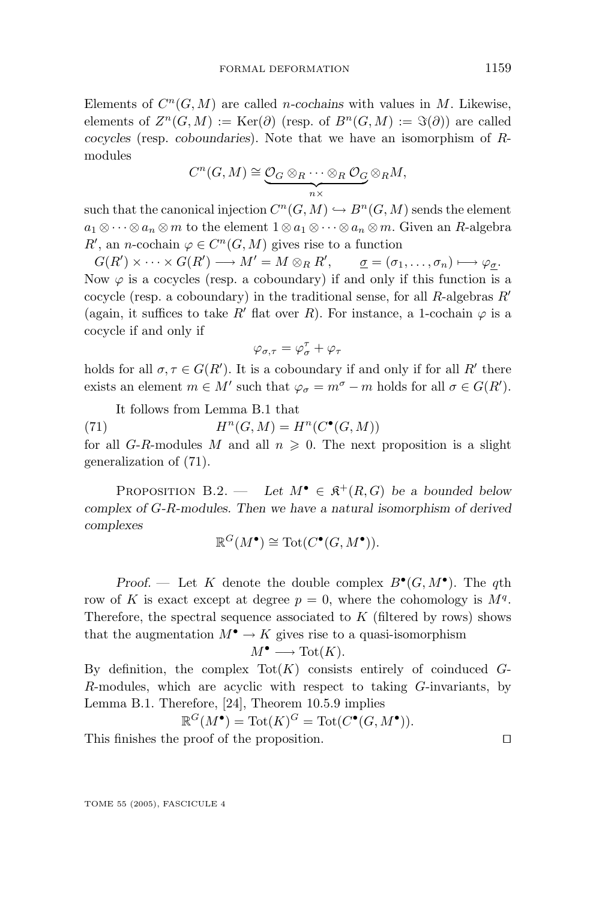Elements of $C^n(G,M)$ are called *n-cochains* with values in $M$. Likewise, elements of $Z^n(G,M) := \mathrm{Ker}(\partial)$ (resp. of $B^n(G,M) := \Im(\partial)$) are called *cocycles* (resp. *coboundaries*). Note that we have an isomorphism of $R$-modules

$$C^n(G,M) \cong \underbrace{\mathcal{O}_G \otimes_R \cdots \otimes_R \mathcal{O}_G}_{n\times} \otimes_R M,$$

such that the canonical injection $C^n(G,M) \hookrightarrow B^n(G,M)$ sends the element $a_1 \otimes \cdots \otimes a_n \otimes m$ to the element $1 \otimes a_1 \otimes \cdots \otimes a_n \otimes m$. Given an $R$-algebra $R'$, an $n$-cochain $\varphi \in C^n(G,M)$ gives rise to a function

$$G(R') \times \cdots \times G(R') \longrightarrow M' = M \otimes_R R', \qquad \underline{\sigma} = (\sigma_1, \ldots, \sigma_n) \longmapsto \varphi_{\underline{\sigma}}.$$

Now $\varphi$ is a cocycles (resp. a coboundary) if and only if this function is a cocycle (resp. a coboundary) in the traditional sense, for all $R$-algebras $R'$ (again, it suffices to take $R'$ flat over $R$). For instance, a 1-cochain $\varphi$ is a cocycle if and only if

$$\varphi_{\sigma,\tau} = \varphi_\sigma^\tau + \varphi_\tau$$

holds for all $\sigma, \tau \in G(R')$. It is a coboundary if and only if for all $R'$ there exists an element $m \in M'$ such that $\varphi_\sigma = m^\sigma - m$ holds for all $\sigma \in G(R')$.

It follows from Lemma B.1 that

$$H^n(G,M) = H^n(C^\bullet(G,M)) \tag{71}$$

for all $G$-$R$-modules $M$ and all $n \geqslant 0$. The next proposition is a slight generalization of (71).

Proposition B.2. — *Let $M^\bullet \in \mathfrak{K}^+(R,G)$ be a bounded below complex of $G$-$R$-modules. Then we have a natural isomorphism of derived complexes*

$$\mathbb{R}^G(M^\bullet) \cong \mathrm{Tot}(C^\bullet(G,M^\bullet)).$$

*Proof.* — Let $K$ denote the double complex $B^\bullet(G,M^\bullet)$. The $q$th row of $K$ is exact except at degree $p=0$, where the cohomology is $M^q$. Therefore, the spectral sequence associated to $K$ (filtered by rows) shows that the augmentation $M^\bullet \to K$ gives rise to a quasi-isomorphism

$$M^\bullet \longrightarrow \mathrm{Tot}(K).$$

By definition, the complex $\mathrm{Tot}(K)$ consists entirely of coinduced $G$-$R$-modules, which are acyclic with respect to taking $G$-invariants, by Lemma B.1. Therefore, [24], Theorem 10.5.9 implies

$$\mathbb{R}^G(M^\bullet) = \mathrm{Tot}(K)^G = \mathrm{Tot}(C^\bullet(G,M^\bullet)).$$

This finishes the proof of the proposition. □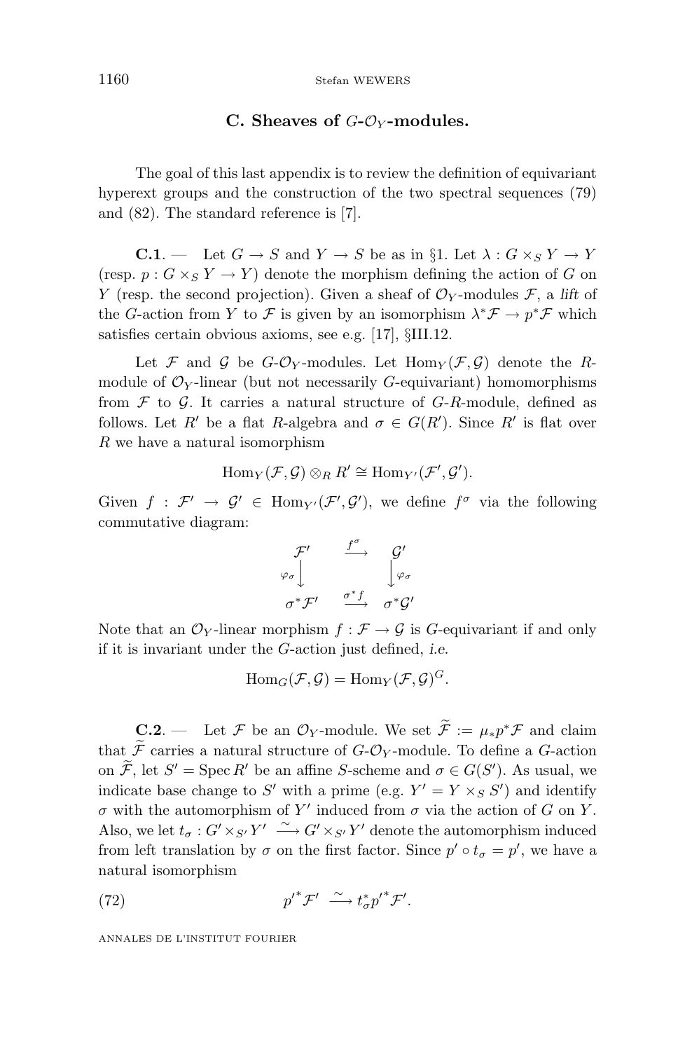## C. Sheaves of $G$-$\mathcal{O}_Y$-modules.

The goal of this last appendix is to review the definition of equivariant hyperext groups and the construction of the two spectral sequences (79) and (82). The standard reference is [7].

**C.1**. — Let $G \to S$ and $Y \to S$ be as in §1. Let $\lambda : G \times_S Y \to Y$ (resp. $p : G \times_S Y \to Y$) denote the morphism defining the action of $G$ on $Y$ (resp. the second projection). Given a sheaf of $\mathcal{O}_Y$-modules $\mathcal{F}$, a *lift* of the $G$-action from $Y$ to $\mathcal{F}$ is given by an isomorphism $\lambda^*\mathcal{F} \to p^*\mathcal{F}$ which satisfies certain obvious axioms, see e.g. [17], §III.12.

Let $\mathcal{F}$ and $\mathcal{G}$ be $G$-$\mathcal{O}_Y$-modules. Let $\mathrm{Hom}_Y(\mathcal{F}, \mathcal{G})$ denote the $R$-module of $\mathcal{O}_Y$-linear (but not necessarily $G$-equivariant) homomorphisms from $\mathcal{F}$ to $\mathcal{G}$. It carries a natural structure of $G$-$R$-module, defined as follows. Let $R'$ be a flat $R$-algebra and $\sigma \in G(R')$. Since $R'$ is flat over $R$ we have a natural isomorphism

$$\mathrm{Hom}_Y(\mathcal{F}, \mathcal{G}) \otimes_R R' \cong \mathrm{Hom}_{Y'}(\mathcal{F}', \mathcal{G}').$$

Given $f : \mathcal{F}' \to \mathcal{G}' \in \mathrm{Hom}_{Y'}(\mathcal{F}', \mathcal{G}')$, we define $f^\sigma$ via the following commutative diagram:

$$\begin{array}{ccc} \mathcal{F}' & \xrightarrow{f^\sigma} & \mathcal{G}' \\ {\scriptstyle \varphi_\sigma}\downarrow & & \downarrow{\scriptstyle \varphi_\sigma} \\ \sigma^*\mathcal{F}' & \xrightarrow{\sigma^* f} & \sigma^*\mathcal{G}' \end{array}$$

Note that an $\mathcal{O}_Y$-linear morphism $f : \mathcal{F} \to \mathcal{G}$ is $G$-equivariant if and only if it is invariant under the $G$-action just defined, *i.e.*

$$\mathrm{Hom}_G(\mathcal{F}, \mathcal{G}) = \mathrm{Hom}_Y(\mathcal{F}, \mathcal{G})^G.$$

**C.2**. — Let $\mathcal{F}$ be an $\mathcal{O}_Y$-module. We set $\widetilde{\mathcal{F}} := \mu_* p^* \mathcal{F}$ and claim that $\widetilde{\mathcal{F}}$ carries a natural structure of $G$-$\mathcal{O}_Y$-module. To define a $G$-action on $\widetilde{\mathcal{F}}$, let $S' = \mathrm{Spec}\, R'$ be an affine $S$-scheme and $\sigma \in G(S')$. As usual, we indicate base change to $S'$ with a prime (e.g. $Y' = Y \times_S S'$) and identify $\sigma$ with the automorphism of $Y'$ induced from $\sigma$ via the action of $G$ on $Y$. Also, we let $t_\sigma : G' \times_{S'} Y' \xrightarrow{\sim} G' \times_{S'} Y'$ denote the automorphism induced from left translation by $\sigma$ on the first factor. Since $p' \circ t_\sigma = p'$, we have a natural isomorphism

$$p'^*\mathcal{F}' \xrightarrow{\sim} t_\sigma^* p'^* \mathcal{F}'. \tag{72}$$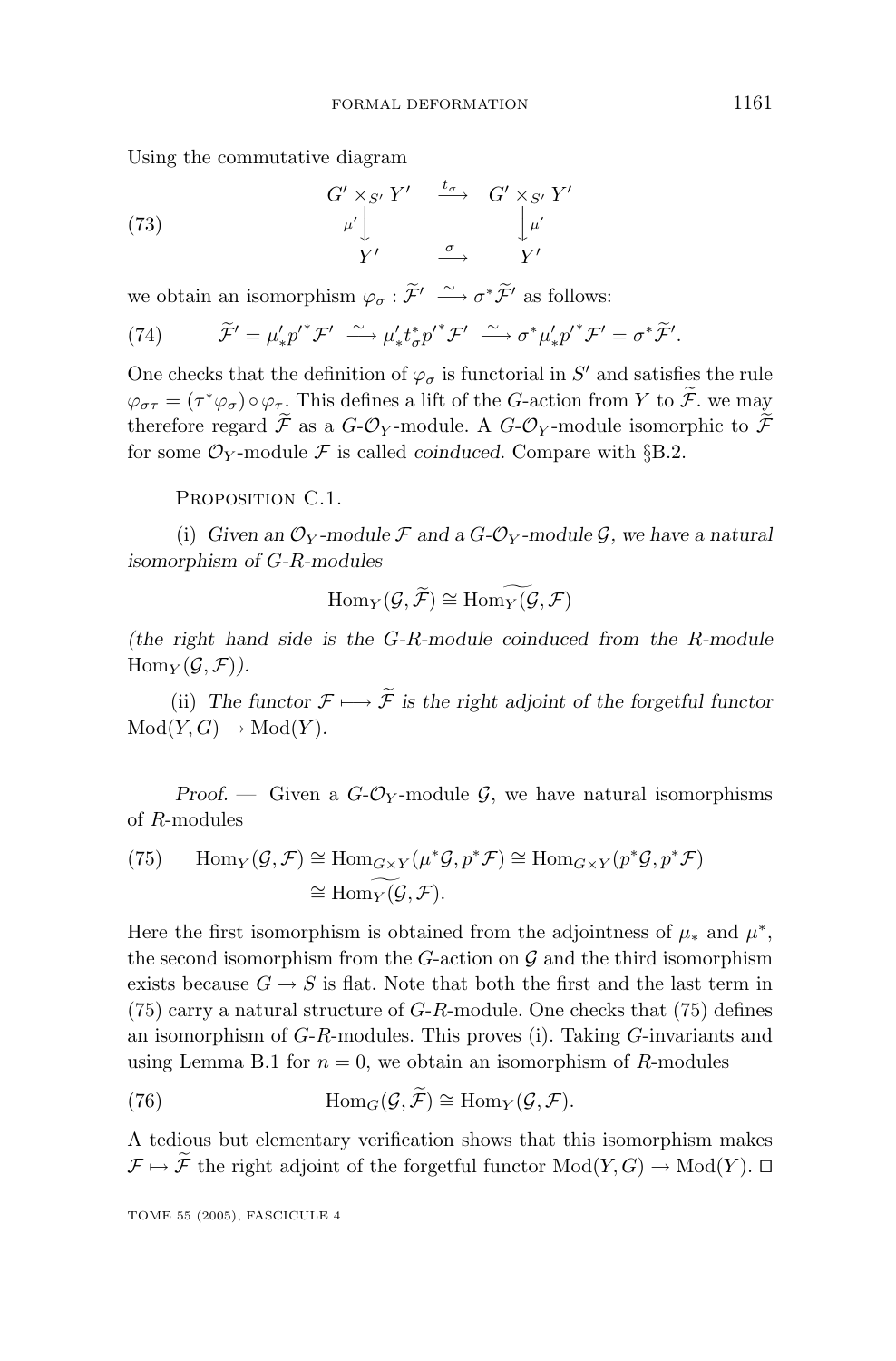Using the commutative diagram

$$
\begin{array}{ccc}
G' \times_{S'} Y' & \xrightarrow{t_\sigma} & G' \times_{S'} Y' \\
{\scriptstyle \mu'}\downarrow & & \downarrow{\scriptstyle \mu'} \\
Y' & \xrightarrow{\sigma} & Y'
\end{array} \tag{73}
$$

we obtain an isomorphism $\varphi_\sigma : \widetilde{\mathcal{F}}' \xrightarrow{\sim} \sigma^* \widetilde{\mathcal{F}}'$ as follows:

$$
\widetilde{\mathcal{F}}' = \mu'_* p'^* \mathcal{F}' \xrightarrow{\sim} \mu'_* t_\sigma^* p'^* \mathcal{F}' \xrightarrow{\sim} \sigma^* \mu'_* p'^* \mathcal{F}' = \sigma^* \widetilde{\mathcal{F}}'. \tag{74}
$$

One checks that the definition of $\varphi_\sigma$ is functorial in $S'$ and satisfies the rule $\varphi_{\sigma\tau} = (\tau^* \varphi_\sigma) \circ \varphi_\tau$. This defines a lift of the $G$-action from $Y$ to $\widetilde{\mathcal{F}}$. we may therefore regard $\widetilde{\mathcal{F}}$ as a $G$-$\mathcal{O}_Y$-module. A $G$-$\mathcal{O}_Y$-module isomorphic to $\widetilde{\mathcal{F}}$ for some $\mathcal{O}_Y$-module $\mathcal{F}$ is called *coinduced*. Compare with §B.2.

Proposition C.1.

(i) *Given an $\mathcal{O}_Y$-module $\mathcal{F}$ and a $G$-$\mathcal{O}_Y$-module $\mathcal{G}$, we have a natural isomorphism of $G$-$R$-modules*

$$
\mathrm{Hom}_Y(\mathcal{G}, \widetilde{\mathcal{F}}) \cong \widetilde{\mathrm{Hom}_Y(\mathcal{G}, \mathcal{F})}
$$

*(the right hand side is the $G$-$R$-module coinduced from the $R$-module $\mathrm{Hom}_Y(\mathcal{G}, \mathcal{F})$).*

(ii) *The functor $\mathcal{F} \longmapsto \widetilde{\mathcal{F}}$ is the right adjoint of the forgetful functor $\mathrm{Mod}(Y, G) \to \mathrm{Mod}(Y)$.*

*Proof.* — Given a $G$-$\mathcal{O}_Y$-module $\mathcal{G}$, we have natural isomorphisms of $R$-modules

$$
\begin{aligned}
\mathrm{Hom}_Y(\mathcal{G}, \mathcal{F}) &\cong \mathrm{Hom}_{G \times Y}(\mu^* \mathcal{G}, p^* \mathcal{F}) \cong \mathrm{Hom}_{G \times Y}(p^* \mathcal{G}, p^* \mathcal{F}) \\
&\cong \widetilde{\mathrm{Hom}_Y(\mathcal{G}, \mathcal{F})}.
\end{aligned} \tag{75}
$$

Here the first isomorphism is obtained from the adjointness of $\mu_*$ and $\mu^*$, the second isomorphism from the $G$-action on $\mathcal{G}$ and the third isomorphism exists because $G \to S$ is flat. Note that both the first and the last term in (75) carry a natural structure of $G$-$R$-module. One checks that (75) defines an isomorphism of $G$-$R$-modules. This proves (i). Taking $G$-invariants and using Lemma B.1 for $n = 0$, we obtain an isomorphism of $R$-modules

$$
\mathrm{Hom}_G(\mathcal{G}, \widetilde{\mathcal{F}}) \cong \mathrm{Hom}_Y(\mathcal{G}, \mathcal{F}). \tag{76}
$$

A tedious but elementary verification shows that this isomorphism makes $\mathcal{F} \mapsto \widetilde{\mathcal{F}}$ the right adjoint of the forgetful functor $\mathrm{Mod}(Y, G) \to \mathrm{Mod}(Y)$. □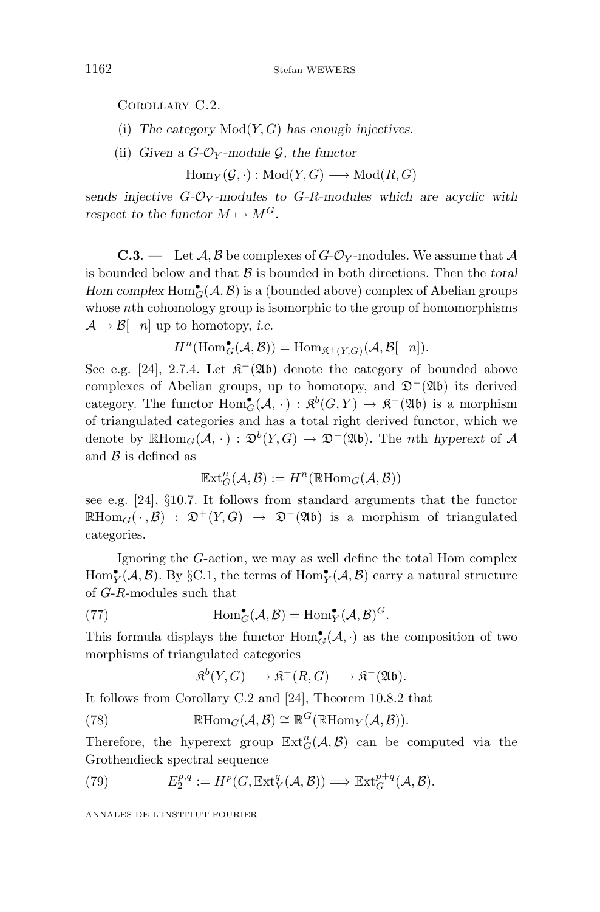Corollary C.2.

(i) *The category* $\mathrm{Mod}(Y,G)$ *has enough injectives.*

(ii) *Given a* $G$-$\mathcal{O}_Y$*-module* $\mathcal{G}$*, the functor*

$$\mathrm{Hom}_Y(\mathcal{G},\cdot) : \mathrm{Mod}(Y,G) \longrightarrow \mathrm{Mod}(R,G)$$

*sends injective* $G$-$\mathcal{O}_Y$*-modules to* $G$-$R$*-modules which are acyclic with respect to the functor* $M \mapsto M^G$.

**C.3**. — Let $\mathcal{A},\mathcal{B}$ be complexes of $G$-$\mathcal{O}_Y$-modules. We assume that $\mathcal{A}$ is bounded below and that $\mathcal{B}$ is bounded in both directions. Then the *total Hom complex* $\mathrm{Hom}^\bullet_G(\mathcal{A},\mathcal{B})$ is a (bounded above) complex of Abelian groups whose $n$th cohomology group is isomorphic to the group of homomorphisms $\mathcal{A} \to \mathcal{B}[-n]$ up to homotopy, *i.e.*

$$H^n(\mathrm{Hom}^\bullet_G(\mathcal{A},\mathcal{B})) = \mathrm{Hom}_{\mathfrak{K}^+(Y,G)}(\mathcal{A},\mathcal{B}[-n]).$$

See e.g. [24], 2.7.4. Let $\mathfrak{K}^-(\mathfrak{Ab})$ denote the category of bounded above complexes of Abelian groups, up to homotopy, and $\mathfrak{D}^-(\mathfrak{Ab})$ its derived category. The functor $\mathrm{Hom}^\bullet_G(\mathcal{A},\,\cdot\,) : \mathfrak{K}^b(G,Y) \to \mathfrak{K}^-(\mathfrak{Ab})$ is a morphism of triangulated categories and has a total right derived functor, which we denote by $\mathbb{R}\mathrm{Hom}_G(\mathcal{A},\,\cdot\,) : \mathfrak{D}^b(Y,G) \to \mathfrak{D}^-(\mathfrak{Ab})$. The $n$th *hyperext* of $\mathcal{A}$ and $\mathcal{B}$ is defined as

$$\mathbb{E}\mathrm{xt}^n_G(\mathcal{A},\mathcal{B}) := H^n(\mathbb{R}\mathrm{Hom}_G(\mathcal{A},\mathcal{B}))$$

see e.g. [24], §10.7. It follows from standard arguments that the functor $\mathbb{R}\mathrm{Hom}_G(\,\cdot\,,\mathcal{B}) : \mathfrak{D}^+(Y,G) \to \mathfrak{D}^-(\mathfrak{Ab})$ is a morphism of triangulated categories.

Ignoring the $G$-action, we may as well define the total Hom complex $\mathrm{Hom}^\bullet_Y(\mathcal{A},\mathcal{B})$. By §C.1, the terms of $\mathrm{Hom}^\bullet_Y(\mathcal{A},\mathcal{B})$ carry a natural structure of $G$-$R$-modules such that

$$\mathrm{Hom}^\bullet_G(\mathcal{A},\mathcal{B}) = \mathrm{Hom}^\bullet_Y(\mathcal{A},\mathcal{B})^G. \tag{77}$$

This formula displays the functor $\mathrm{Hom}^\bullet_G(\mathcal{A},\cdot)$ as the composition of two morphisms of triangulated categories

$$\mathfrak{K}^b(Y,G) \longrightarrow \mathfrak{K}^-(R,G) \longrightarrow \mathfrak{K}^-(\mathfrak{Ab}).$$

It follows from Corollary C.2 and [24], Theorem 10.8.2 that

$$\mathbb{R}\mathrm{Hom}_G(\mathcal{A},\mathcal{B}) \cong \mathbb{R}^G(\mathbb{R}\mathrm{Hom}_Y(\mathcal{A},\mathcal{B})). \tag{78}$$

Therefore, the hyperext group $\mathbb{E}\mathrm{xt}^n_G(\mathcal{A},\mathcal{B})$ can be computed via the Grothendieck spectral sequence

$$E_2^{p,q} := H^p(G,\mathbb{E}\mathrm{xt}^q_Y(\mathcal{A},\mathcal{B})) \Longrightarrow \mathbb{E}\mathrm{xt}^{p+q}_G(\mathcal{A},\mathcal{B}). \tag{79}$$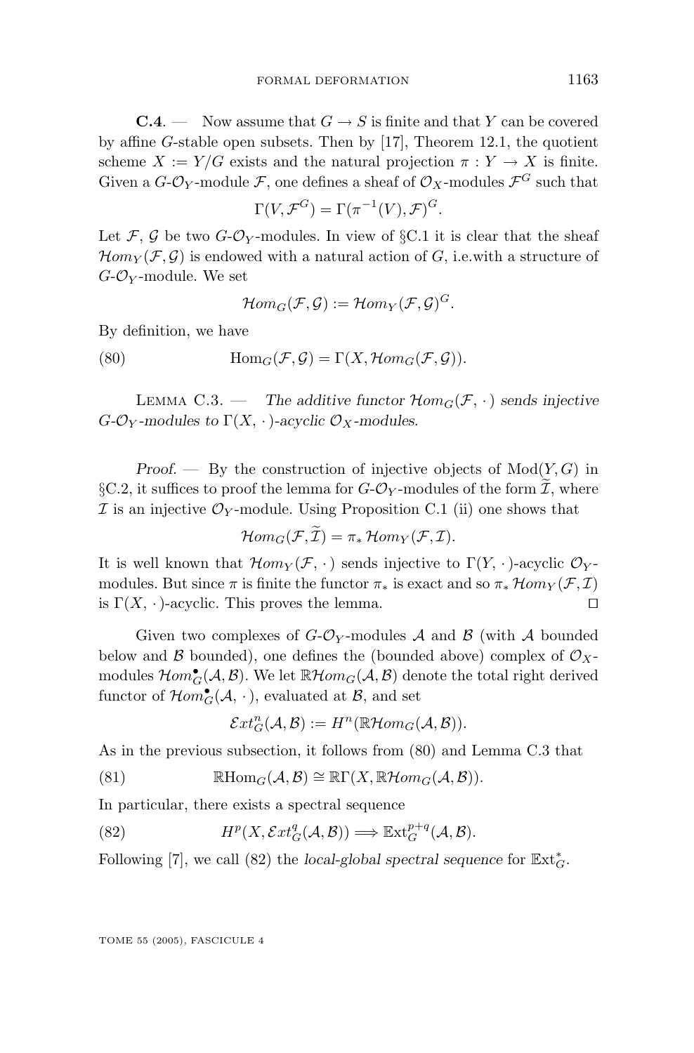**C.4**. — Now assume that $G \to S$ is finite and that $Y$ can be covered by affine $G$-stable open subsets. Then by [17], Theorem 12.1, the quotient scheme $X := Y/G$ exists and the natural projection $\pi : Y \to X$ is finite. Given a $G$-$\mathcal{O}_Y$-module $\mathcal{F}$, one defines a sheaf of $\mathcal{O}_X$-modules $\mathcal{F}^G$ such that

$$\Gamma(V, \mathcal{F}^G) = \Gamma(\pi^{-1}(V), \mathcal{F})^G.$$

Let $\mathcal{F}$, $\mathcal{G}$ be two $G$-$\mathcal{O}_Y$-modules. In view of §C.1 it is clear that the sheaf $\mathcal{H}om_Y(\mathcal{F}, \mathcal{G})$ is endowed with a natural action of $G$, i.e.with a structure of $G$-$\mathcal{O}_Y$-module. We set

$$\mathcal{H}om_G(\mathcal{F}, \mathcal{G}) := \mathcal{H}om_Y(\mathcal{F}, \mathcal{G})^G.$$

By definition, we have

$$\mathrm{Hom}_G(\mathcal{F}, \mathcal{G}) = \Gamma(X, \mathcal{H}om_G(\mathcal{F}, \mathcal{G})). \tag{80}$$

Lemma C.3. — *The additive functor $\mathcal{H}om_G(\mathcal{F}, \cdot\,)$ sends injective $G$-$\mathcal{O}_Y$-modules to $\Gamma(X, \cdot\,)$-acyclic $\mathcal{O}_X$-modules.*

*Proof.* — By the construction of injective objects of $\mathrm{Mod}(Y, G)$ in §C.2, it suffices to proof the lemma for $G$-$\mathcal{O}_Y$-modules of the form $\widetilde{\mathcal{I}}$, where $\mathcal{I}$ is an injective $\mathcal{O}_Y$-module. Using Proposition C.1 (ii) one shows that

$$\mathcal{H}om_G(\mathcal{F}, \widetilde{\mathcal{I}}) = \pi_* \, \mathcal{H}om_Y(\mathcal{F}, \mathcal{I}).$$

It is well known that $\mathcal{H}om_Y(\mathcal{F}, \cdot\,)$ sends injective to $\Gamma(Y, \cdot\,)$-acyclic $\mathcal{O}_Y$-modules. But since $\pi$ is finite the functor $\pi_*$ is exact and so $\pi_* \, \mathcal{H}om_Y(\mathcal{F}, \mathcal{I})$ is $\Gamma(X, \cdot\,)$-acyclic. This proves the lemma. ☐

Given two complexes of $G$-$\mathcal{O}_Y$-modules $\mathcal{A}$ and $\mathcal{B}$ (with $\mathcal{A}$ bounded below and $\mathcal{B}$ bounded), one defines the (bounded above) complex of $\mathcal{O}_X$-modules $\mathcal{H}om^\bullet_G(\mathcal{A}, \mathcal{B})$. We let $\mathbb{R}\mathcal{H}om_G(\mathcal{A}, \mathcal{B})$ denote the total right derived functor of $\mathcal{H}om^\bullet_G(\mathcal{A}, \cdot\,)$, evaluated at $\mathcal{B}$, and set

$$\mathcal{E}xt^n_G(\mathcal{A}, \mathcal{B}) := H^n(\mathbb{R}\mathcal{H}om_G(\mathcal{A}, \mathcal{B})).$$

As in the previous subsection, it follows from (80) and Lemma C.3 that

$$\mathbb{R}\mathrm{Hom}_G(\mathcal{A}, \mathcal{B}) \cong \mathbb{R}\Gamma(X, \mathbb{R}\mathcal{H}om_G(\mathcal{A}, \mathcal{B})). \tag{81}$$

In particular, there exists a spectral sequence

$$H^p(X, \mathcal{E}xt^q_G(\mathcal{A}, \mathcal{B})) \Longrightarrow \mathbb{E}\mathrm{xt}^{p+q}_G(\mathcal{A}, \mathcal{B}). \tag{82}$$

Following [7], we call (82) the *local-global spectral sequence* for $\mathbb{E}\mathrm{xt}^*_G$.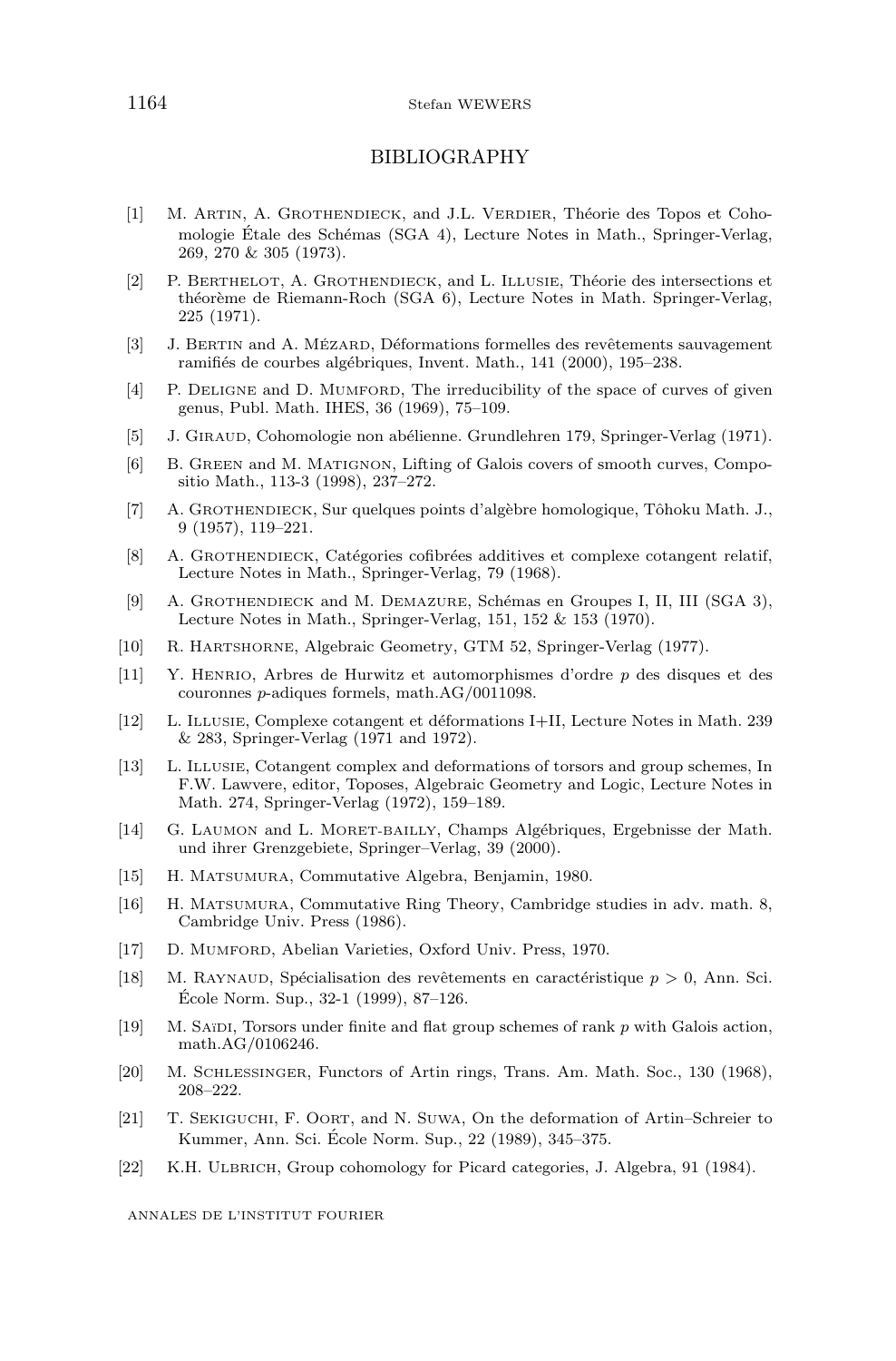## BIBLIOGRAPHY

[1] M. Artin, A. Grothendieck, and J.L. Verdier, Théorie des Topos et Cohomologie Étale des Schémas (SGA 4), Lecture Notes in Math., Springer-Verlag, 269, 270 & 305 (1973).

[2] P. Berthelot, A. Grothendieck, and L. Illusie, Théorie des intersections et théorème de Riemann-Roch (SGA 6), Lecture Notes in Math. Springer-Verlag, 225 (1971).

[3] J. Bertin and A. Mézard, Déformations formelles des revêtements sauvagement ramifiés de courbes algébriques, Invent. Math., 141 (2000), 195–238.

[4] P. Deligne and D. Mumford, The irreducibility of the space of curves of given genus, Publ. Math. IHES, 36 (1969), 75–109.

[5] J. Giraud, Cohomologie non abélienne. Grundlehren 179, Springer-Verlag (1971).

[6] B. Green and M. Matignon, Lifting of Galois covers of smooth curves, Compositio Math., 113-3 (1998), 237–272.

[7] A. Grothendieck, Sur quelques points d'algèbre homologique, Tôhoku Math. J., 9 (1957), 119–221.

[8] A. Grothendieck, Catégories cofibrées additives et complexe cotangent relatif, Lecture Notes in Math., Springer-Verlag, 79 (1968).

[9] A. Grothendieck and M. Demazure, Schémas en Groupes I, II, III (SGA 3), Lecture Notes in Math., Springer-Verlag, 151, 152 & 153 (1970).

[10] R. Hartshorne, Algebraic Geometry, GTM 52, Springer-Verlag (1977).

[11] Y. Henrio, Arbres de Hurwitz et automorphismes d'ordre $p$ des disques et des couronnes $p$-adiques formels, math.AG/0011098.

[12] L. Illusie, Complexe cotangent et déformations I+II, Lecture Notes in Math. 239 & 283, Springer-Verlag (1971 and 1972).

[13] L. Illusie, Cotangent complex and deformations of torsors and group schemes, In F.W. Lawvere, editor, Toposes, Algebraic Geometry and Logic, Lecture Notes in Math. 274, Springer-Verlag (1972), 159–189.

[14] G. Laumon and L. Moret-bailly, Champs Algébriques, Ergebnisse der Math. und ihrer Grenzgebiete, Springer–Verlag, 39 (2000).

[15] H. Matsumura, Commutative Algebra, Benjamin, 1980.

[16] H. Matsumura, Commutative Ring Theory, Cambridge studies in adv. math. 8, Cambridge Univ. Press (1986).

[17] D. Mumford, Abelian Varieties, Oxford Univ. Press, 1970.

[18] M. Raynaud, Spécialisation des revêtements en caractéristique $p > 0$, Ann. Sci. École Norm. Sup., 32-1 (1999), 87–126.

[19] M. Saïdi, Torsors under finite and flat group schemes of rank $p$ with Galois action, math.AG/0106246.

[20] M. Schlessinger, Functors of Artin rings, Trans. Am. Math. Soc., 130 (1968), 208–222.

[21] T. Sekiguchi, F. Oort, and N. Suwa, On the deformation of Artin–Schreier to Kummer, Ann. Sci. École Norm. Sup., 22 (1989), 345–375.

[22] K.H. Ulbrich, Group cohomology for Picard categories, J. Algebra, 91 (1984).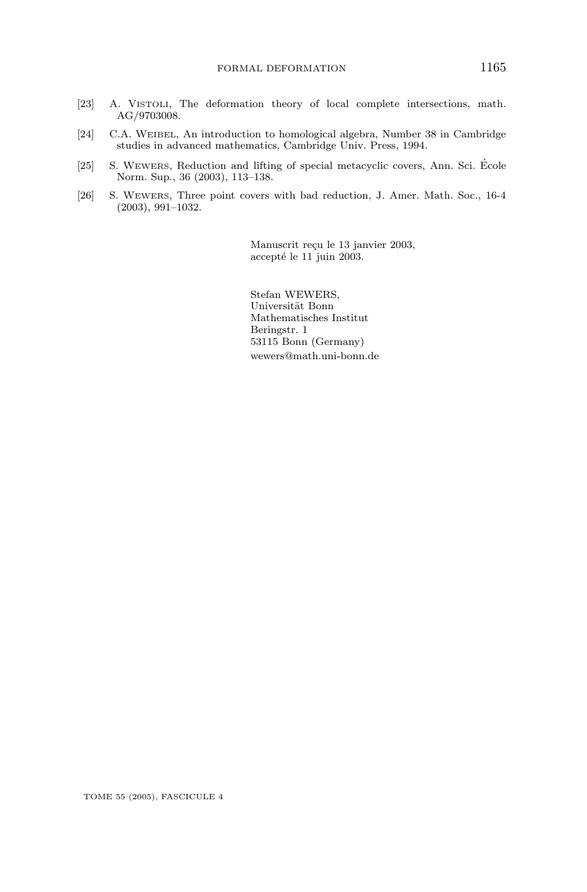[23] A. Vistoli, The deformation theory of local complete intersections, math. AG/9703008.

[24] C.A. Weibel, An introduction to homological algebra, Number 38 in Cambridge studies in advanced mathematics, Cambridge Univ. Press, 1994.

[25] S. Wewers, Reduction and lifting of special metacyclic covers, Ann. Sci. École Norm. Sup., 36 (2003), 113–138.

[26] S. Wewers, Three point covers with bad reduction, J. Amer. Math. Soc., 16-4 (2003), 991–1032.

Manuscrit reçu le 13 janvier 2003,
accepté le 11 juin 2003.

Stefan WEWERS,
Universität Bonn
Mathematisches Institut
Beringstr. 1
53115 Bonn (Germany)
wewers@math.uni-bonn.de